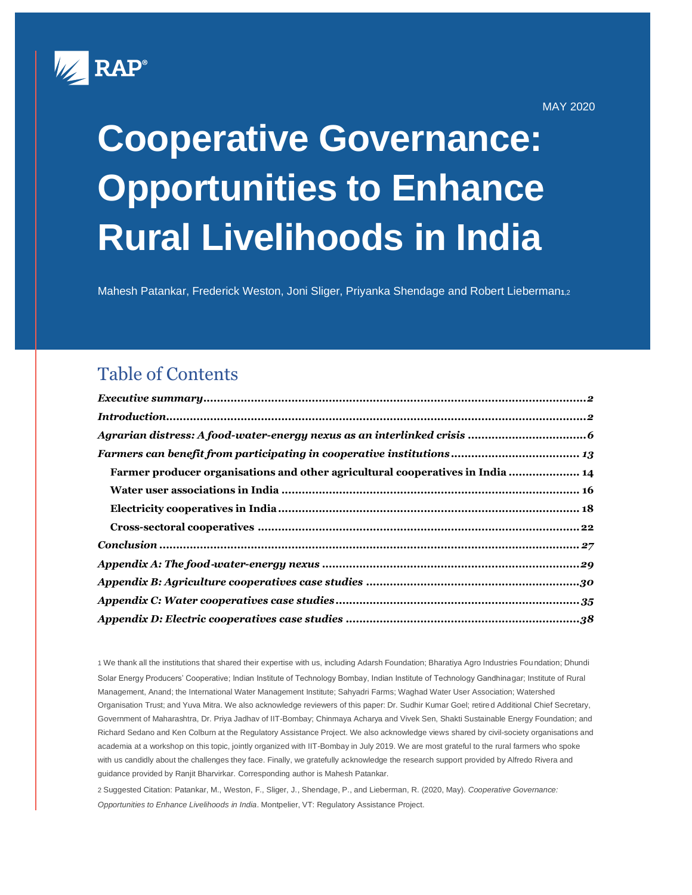MAY 2020

# Cooperative Governance: Opportunities to Enhance Rural Livelihoods in India

Mahesh Patankar, Frederick Weston, Joni Sliger, Priyanka Shendage and Robert Lieberman[1,2]

## Table of Contents

*Executive summary* .......... 2

*Introduction* .......... 2

*Agrarian distress: A food-water-energy nexus as an interlinked crisis* .......... 6

*Farmers can benefit from participating in cooperative institutions* .......... 13

- **Farmer producer organisations and other agricultural cooperatives in India** .......... 14
- **Water user associations in India** .......... 16
- **Electricity cooperatives in India** .......... 18
- **Cross-sectoral cooperatives** .......... 22

*Conclusion* .......... 27

*Appendix A: The food-water-energy nexus* .......... 29

*Appendix B: Agriculture cooperatives case studies* .......... 30

*Appendix C: Water cooperatives case studies* .......... 35

*Appendix D: Electric cooperatives case studies* .......... 38

[1] We thank all the institutions that shared their expertise with us, including Adarsh Foundation; Bharatiya Agro Industries Foundation; Dhundi Solar Energy Producers' Cooperative; Indian Institute of Technology Bombay, Indian Institute of Technology Gandhinagar; Institute of Rural Management, Anand; the International Water Management Institute; Sahyadri Farms; Waghad Water User Association; Watershed Organisation Trust; and Yuva Mitra. We also acknowledge reviewers of this paper: Dr. Sudhir Kumar Goel; retired Additional Chief Secretary, Government of Maharashtra, Dr. Priya Jadhav of IIT-Bombay; Chinmaya Acharya and Vivek Sen, Shakti Sustainable Energy Foundation; and Richard Sedano and Ken Colburn at the Regulatory Assistance Project. We also acknowledge views shared by civil-society organisations and academia at a workshop on this topic, jointly organized with IIT-Bombay in July 2019. We are most grateful to the rural farmers who spoke with us candidly about the challenges they face. Finally, we gratefully acknowledge the research support provided by Alfredo Rivera and guidance provided by Ranjit Bharvirkar. Corresponding author is Mahesh Patankar.

[2] Suggested Citation: Patankar, M., Weston, F., Sliger, J., Shendage, P., and Lieberman, R. (2020, May). *Cooperative Governance: Opportunities to Enhance Livelihoods in India*. Montpelier, VT: Regulatory Assistance Project.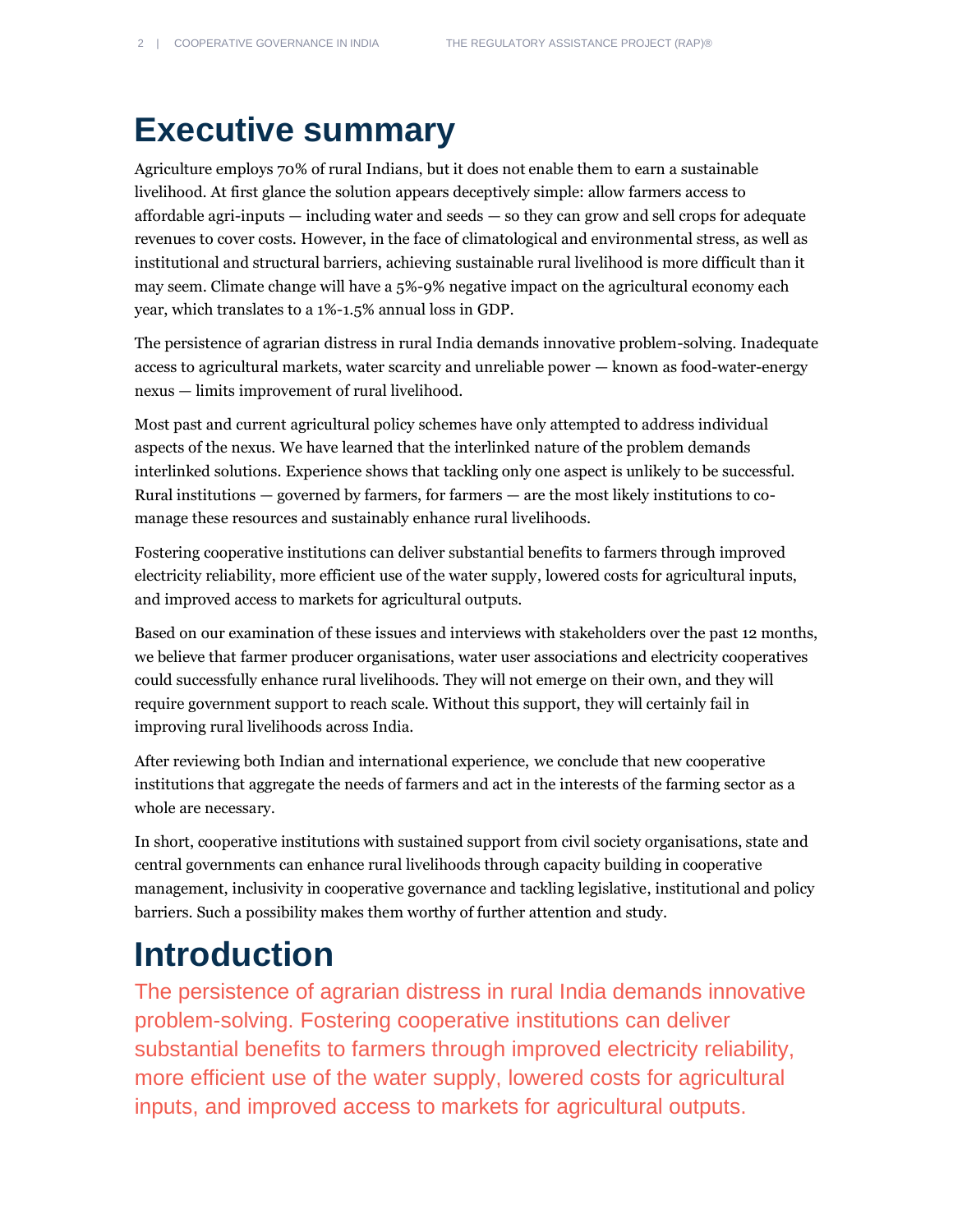# Executive summary

Agriculture employs 70% of rural Indians, but it does not enable them to earn a sustainable livelihood. At first glance the solution appears deceptively simple: allow farmers access to affordable agri-inputs — including water and seeds — so they can grow and sell crops for adequate revenues to cover costs. However, in the face of climatological and environmental stress, as well as institutional and structural barriers, achieving sustainable rural livelihood is more difficult than it may seem. Climate change will have a 5%-9% negative impact on the agricultural economy each year, which translates to a 1%-1.5% annual loss in GDP.

The persistence of agrarian distress in rural India demands innovative problem-solving. Inadequate access to agricultural markets, water scarcity and unreliable power — known as food-water-energy nexus — limits improvement of rural livelihood.

Most past and current agricultural policy schemes have only attempted to address individual aspects of the nexus. We have learned that the interlinked nature of the problem demands interlinked solutions. Experience shows that tackling only one aspect is unlikely to be successful. Rural institutions — governed by farmers, for farmers — are the most likely institutions to co-manage these resources and sustainably enhance rural livelihoods.

Fostering cooperative institutions can deliver substantial benefits to farmers through improved electricity reliability, more efficient use of the water supply, lowered costs for agricultural inputs, and improved access to markets for agricultural outputs.

Based on our examination of these issues and interviews with stakeholders over the past 12 months, we believe that farmer producer organisations, water user associations and electricity cooperatives could successfully enhance rural livelihoods. They will not emerge on their own, and they will require government support to reach scale. Without this support, they will certainly fail in improving rural livelihoods across India.

After reviewing both Indian and international experience, we conclude that new cooperative institutions that aggregate the needs of farmers and act in the interests of the farming sector as a whole are necessary.

In short, cooperative institutions with sustained support from civil society organisations, state and central governments can enhance rural livelihoods through capacity building in cooperative management, inclusivity in cooperative governance and tackling legislative, institutional and policy barriers. Such a possibility makes them worthy of further attention and study.

# Introduction

The persistence of agrarian distress in rural India demands innovative problem-solving. Fostering cooperative institutions can deliver substantial benefits to farmers through improved electricity reliability, more efficient use of the water supply, lowered costs for agricultural inputs, and improved access to markets for agricultural outputs.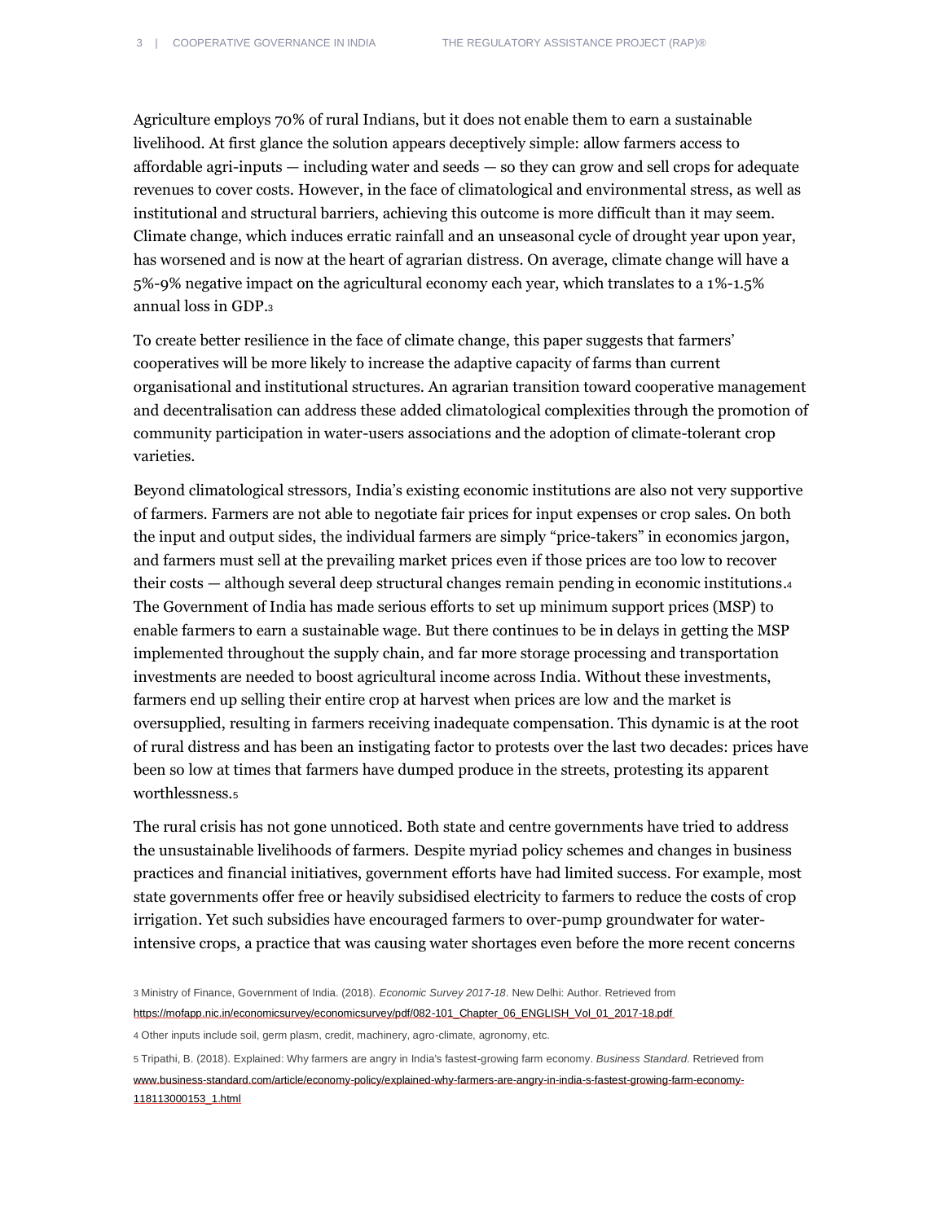Agriculture employs 70% of rural Indians, but it does not enable them to earn a sustainable livelihood. At first glance the solution appears deceptively simple: allow farmers access to affordable agri-inputs — including water and seeds — so they can grow and sell crops for adequate revenues to cover costs. However, in the face of climatological and environmental stress, as well as institutional and structural barriers, achieving this outcome is more difficult than it may seem. Climate change, which induces erratic rainfall and an unseasonal cycle of drought year upon year, has worsened and is now at the heart of agrarian distress. On average, climate change will have a 5%-9% negative impact on the agricultural economy each year, which translates to a 1%-1.5% annual loss in GDP.[3]

To create better resilience in the face of climate change, this paper suggests that farmers' cooperatives will be more likely to increase the adaptive capacity of farms than current organisational and institutional structures. An agrarian transition toward cooperative management and decentralisation can address these added climatological complexities through the promotion of community participation in water-users associations and the adoption of climate-tolerant crop varieties.

Beyond climatological stressors, India's existing economic institutions are also not very supportive of farmers. Farmers are not able to negotiate fair prices for input expenses or crop sales. On both the input and output sides, the individual farmers are simply "price-takers" in economics jargon, and farmers must sell at the prevailing market prices even if those prices are too low to recover their costs — although several deep structural changes remain pending in economic institutions.[4] The Government of India has made serious efforts to set up minimum support prices (MSP) to enable farmers to earn a sustainable wage. But there continues to be in delays in getting the MSP implemented throughout the supply chain, and far more storage processing and transportation investments are needed to boost agricultural income across India. Without these investments, farmers end up selling their entire crop at harvest when prices are low and the market is oversupplied, resulting in farmers receiving inadequate compensation. This dynamic is at the root of rural distress and has been an instigating factor to protests over the last two decades: prices have been so low at times that farmers have dumped produce in the streets, protesting its apparent worthlessness.[5]

The rural crisis has not gone unnoticed. Both state and centre governments have tried to address the unsustainable livelihoods of farmers. Despite myriad policy schemes and changes in business practices and financial initiatives, government efforts have had limited success. For example, most state governments offer free or heavily subsidised electricity to farmers to reduce the costs of crop irrigation. Yet such subsidies have encouraged farmers to over-pump groundwater for water-intensive crops, a practice that was causing water shortages even before the more recent concerns

3 Ministry of Finance, Government of India. (2018). *Economic Survey 2017-18*. New Delhi: Author. Retrieved from https://mofapp.nic.in/economicsurvey/economicsurvey/pdf/082-101_Chapter_06_ENGLISH_Vol_01_2017-18.pdf

4 Other inputs include soil, germ plasm, credit, machinery, agro-climate, agronomy, etc.

5 Tripathi, B. (2018). Explained: Why farmers are angry in India's fastest-growing farm economy. *Business Standard*. Retrieved from www.business-standard.com/article/economy-policy/explained-why-farmers-are-angry-in-india-s-fastest-growing-farm-economy-118113000153_1.html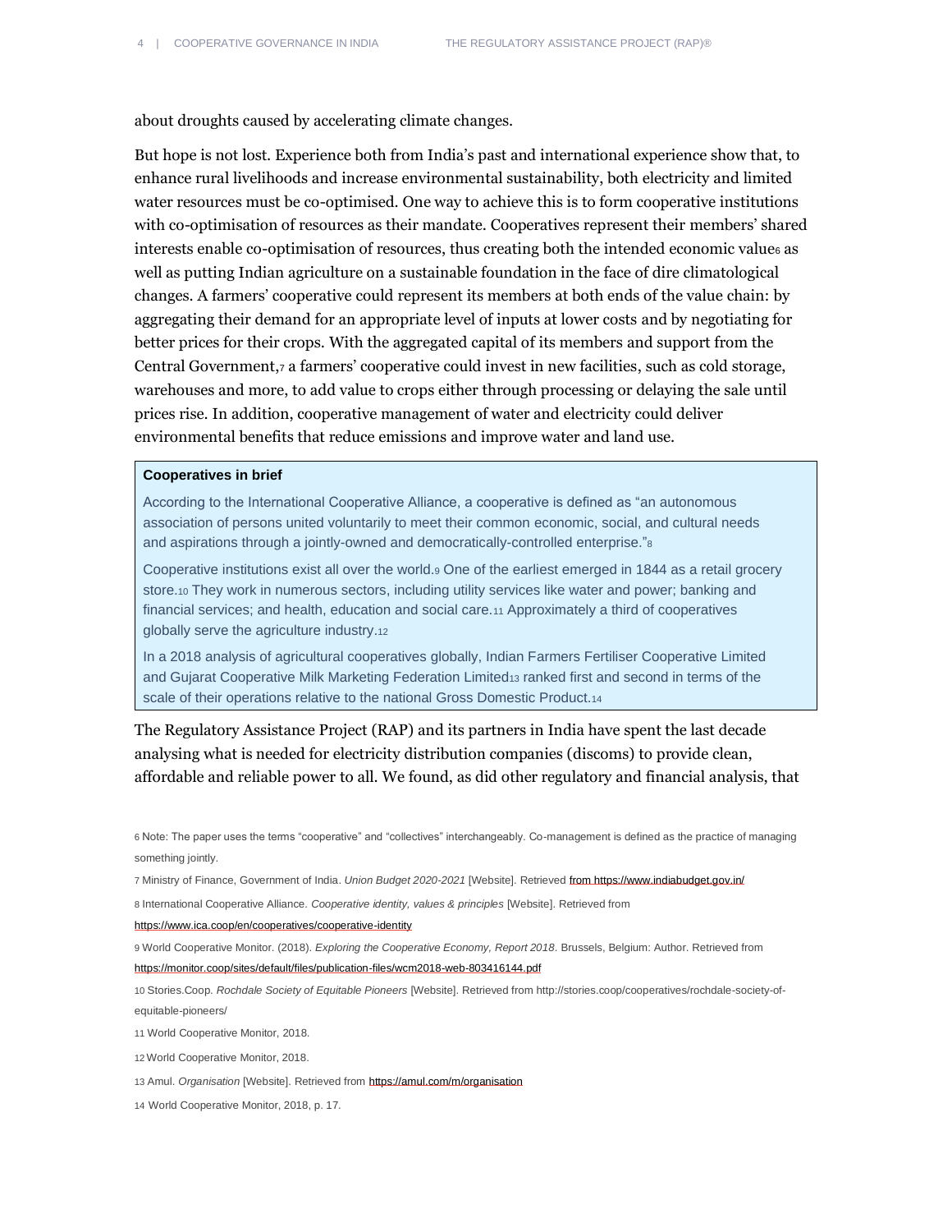about droughts caused by accelerating climate changes.

But hope is not lost. Experience both from India's past and international experience show that, to enhance rural livelihoods and increase environmental sustainability, both electricity and limited water resources must be co-optimised. One way to achieve this is to form cooperative institutions with co-optimisation of resources as their mandate. Cooperatives represent their members' shared interests enable co-optimisation of resources, thus creating both the intended economic value[6] as well as putting Indian agriculture on a sustainable foundation in the face of dire climatological changes. A farmers' cooperative could represent its members at both ends of the value chain: by aggregating their demand for an appropriate level of inputs at lower costs and by negotiating for better prices for their crops. With the aggregated capital of its members and support from the Central Government,[7] a farmers' cooperative could invest in new facilities, such as cold storage, warehouses and more, to add value to crops either through processing or delaying the sale until prices rise. In addition, cooperative management of water and electricity could deliver environmental benefits that reduce emissions and improve water and land use.

> **Cooperatives in brief**
>
> According to the International Cooperative Alliance, a cooperative is defined as "an autonomous association of persons united voluntarily to meet their common economic, social, and cultural needs and aspirations through a jointly-owned and democratically-controlled enterprise."[8]
>
> Cooperative institutions exist all over the world.[9] One of the earliest emerged in 1844 as a retail grocery store.[10] They work in numerous sectors, including utility services like water and power; banking and financial services; and health, education and social care.[11] Approximately a third of cooperatives globally serve the agriculture industry.[12]
>
> In a 2018 analysis of agricultural cooperatives globally, Indian Farmers Fertiliser Cooperative Limited and Gujarat Cooperative Milk Marketing Federation Limited[13] ranked first and second in terms of the scale of their operations relative to the national Gross Domestic Product.[14]

The Regulatory Assistance Project (RAP) and its partners in India have spent the last decade analysing what is needed for electricity distribution companies (discoms) to provide clean, affordable and reliable power to all. We found, as did other regulatory and financial analysis, that

---

6 Note: The paper uses the terms "cooperative" and "collectives" interchangeably. Co-management is defined as the practice of managing something jointly.

7 Ministry of Finance, Government of India. *Union Budget 2020-2021* [Website]. Retrieved from https://www.indiabudget.gov.in/

8 International Cooperative Alliance. *Cooperative identity, values & principles* [Website]. Retrieved from https://www.ica.coop/en/cooperatives/cooperative-identity

9 World Cooperative Monitor. (2018). *Exploring the Cooperative Economy, Report 2018*. Brussels, Belgium: Author. Retrieved from https://monitor.coop/sites/default/files/publication-files/wcm2018-web-803416144.pdf

10 Stories.Coop. *Rochdale Society of Equitable Pioneers* [Website]. Retrieved from http://stories.coop/cooperatives/rochdale-society-of-equitable-pioneers/

11 World Cooperative Monitor, 2018.

12 World Cooperative Monitor, 2018.

13 Amul. *Organisation* [Website]. Retrieved from https://amul.com/m/organisation

14 World Cooperative Monitor, 2018, p. 17.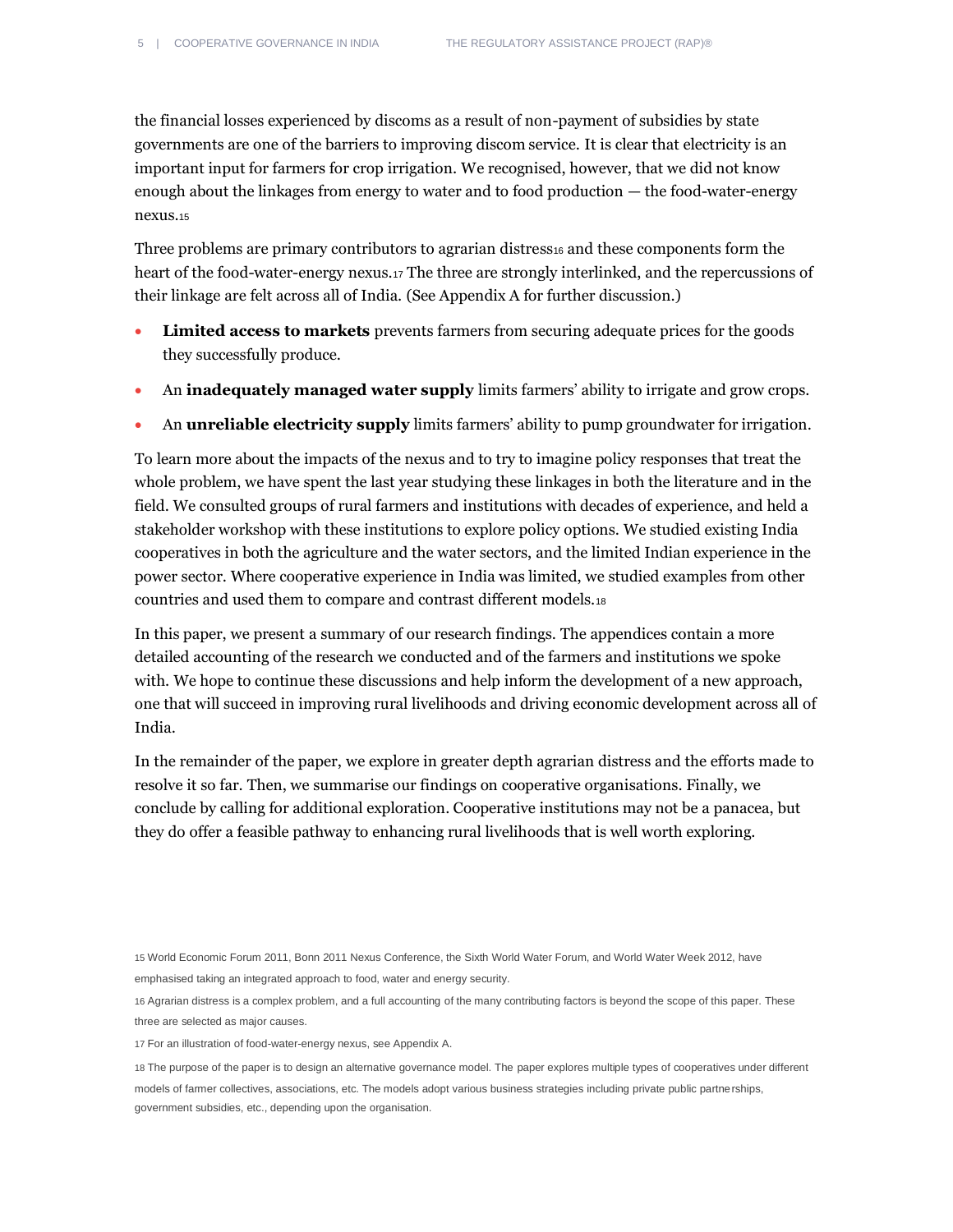the financial losses experienced by discoms as a result of non-payment of subsidies by state governments are one of the barriers to improving discom service. It is clear that electricity is an important input for farmers for crop irrigation. We recognised, however, that we did not know enough about the linkages from energy to water and to food production — the food-water-energy nexus.[15]

Three problems are primary contributors to agrarian distress[16] and these components form the heart of the food-water-energy nexus.[17] The three are strongly interlinked, and the repercussions of their linkage are felt across all of India. (See Appendix A for further discussion.)

- **Limited access to markets** prevents farmers from securing adequate prices for the goods they successfully produce.
- An **inadequately managed water supply** limits farmers' ability to irrigate and grow crops.
- An **unreliable electricity supply** limits farmers' ability to pump groundwater for irrigation.

To learn more about the impacts of the nexus and to try to imagine policy responses that treat the whole problem, we have spent the last year studying these linkages in both the literature and in the field. We consulted groups of rural farmers and institutions with decades of experience, and held a stakeholder workshop with these institutions to explore policy options. We studied existing India cooperatives in both the agriculture and the water sectors, and the limited Indian experience in the power sector. Where cooperative experience in India was limited, we studied examples from other countries and used them to compare and contrast different models.[18]

In this paper, we present a summary of our research findings. The appendices contain a more detailed accounting of the research we conducted and of the farmers and institutions we spoke with. We hope to continue these discussions and help inform the development of a new approach, one that will succeed in improving rural livelihoods and driving economic development across all of India.

In the remainder of the paper, we explore in greater depth agrarian distress and the efforts made to resolve it so far. Then, we summarise our findings on cooperative organisations. Finally, we conclude by calling for additional exploration. Cooperative institutions may not be a panacea, but they do offer a feasible pathway to enhancing rural livelihoods that is well worth exploring.

[15] World Economic Forum 2011, Bonn 2011 Nexus Conference, the Sixth World Water Forum, and World Water Week 2012, have emphasised taking an integrated approach to food, water and energy security.

[16] Agrarian distress is a complex problem, and a full accounting of the many contributing factors is beyond the scope of this paper. These three are selected as major causes.

[17] For an illustration of food-water-energy nexus, see Appendix A.

[18] The purpose of the paper is to design an alternative governance model. The paper explores multiple types of cooperatives under different models of farmer collectives, associations, etc. The models adopt various business strategies including private public partnerships, government subsidies, etc., depending upon the organisation.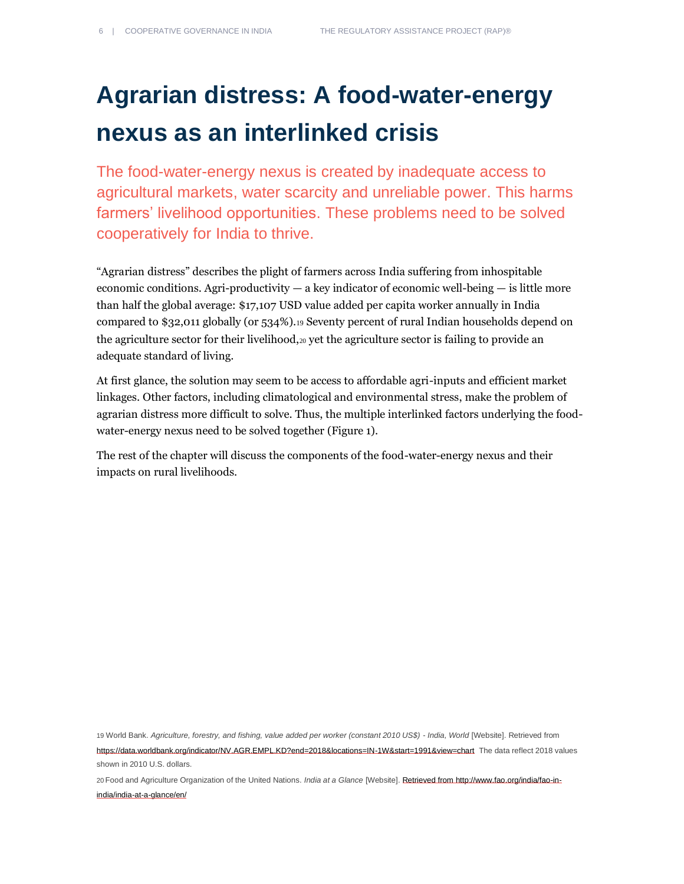# Agrarian distress: A food-water-energy nexus as an interlinked crisis

The food-water-energy nexus is created by inadequate access to agricultural markets, water scarcity and unreliable power. This harms farmers' livelihood opportunities. These problems need to be solved cooperatively for India to thrive.

"Agrarian distress" describes the plight of farmers across India suffering from inhospitable economic conditions. Agri-productivity — a key indicator of economic well-being — is little more than half the global average: $17,107 USD value added per capita worker annually in India compared to $32,011 globally (or 534%).[19] Seventy percent of rural Indian households depend on the agriculture sector for their livelihood,[20] yet the agriculture sector is failing to provide an adequate standard of living.

At first glance, the solution may seem to be access to affordable agri-inputs and efficient market linkages. Other factors, including climatological and environmental stress, make the problem of agrarian distress more difficult to solve. Thus, the multiple interlinked factors underlying the food-water-energy nexus need to be solved together (Figure 1).

The rest of the chapter will discuss the components of the food-water-energy nexus and their impacts on rural livelihoods.

---

[19] World Bank. *Agriculture, forestry, and fishing, value added per worker (constant 2010 US$) - India, World* [Website]. Retrieved from https://data.worldbank.org/indicator/NV.AGR.EMPL.KD?end=2018&locations=IN-1W&start=1991&view=chart The data reflect 2018 values shown in 2010 U.S. dollars.

[20] Food and Agriculture Organization of the United Nations. *India at a Glance* [Website]. Retrieved from http://www.fao.org/india/fao-in-india/india-at-a-glance/en/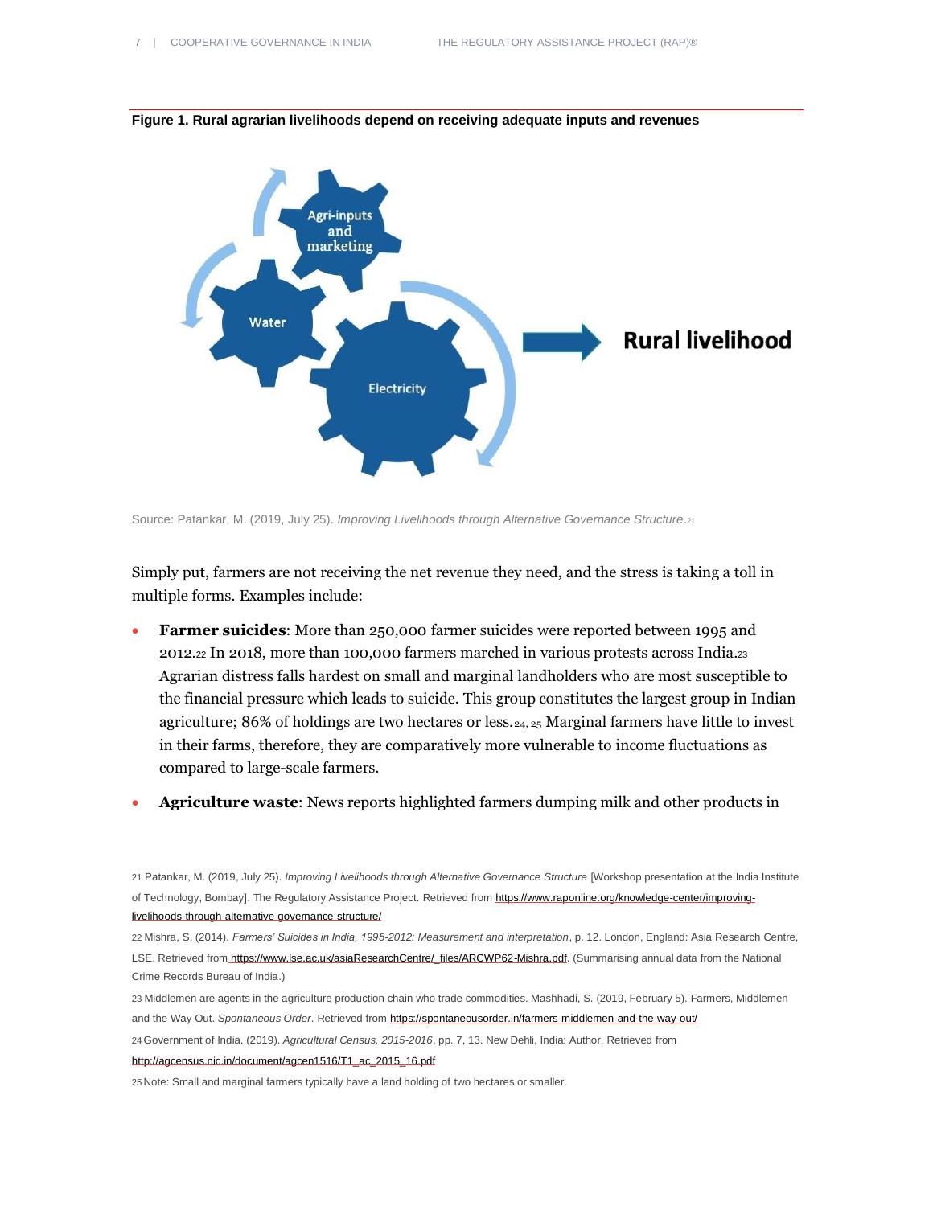**Figure 1. Rural agrarian livelihoods depend on receiving adequate inputs and revenues**

Source: Patankar, M. (2019, July 25). *Improving Livelihoods through Alternative Governance Structure*.[21]

Simply put, farmers are not receiving the net revenue they need, and the stress is taking a toll in multiple forms. Examples include:

- **Farmer suicides**: More than 250,000 farmer suicides were reported between 1995 and 2012.[22] In 2018, more than 100,000 farmers marched in various protests across India.[23] Agrarian distress falls hardest on small and marginal landholders who are most susceptible to the financial pressure which leads to suicide. This group constitutes the largest group in Indian agriculture; 86% of holdings are two hectares or less.[24, 25] Marginal farmers have little to invest in their farms, therefore, they are comparatively more vulnerable to income fluctuations as compared to large-scale farmers.
- **Agriculture waste**: News reports highlighted farmers dumping milk and other products in

21 Patankar, M. (2019, July 25). *Improving Livelihoods through Alternative Governance Structure* [Workshop presentation at the India Institute of Technology, Bombay]. The Regulatory Assistance Project. Retrieved from https://www.raponline.org/knowledge-center/improving-livelihoods-through-alternative-governance-structure/

22 Mishra, S. (2014). *Farmers' Suicides in India, 1995-2012: Measurement and interpretation*, p. 12. London, England: Asia Research Centre, LSE. Retrieved from https://www.lse.ac.uk/asiaResearchCentre/_files/ARCWP62-Mishra.pdf. (Summarising annual data from the National Crime Records Bureau of India.)

23 Middlemen are agents in the agriculture production chain who trade commodities. Mashhadi, S. (2019, February 5). Farmers, Middlemen and the Way Out. *Spontaneous Order*. Retrieved from https://spontaneousorder.in/farmers-middlemen-and-the-way-out/

24 Government of India. (2019). *Agricultural Census, 2015-2016*, pp. 7, 13. New Dehli, India: Author. Retrieved from http://agcensus.nic.in/document/agcen1516/T1_ac_2015_16.pdf

25 Note: Small and marginal farmers typically have a land holding of two hectares or smaller.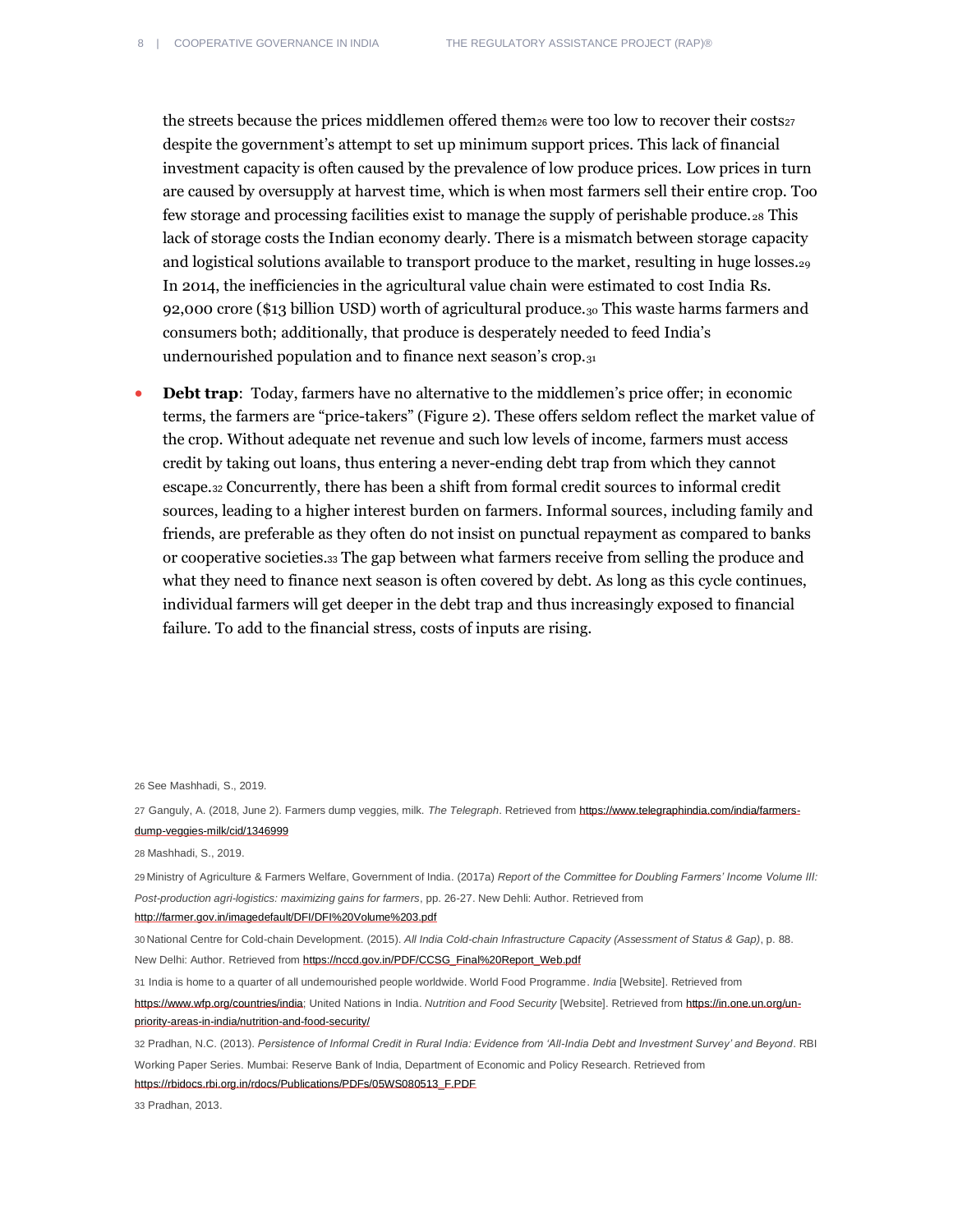the streets because the prices middlemen offered them[26] were too low to recover their costs[27] despite the government's attempt to set up minimum support prices. This lack of financial investment capacity is often caused by the prevalence of low produce prices. Low prices in turn are caused by oversupply at harvest time, which is when most farmers sell their entire crop. Too few storage and processing facilities exist to manage the supply of perishable produce.[28] This lack of storage costs the Indian economy dearly. There is a mismatch between storage capacity and logistical solutions available to transport produce to the market, resulting in huge losses.[29] In 2014, the inefficiencies in the agricultural value chain were estimated to cost India Rs. 92,000 crore ($13 billion USD) worth of agricultural produce.[30] This waste harms farmers and consumers both; additionally, that produce is desperately needed to feed India's undernourished population and to finance next season's crop.[31]

- **Debt trap**: Today, farmers have no alternative to the middlemen's price offer; in economic terms, the farmers are "price-takers" (Figure 2). These offers seldom reflect the market value of the crop. Without adequate net revenue and such low levels of income, farmers must access credit by taking out loans, thus entering a never-ending debt trap from which they cannot escape.[32] Concurrently, there has been a shift from formal credit sources to informal credit sources, leading to a higher interest burden on farmers. Informal sources, including family and friends, are preferable as they often do not insist on punctual repayment as compared to banks or cooperative societies.[33] The gap between what farmers receive from selling the produce and what they need to finance next season is often covered by debt. As long as this cycle continues, individual farmers will get deeper in the debt trap and thus increasingly exposed to financial failure. To add to the financial stress, costs of inputs are rising.

---

26 See Mashhadi, S., 2019.

27 Ganguly, A. (2018, June 2). Farmers dump veggies, milk. *The Telegraph*. Retrieved from https://www.telegraphindia.com/india/farmers-dump-veggies-milk/cid/1346999

28 Mashhadi, S., 2019.

29 Ministry of Agriculture & Farmers Welfare, Government of India. (2017a) *Report of the Committee for Doubling Farmers' Income Volume III: Post-production agri-logistics: maximizing gains for farmers*, pp. 26-27. New Dehli: Author. Retrieved from http://farmer.gov.in/imagedefault/DFI/DFI%20Volume%203.pdf

30 National Centre for Cold-chain Development. (2015). *All India Cold-chain Infrastructure Capacity (Assessment of Status & Gap)*, p. 88. New Delhi: Author. Retrieved from https://nccd.gov.in/PDF/CCSG_Final%20Report_Web.pdf

31 India is home to a quarter of all undernourished people worldwide. World Food Programme. *India* [Website]. Retrieved from https://www.wfp.org/countries/india; United Nations in India. *Nutrition and Food Security* [Website]. Retrieved from https://in.one.un.org/un-priority-areas-in-india/nutrition-and-food-security/

32 Pradhan, N.C. (2013). *Persistence of Informal Credit in Rural India: Evidence from 'All-India Debt and Investment Survey' and Beyond*. RBI Working Paper Series. Mumbai: Reserve Bank of India, Department of Economic and Policy Research. Retrieved from https://rbidocs.rbi.org.in/rdocs/Publications/PDFs/05WS080513_F.PDF

33 Pradhan, 2013.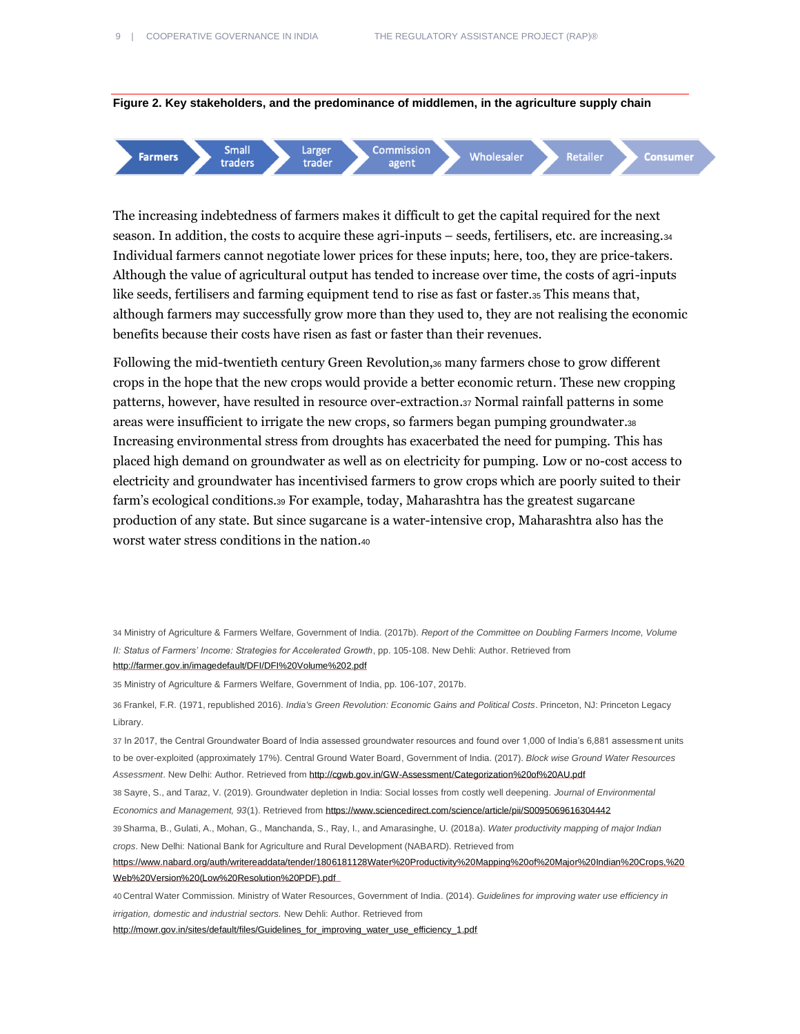**Figure 2. Key stakeholders, and the predominance of middlemen, in the agriculture supply chain**

Farmers → Small traders → Larger trader → Commission agent → Wholesaler → Retailer → Consumer

The increasing indebtedness of farmers makes it difficult to get the capital required for the next season. In addition, the costs to acquire these agri-inputs – seeds, fertilisers, etc. are increasing.[34] Individual farmers cannot negotiate lower prices for these inputs; here, too, they are price-takers. Although the value of agricultural output has tended to increase over time, the costs of agri-inputs like seeds, fertilisers and farming equipment tend to rise as fast or faster.[35] This means that, although farmers may successfully grow more than they used to, they are not realising the economic benefits because their costs have risen as fast or faster than their revenues.

Following the mid-twentieth century Green Revolution,[36] many farmers chose to grow different crops in the hope that the new crops would provide a better economic return. These new cropping patterns, however, have resulted in resource over-extraction.[37] Normal rainfall patterns in some areas were insufficient to irrigate the new crops, so farmers began pumping groundwater.[38] Increasing environmental stress from droughts has exacerbated the need for pumping. This has placed high demand on groundwater as well as on electricity for pumping. Low or no-cost access to electricity and groundwater has incentivised farmers to grow crops which are poorly suited to their farm's ecological conditions.[39] For example, today, Maharashtra has the greatest sugarcane production of any state. But since sugarcane is a water-intensive crop, Maharashtra also has the worst water stress conditions in the nation.[40]

---

34 Ministry of Agriculture & Farmers Welfare, Government of India. (2017b). *Report of the Committee on Doubling Farmers Income, Volume II: Status of Farmers' Income: Strategies for Accelerated Growth*, pp. 105-108. New Delhi: Author. Retrieved from http://farmer.gov.in/imagedefault/DFI/DFI%20Volume%202.pdf

35 Ministry of Agriculture & Farmers Welfare, Government of India, pp. 106-107, 2017b.

36 Frankel, F.R. (1971, republished 2016). *India's Green Revolution: Economic Gains and Political Costs*. Princeton, NJ: Princeton Legacy Library.

37 In 2017, the Central Groundwater Board of India assessed groundwater resources and found over 1,000 of India's 6,881 assessment units to be over-exploited (approximately 17%). Central Ground Water Board, Government of India. (2017). *Block wise Ground Water Resources Assessment*. New Delhi: Author. Retrieved from http://cgwb.gov.in/GW-Assessment/Categorization%20of%20AU.pdf

38 Sayre, S., and Taraz, V. (2019). Groundwater depletion in India: Social losses from costly well deepening. *Journal of Environmental Economics and Management, 93*(1). Retrieved from https://www.sciencedirect.com/science/article/pii/S0095069616304442

39 Sharma, B., Gulati, A., Mohan, G., Manchanda, S., Ray, I., and Amarasinghe, U. (2018a). *Water productivity mapping of major Indian crops*. New Delhi: National Bank for Agriculture and Rural Development (NABARD). Retrieved from https://www.nabard.org/auth/writereaddata/tender/1806181128Water%20Productivity%20Mapping%20of%20Major%20Indian%20Crops,%20Web%20Version%20(Low%20Resolution%20PDF).pdf

40 Central Water Commission. Ministry of Water Resources, Government of India. (2014). *Guidelines for improving water use efficiency in irrigation, domestic and industrial sectors.* New Delhi: Author. Retrieved from http://mowr.gov.in/sites/default/files/Guidelines_for_improving_water_use_efficiency_1.pdf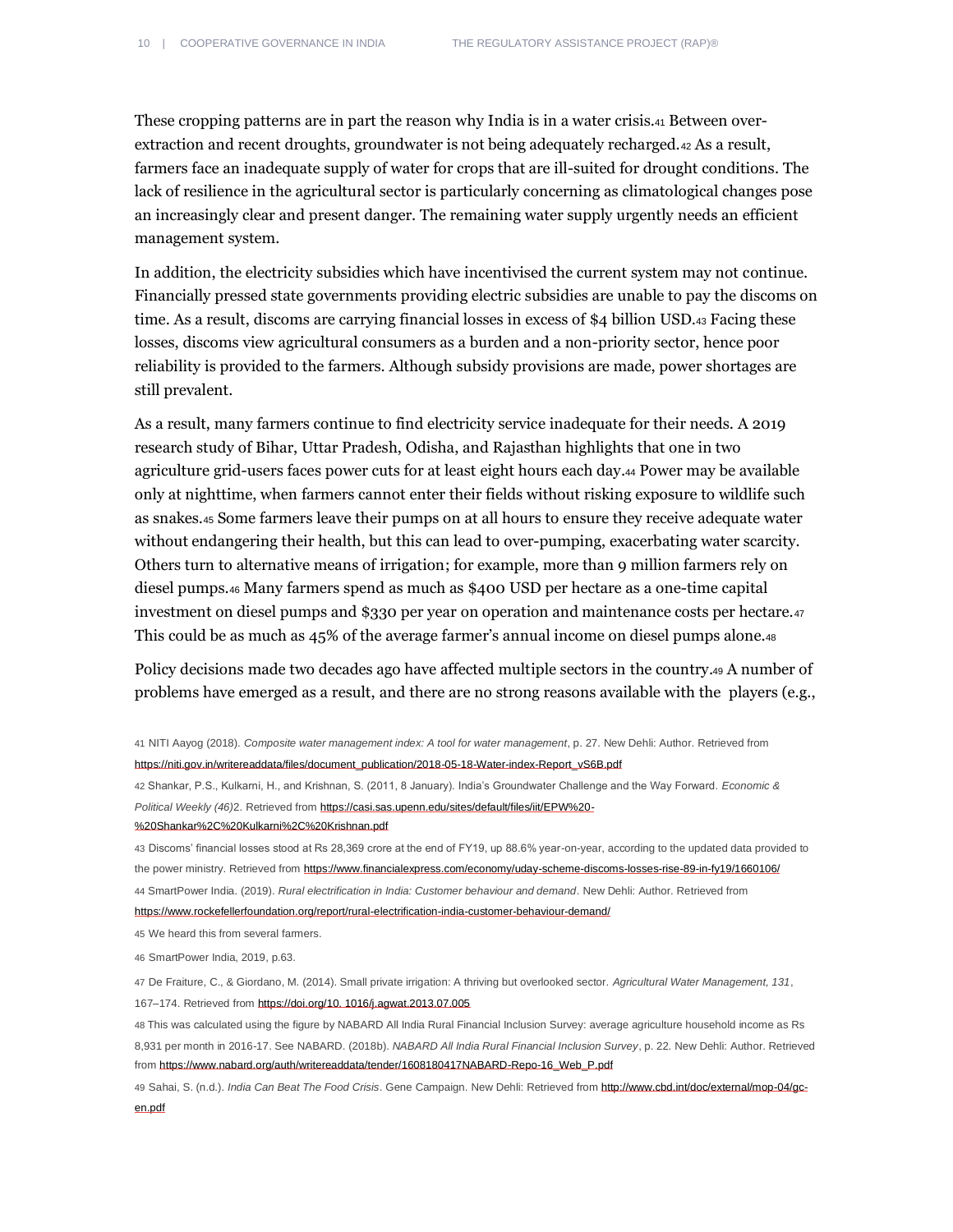These cropping patterns are in part the reason why India is in a water crisis.[41] Between over-extraction and recent droughts, groundwater is not being adequately recharged.[42] As a result, farmers face an inadequate supply of water for crops that are ill-suited for drought conditions. The lack of resilience in the agricultural sector is particularly concerning as climatological changes pose an increasingly clear and present danger. The remaining water supply urgently needs an efficient management system.

In addition, the electricity subsidies which have incentivised the current system may not continue. Financially pressed state governments providing electric subsidies are unable to pay the discoms on time. As a result, discoms are carrying financial losses in excess of $4 billion USD.[43] Facing these losses, discoms view agricultural consumers as a burden and a non-priority sector, hence poor reliability is provided to the farmers. Although subsidy provisions are made, power shortages are still prevalent.

As a result, many farmers continue to find electricity service inadequate for their needs. A 2019 research study of Bihar, Uttar Pradesh, Odisha, and Rajasthan highlights that one in two agriculture grid-users faces power cuts for at least eight hours each day.[44] Power may be available only at nighttime, when farmers cannot enter their fields without risking exposure to wildlife such as snakes.[45] Some farmers leave their pumps on at all hours to ensure they receive adequate water without endangering their health, but this can lead to over-pumping, exacerbating water scarcity. Others turn to alternative means of irrigation; for example, more than 9 million farmers rely on diesel pumps.[46] Many farmers spend as much as $400 USD per hectare as a one-time capital investment on diesel pumps and $330 per year on operation and maintenance costs per hectare.[47] This could be as much as 45% of the average farmer's annual income on diesel pumps alone.[48]

Policy decisions made two decades ago have affected multiple sectors in the country.[49] A number of problems have emerged as a result, and there are no strong reasons available with the players (e.g.,

---

41 NITI Aayog (2018). *Composite water management index: A tool for water management*, p. 27. New Dehli: Author. Retrieved from https://niti.gov.in/writereaddata/files/document_publication/2018-05-18-Water-index-Report_vS6B.pdf

42 Shankar, P.S., Kulkarni, H., and Krishnan, S. (2011, 8 January). India's Groundwater Challenge and the Way Forward. *Economic & Political Weekly (46)*2. Retrieved from https://casi.sas.upenn.edu/sites/default/files/iit/EPW%20-%20Shankar%2C%20Kulkarni%2C%20Krishnan.pdf

43 Discoms' financial losses stood at Rs 28,369 crore at the end of FY19, up 88.6% year-on-year, according to the updated data provided to the power ministry. Retrieved from https://www.financialexpress.com/economy/uday-scheme-discoms-losses-rise-89-in-fy19/1660106/

44 SmartPower India. (2019). *Rural electrification in India: Customer behaviour and demand*. New Dehli: Author. Retrieved from https://www.rockefellerfoundation.org/report/rural-electrification-india-customer-behaviour-demand/

45 We heard this from several farmers.

46 SmartPower India, 2019, p.63.

47 De Fraiture, C., & Giordano, M. (2014). Small private irrigation: A thriving but overlooked sector. *Agricultural Water Management, 131*, 167–174. Retrieved from https://doi.org/10. 1016/j.agwat.2013.07.005

48 This was calculated using the figure by NABARD All India Rural Financial Inclusion Survey: average agriculture household income as Rs 8,931 per month in 2016-17. See NABARD. (2018b). *NABARD All India Rural Financial Inclusion Survey*, p. 22. New Dehli: Author. Retrieved from https://www.nabard.org/auth/writereaddata/tender/1608180417NABARD-Repo-16_Web_P.pdf

49 Sahai, S. (n.d.). *India Can Beat The Food Crisis*. Gene Campaign. New Dehli: Retrieved from http://www.cbd.int/doc/external/mop-04/gc-en.pdf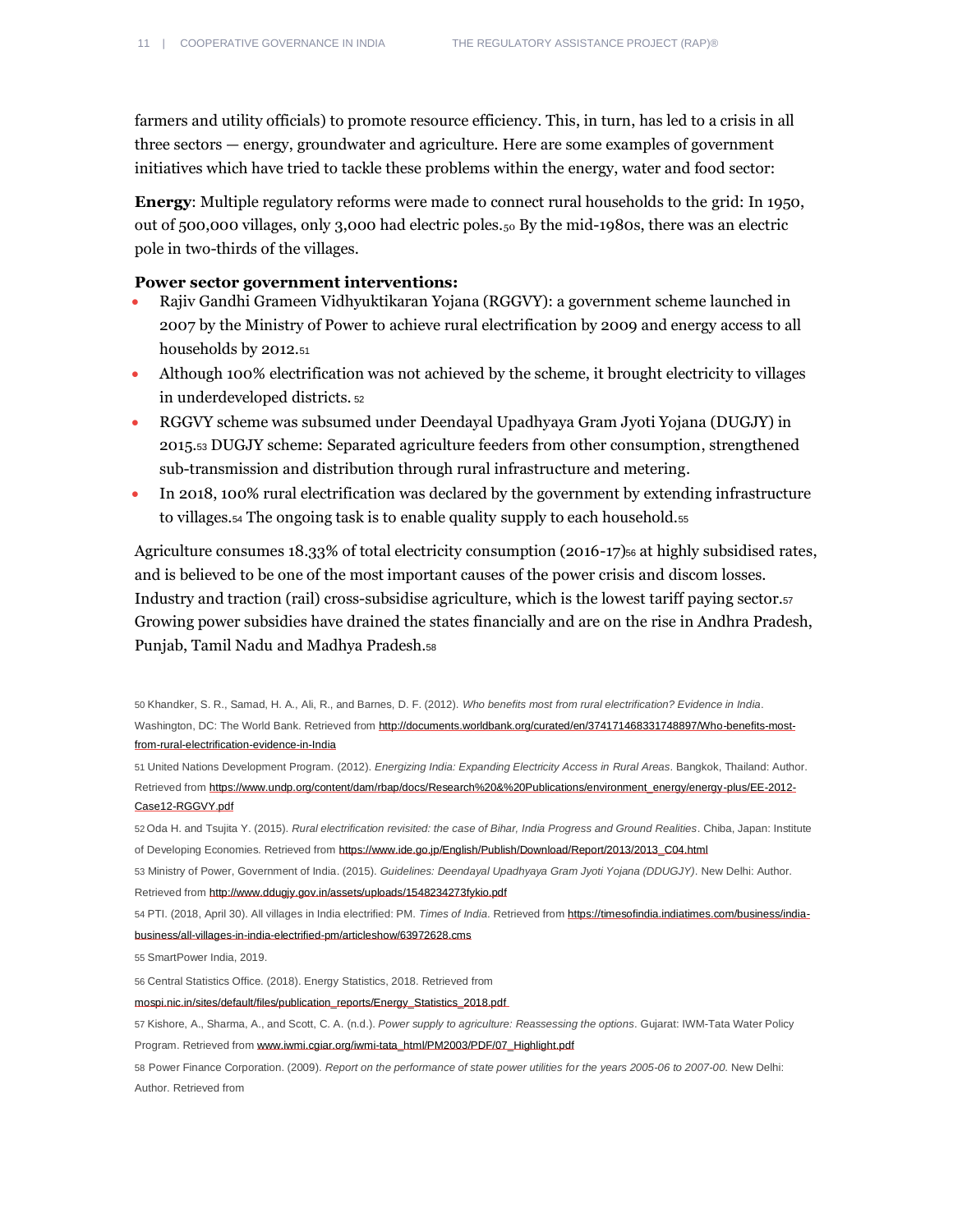farmers and utility officials) to promote resource efficiency. This, in turn, has led to a crisis in all three sectors — energy, groundwater and agriculture. Here are some examples of government initiatives which have tried to tackle these problems within the energy, water and food sector:

**Energy**: Multiple regulatory reforms were made to connect rural households to the grid: In 1950, out of 500,000 villages, only 3,000 had electric poles.[50] By the mid-1980s, there was an electric pole in two-thirds of the villages.

**Power sector government interventions:**

- Rajiv Gandhi Grameen Vidhyuktikaran Yojana (RGGVY): a government scheme launched in 2007 by the Ministry of Power to achieve rural electrification by 2009 and energy access to all households by 2012.[51]
- Although 100% electrification was not achieved by the scheme, it brought electricity to villages in underdeveloped districts.[52]
- RGGVY scheme was subsumed under Deendayal Upadhyaya Gram Jyoti Yojana (DUGJY) in 2015.[53] DUGJY scheme: Separated agriculture feeders from other consumption, strengthened sub-transmission and distribution through rural infrastructure and metering.
- In 2018, 100% rural electrification was declared by the government by extending infrastructure to villages.[54] The ongoing task is to enable quality supply to each household.[55]

Agriculture consumes 18.33% of total electricity consumption (2016-17)[56] at highly subsidised rates, and is believed to be one of the most important causes of the power crisis and discom losses. Industry and traction (rail) cross-subsidise agriculture, which is the lowest tariff paying sector.[57] Growing power subsidies have drained the states financially and are on the rise in Andhra Pradesh, Punjab, Tamil Nadu and Madhya Pradesh.[58]

---

50 Khandker, S. R., Samad, H. A., Ali, R., and Barnes, D. F. (2012). *Who benefits most from rural electrification? Evidence in India*. Washington, DC: The World Bank. Retrieved from http://documents.worldbank.org/curated/en/374171468331748897/Who-benefits-most-from-rural-electrification-evidence-in-India

51 United Nations Development Program. (2012). *Energizing India: Expanding Electricity Access in Rural Areas*. Bangkok, Thailand: Author. Retrieved from https://www.undp.org/content/dam/rbap/docs/Research%20&%20Publications/environment_energy/energy-plus/EE-2012-Case12-RGGVY.pdf

52 Oda H. and Tsujita Y. (2015). *Rural electrification revisited: the case of Bihar, India Progress and Ground Realities*. Chiba, Japan: Institute of Developing Economies. Retrieved from https://www.ide.go.jp/English/Publish/Download/Report/2013/2013_C04.html

53 Ministry of Power, Government of India. (2015). *Guidelines: Deendayal Upadhyaya Gram Jyoti Yojana (DDUGJY)*. New Delhi: Author. Retrieved from http://www.ddugjy.gov.in/assets/uploads/1548234273fykio.pdf

54 PTI. (2018, April 30). All villages in India electrified: PM. *Times of India*. Retrieved from https://timesofindia.indiatimes.com/business/india-business/all-villages-in-india-electrified-pm/articleshow/63972628.cms

55 SmartPower India, 2019.

56 Central Statistics Office. (2018). Energy Statistics, 2018. Retrieved from mospi.nic.in/sites/default/files/publication_reports/Energy_Statistics_2018.pdf

57 Kishore, A., Sharma, A., and Scott, C. A. (n.d.). *Power supply to agriculture: Reassessing the options*. Gujarat: IWM-Tata Water Policy Program. Retrieved from www.iwmi.cgiar.org/iwmi-tata_html/PM2003/PDF/07_Highlight.pdf

58 Power Finance Corporation. (2009). *Report on the performance of state power utilities for the years 2005-06 to 2007-00.* New Delhi: Author. Retrieved from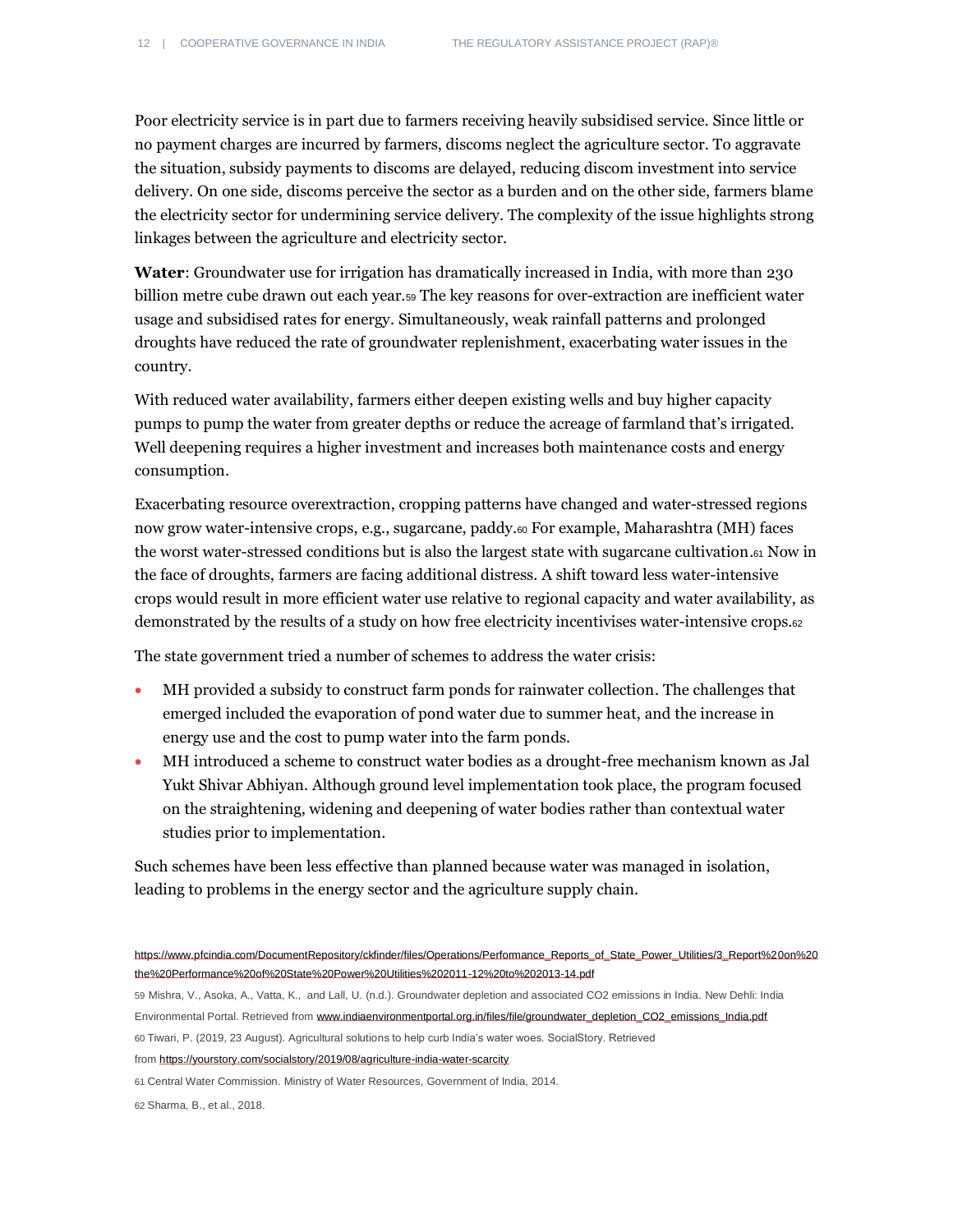Poor electricity service is in part due to farmers receiving heavily subsidised service. Since little or no payment charges are incurred by farmers, discoms neglect the agriculture sector. To aggravate the situation, subsidy payments to discoms are delayed, reducing discom investment into service delivery. On one side, discoms perceive the sector as a burden and on the other side, farmers blame the electricity sector for undermining service delivery. The complexity of the issue highlights strong linkages between the agriculture and electricity sector.

**Water**: Groundwater use for irrigation has dramatically increased in India, with more than 230 billion metre cube drawn out each year.[59] The key reasons for over-extraction are inefficient water usage and subsidised rates for energy. Simultaneously, weak rainfall patterns and prolonged droughts have reduced the rate of groundwater replenishment, exacerbating water issues in the country.

With reduced water availability, farmers either deepen existing wells and buy higher capacity pumps to pump the water from greater depths or reduce the acreage of farmland that's irrigated. Well deepening requires a higher investment and increases both maintenance costs and energy consumption.

Exacerbating resource overextraction, cropping patterns have changed and water-stressed regions now grow water-intensive crops, e.g., sugarcane, paddy.[60] For example, Maharashtra (MH) faces the worst water-stressed conditions but is also the largest state with sugarcane cultivation.[61] Now in the face of droughts, farmers are facing additional distress. A shift toward less water-intensive crops would result in more efficient water use relative to regional capacity and water availability, as demonstrated by the results of a study on how free electricity incentivises water-intensive crops.[62]

The state government tried a number of schemes to address the water crisis:

- MH provided a subsidy to construct farm ponds for rainwater collection. The challenges that emerged included the evaporation of pond water due to summer heat, and the increase in energy use and the cost to pump water into the farm ponds.
- MH introduced a scheme to construct water bodies as a drought-free mechanism known as Jal Yukt Shivar Abhiyan. Although ground level implementation took place, the program focused on the straightening, widening and deepening of water bodies rather than contextual water studies prior to implementation.

Such schemes have been less effective than planned because water was managed in isolation, leading to problems in the energy sector and the agriculture supply chain.

https://www.pfcindia.com/DocumentRepository/ckfinder/files/Operations/Performance_Reports_of_State_Power_Utilities/3_Report%20on%20the%20Performance%20of%20State%20Power%20Utilities%202011-12%20to%202013-14.pdf

59 Mishra, V., Asoka, A., Vatta, K., and Lall, U. (n.d.). Groundwater depletion and associated CO2 emissions in India. New Dehli: India Environmental Portal. Retrieved from www.indiaenvironmentportal.org.in/files/file/groundwater_depletion_CO2_emissions_India.pdf

60 Tiwari, P. (2019, 23 August). Agricultural solutions to help curb India's water woes. SocialStory. Retrieved from https://yourstory.com/socialstory/2019/08/agriculture-india-water-scarcity

61 Central Water Commission. Ministry of Water Resources, Government of India, 2014.

62 Sharma, B., et al., 2018.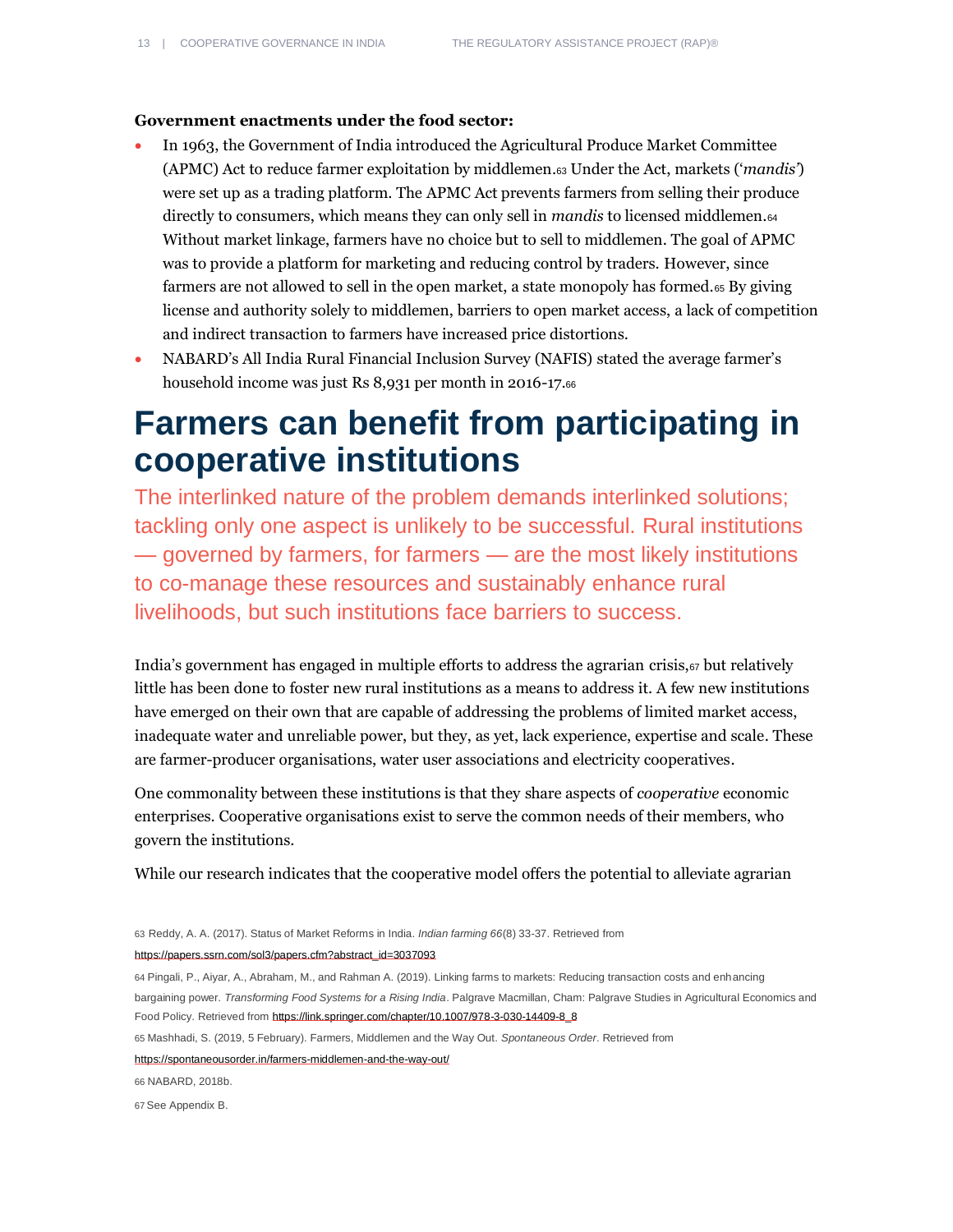**Government enactments under the food sector:**

- In 1963, the Government of India introduced the Agricultural Produce Market Committee (APMC) Act to reduce farmer exploitation by middlemen.[63] Under the Act, markets ('*mandis*') were set up as a trading platform. The APMC Act prevents farmers from selling their produce directly to consumers, which means they can only sell in *mandis* to licensed middlemen.[64] Without market linkage, farmers have no choice but to sell to middlemen. The goal of APMC was to provide a platform for marketing and reducing control by traders. However, since farmers are not allowed to sell in the open market, a state monopoly has formed.[65] By giving license and authority solely to middlemen, barriers to open market access, a lack of competition and indirect transaction to farmers have increased price distortions.
- NABARD's All India Rural Financial Inclusion Survey (NAFIS) stated the average farmer's household income was just Rs 8,931 per month in 2016-17.[66]

# Farmers can benefit from participating in cooperative institutions

The interlinked nature of the problem demands interlinked solutions; tackling only one aspect is unlikely to be successful. Rural institutions — governed by farmers, for farmers — are the most likely institutions to co-manage these resources and sustainably enhance rural livelihoods, but such institutions face barriers to success.

India's government has engaged in multiple efforts to address the agrarian crisis,[67] but relatively little has been done to foster new rural institutions as a means to address it. A few new institutions have emerged on their own that are capable of addressing the problems of limited market access, inadequate water and unreliable power, but they, as yet, lack experience, expertise and scale. These are farmer-producer organisations, water user associations and electricity cooperatives.

One commonality between these institutions is that they share aspects of *cooperative* economic enterprises. Cooperative organisations exist to serve the common needs of their members, who govern the institutions.

While our research indicates that the cooperative model offers the potential to alleviate agrarian

63 Reddy, A. A. (2017). Status of Market Reforms in India. *Indian farming 66*(8) 33-37. Retrieved from https://papers.ssrn.com/sol3/papers.cfm?abstract_id=3037093

64 Pingali, P., Aiyar, A., Abraham, M., and Rahman A. (2019). Linking farms to markets: Reducing transaction costs and enhancing bargaining power. *Transforming Food Systems for a Rising India*. Palgrave Macmillan, Cham: Palgrave Studies in Agricultural Economics and Food Policy. Retrieved from https://link.springer.com/chapter/10.1007/978-3-030-14409-8_8

65 Mashhadi, S. (2019, 5 February). Farmers, Middlemen and the Way Out. *Spontaneous Order*. Retrieved from https://spontaneousorder.in/farmers-middlemen-and-the-way-out/

66 NABARD, 2018b.

67 See Appendix B.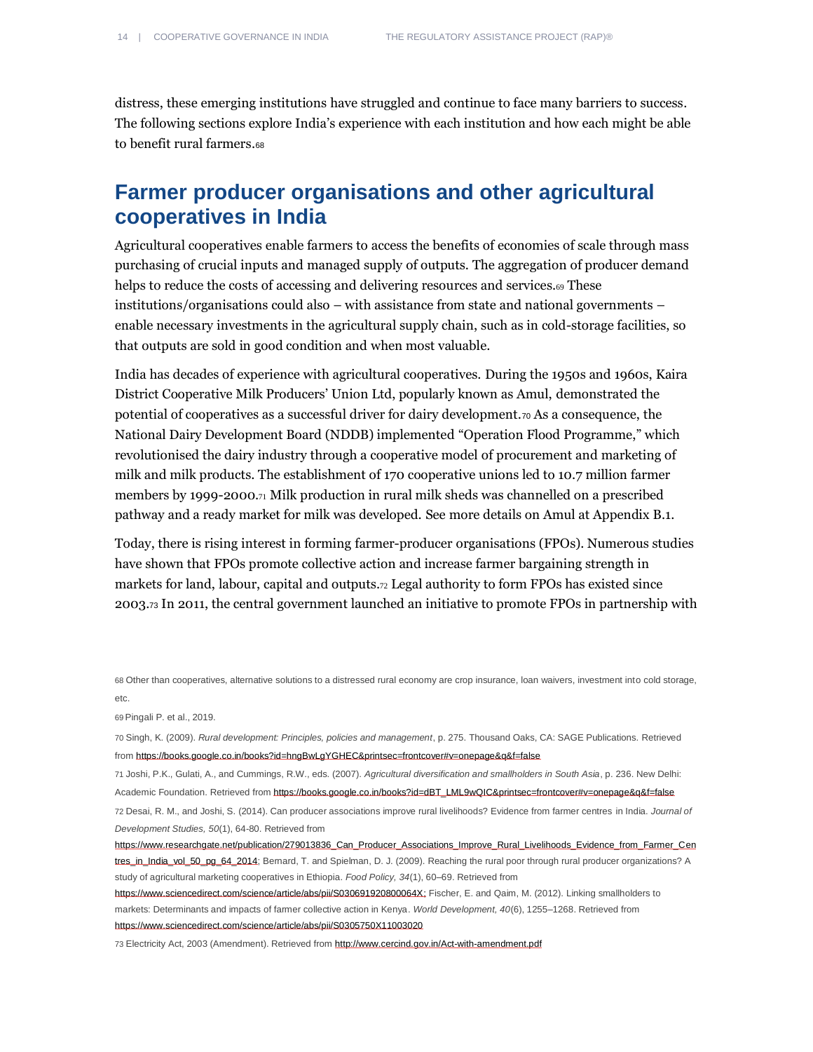distress, these emerging institutions have struggled and continue to face many barriers to success. The following sections explore India's experience with each institution and how each might be able to benefit rural farmers.[68]

## Farmer producer organisations and other agricultural cooperatives in India

Agricultural cooperatives enable farmers to access the benefits of economies of scale through mass purchasing of crucial inputs and managed supply of outputs. The aggregation of producer demand helps to reduce the costs of accessing and delivering resources and services.[69] These institutions/organisations could also – with assistance from state and national governments – enable necessary investments in the agricultural supply chain, such as in cold-storage facilities, so that outputs are sold in good condition and when most valuable.

India has decades of experience with agricultural cooperatives. During the 1950s and 1960s, Kaira District Cooperative Milk Producers' Union Ltd, popularly known as Amul, demonstrated the potential of cooperatives as a successful driver for dairy development.[70] As a consequence, the National Dairy Development Board (NDDB) implemented "Operation Flood Programme," which revolutionised the dairy industry through a cooperative model of procurement and marketing of milk and milk products. The establishment of 170 cooperative unions led to 10.7 million farmer members by 1999-2000.[71] Milk production in rural milk sheds was channelled on a prescribed pathway and a ready market for milk was developed. See more details on Amul at Appendix B.1.

Today, there is rising interest in forming farmer-producer organisations (FPOs). Numerous studies have shown that FPOs promote collective action and increase farmer bargaining strength in markets for land, labour, capital and outputs.[72] Legal authority to form FPOs has existed since 2003.[73] In 2011, the central government launched an initiative to promote FPOs in partnership with

---

68 Other than cooperatives, alternative solutions to a distressed rural economy are crop insurance, loan waivers, investment into cold storage, etc.

69 Pingali P. et al., 2019.

70 Singh, K. (2009). *Rural development: Principles, policies and management*, p. 275. Thousand Oaks, CA: SAGE Publications. Retrieved from https://books.google.co.in/books?id=hngBwLgYGHEC&printsec=frontcover#v=onepage&q&f=false

71 Joshi, P.K., Gulati, A., and Cummings, R.W., eds. (2007). *Agricultural diversification and smallholders in South Asia*, p. 236. New Delhi: Academic Foundation. Retrieved from https://books.google.co.in/books?id=dBT_LML9wQIC&printsec=frontcover#v=onepage&q&f=false

72 Desai, R. M., and Joshi, S. (2014). Can producer associations improve rural livelihoods? Evidence from farmer centres in India. *Journal of Development Studies, 50*(1), 64-80. Retrieved from https://www.researchgate.net/publication/279013836_Can_Producer_Associations_Improve_Rural_Livelihoods_Evidence_from_Farmer_Centres_in_India_vol_50_pg_64_2014; Bernard, T. and Spielman, D. J. (2009). Reaching the rural poor through rural producer organizations? A study of agricultural marketing cooperatives in Ethiopia. *Food Policy, 34*(1), 60–69. Retrieved from https://www.sciencedirect.com/science/article/abs/pii/S030691920800064X; Fischer, E. and Qaim, M. (2012). Linking smallholders to markets: Determinants and impacts of farmer collective action in Kenya. *World Development, 40*(6), 1255–1268. Retrieved from https://www.sciencedirect.com/science/article/abs/pii/S0305750X11003020

73 Electricity Act, 2003 (Amendment). Retrieved from http://www.cercind.gov.in/Act-with-amendment.pdf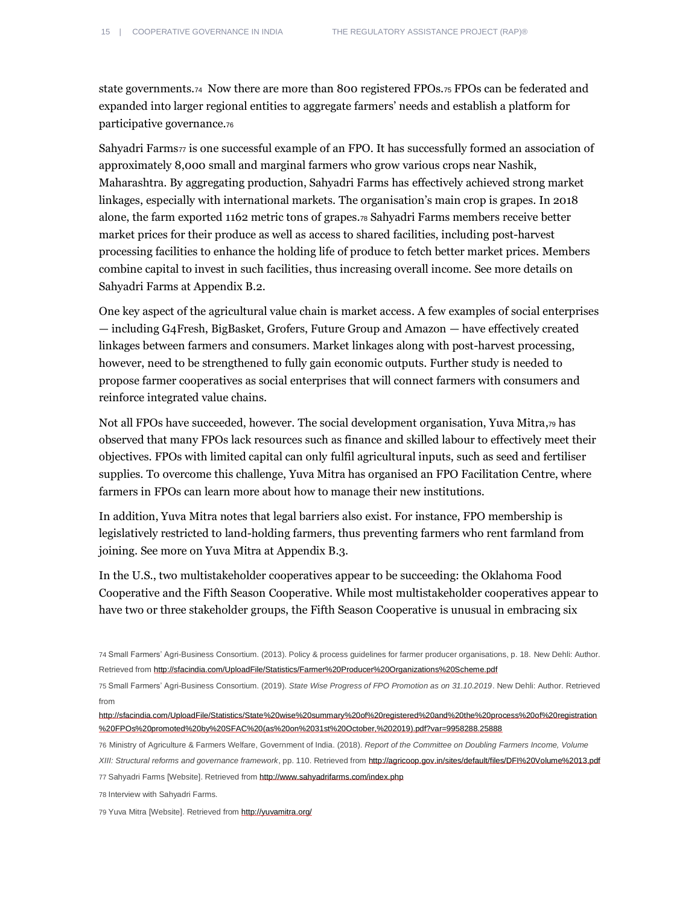state governments.[74] Now there are more than 800 registered FPOs.[75] FPOs can be federated and expanded into larger regional entities to aggregate farmers' needs and establish a platform for participative governance.[76]

Sahyadri Farms[77] is one successful example of an FPO. It has successfully formed an association of approximately 8,000 small and marginal farmers who grow various crops near Nashik, Maharashtra. By aggregating production, Sahyadri Farms has effectively achieved strong market linkages, especially with international markets. The organisation's main crop is grapes. In 2018 alone, the farm exported 1162 metric tons of grapes.[78] Sahyadri Farms members receive better market prices for their produce as well as access to shared facilities, including post-harvest processing facilities to enhance the holding life of produce to fetch better market prices. Members combine capital to invest in such facilities, thus increasing overall income. See more details on Sahyadri Farms at Appendix B.2.

One key aspect of the agricultural value chain is market access. A few examples of social enterprises — including G4Fresh, BigBasket, Grofers, Future Group and Amazon — have effectively created linkages between farmers and consumers. Market linkages along with post-harvest processing, however, need to be strengthened to fully gain economic outputs. Further study is needed to propose farmer cooperatives as social enterprises that will connect farmers with consumers and reinforce integrated value chains.

Not all FPOs have succeeded, however. The social development organisation, Yuva Mitra,[79] has observed that many FPOs lack resources such as finance and skilled labour to effectively meet their objectives. FPOs with limited capital can only fulfil agricultural inputs, such as seed and fertiliser supplies. To overcome this challenge, Yuva Mitra has organised an FPO Facilitation Centre, where farmers in FPOs can learn more about how to manage their new institutions.

In addition, Yuva Mitra notes that legal barriers also exist. For instance, FPO membership is legislatively restricted to land-holding farmers, thus preventing farmers who rent farmland from joining. See more on Yuva Mitra at Appendix B.3.

In the U.S., two multistakeholder cooperatives appear to be succeeding: the Oklahoma Food Cooperative and the Fifth Season Cooperative. While most multistakeholder cooperatives appear to have two or three stakeholder groups, the Fifth Season Cooperative is unusual in embracing six

---

74 Small Farmers' Agri-Business Consortium. (2013). Policy & process guidelines for farmer producer organisations, p. 18. New Dehli: Author. Retrieved from http://sfacindia.com/UploadFile/Statistics/Farmer%20Producer%20Organizations%20Scheme.pdf

75 Small Farmers' Agri-Business Consortium. (2019). *State Wise Progress of FPO Promotion as on 31.10.2019*. New Dehli: Author. Retrieved from http://sfacindia.com/UploadFile/Statistics/State%20wise%20summary%20of%20registered%20and%20the%20process%20of%20registration%20FPOs%20promoted%20by%20SFAC%20(as%20on%2031st%20October,%202019).pdf?var=9958288.25888

76 Ministry of Agriculture & Farmers Welfare, Government of India. (2018). *Report of the Committee on Doubling Farmers Income, Volume XIII: Structural reforms and governance framework*, pp. 110. Retrieved from http://agricoop.gov.in/sites/default/files/DFI%20Volume%2013.pdf

77 Sahyadri Farms [Website]. Retrieved from http://www.sahyadrifarms.com/index.php

78 Interview with Sahyadri Farms.

79 Yuva Mitra [Website]. Retrieved from http://yuvamitra.org/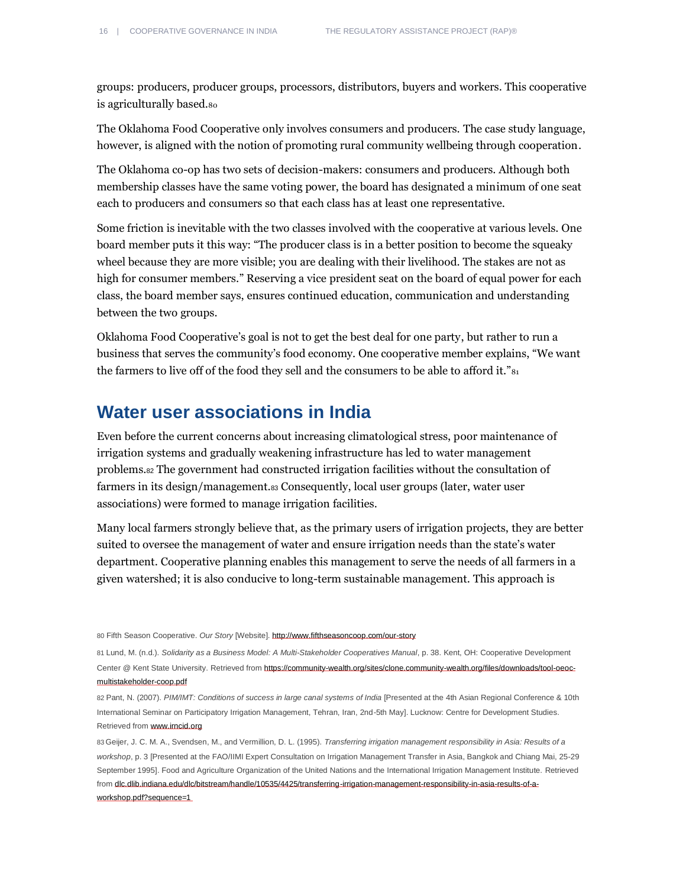groups: producers, producer groups, processors, distributors, buyers and workers. This cooperative is agriculturally based.[80]

The Oklahoma Food Cooperative only involves consumers and producers. The case study language, however, is aligned with the notion of promoting rural community wellbeing through cooperation.

The Oklahoma co-op has two sets of decision-makers: consumers and producers. Although both membership classes have the same voting power, the board has designated a minimum of one seat each to producers and consumers so that each class has at least one representative.

Some friction is inevitable with the two classes involved with the cooperative at various levels. One board member puts it this way: "The producer class is in a better position to become the squeaky wheel because they are more visible; you are dealing with their livelihood. The stakes are not as high for consumer members." Reserving a vice president seat on the board of equal power for each class, the board member says, ensures continued education, communication and understanding between the two groups.

Oklahoma Food Cooperative's goal is not to get the best deal for one party, but rather to run a business that serves the community's food economy. One cooperative member explains, "We want the farmers to live off of the food they sell and the consumers to be able to afford it."[81]

## Water user associations in India

Even before the current concerns about increasing climatological stress, poor maintenance of irrigation systems and gradually weakening infrastructure has led to water management problems.[82] The government had constructed irrigation facilities without the consultation of farmers in its design/management.[83] Consequently, local user groups (later, water user associations) were formed to manage irrigation facilities.

Many local farmers strongly believe that, as the primary users of irrigation projects, they are better suited to oversee the management of water and ensure irrigation needs than the state's water department. Cooperative planning enables this management to serve the needs of all farmers in a given watershed; it is also conducive to long-term sustainable management. This approach is

80 Fifth Season Cooperative. *Our Story* [Website]. http://www.fifthseasoncoop.com/our-story

81 Lund, M. (n.d.). *Solidarity as a Business Model: A Multi-Stakeholder Cooperatives Manual*, p. 38. Kent, OH: Cooperative Development Center @ Kent State University. Retrieved from https://community-wealth.org/sites/clone.community-wealth.org/files/downloads/tool-oeoc-multistakeholder-coop.pdf

82 Pant, N. (2007). *PIM/IMT: Conditions of success in large canal systems of India* [Presented at the 4th Asian Regional Conference & 10th International Seminar on Participatory Irrigation Management, Tehran, Iran, 2nd-5th May]. Lucknow: Centre for Development Studies. Retrieved from www.irncid.org

83 Geijer, J. C. M. A., Svendsen, M., and Vermillion, D. L. (1995). *Transferring irrigation management responsibility in Asia: Results of a workshop*, p. 3 [Presented at the FAO/IIMI Expert Consultation on Irrigation Management Transfer in Asia, Bangkok and Chiang Mai, 25-29 September 1995]. Food and Agriculture Organization of the United Nations and the International Irrigation Management Institute. Retrieved from dlc.dlib.indiana.edu/dlc/bitstream/handle/10535/4425/transferring-irrigation-management-responsibility-in-asia-results-of-a-workshop.pdf?sequence=1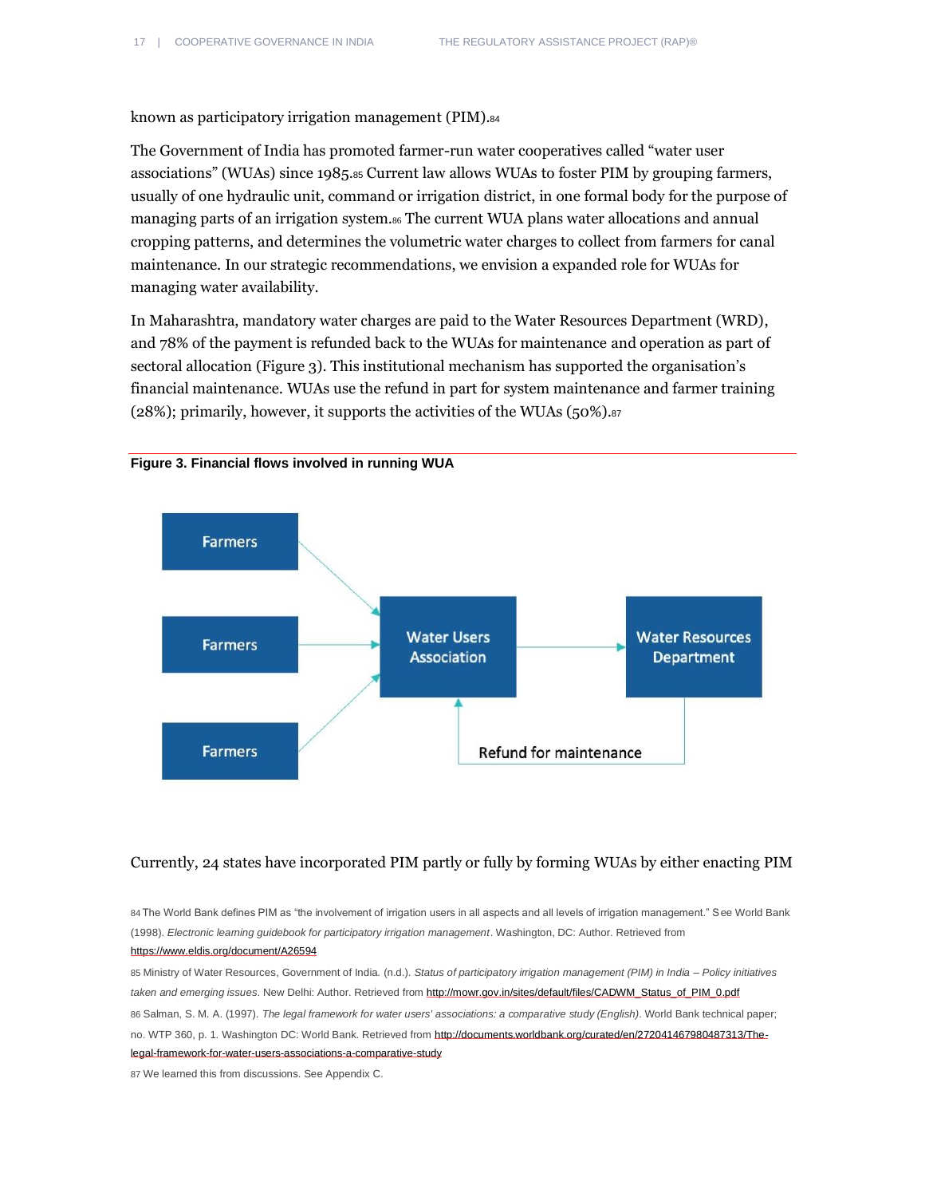known as participatory irrigation management (PIM).[84]

The Government of India has promoted farmer-run water cooperatives called “water user associations” (WUAs) since 1985.[85] Current law allows WUAs to foster PIM by grouping farmers, usually of one hydraulic unit, command or irrigation district, in one formal body for the purpose of managing parts of an irrigation system.[86] The current WUA plans water allocations and annual cropping patterns, and determines the volumetric water charges to collect from farmers for canal maintenance. In our strategic recommendations, we envision a expanded role for WUAs for managing water availability.

In Maharashtra, mandatory water charges are paid to the Water Resources Department (WRD), and 78% of the payment is refunded back to the WUAs for maintenance and operation as part of sectoral allocation (Figure 3). This institutional mechanism has supported the organisation’s financial maintenance. WUAs use the refund in part for system maintenance and farmer training (28%); primarily, however, it supports the activities of the WUAs (50%).[87]

**Figure 3. Financial flows involved in running WUA**

Farmers → Water Users Association
Farmers → Water Users Association
Farmers → Water Users Association
Water Users Association → Water Resources Department
Water Resources Department → Water Users Association (Refund for maintenance)

Currently, 24 states have incorporated PIM partly or fully by forming WUAs by either enacting PIM

---

84 The World Bank defines PIM as “the involvement of irrigation users in all aspects and all levels of irrigation management.” See World Bank (1998). *Electronic learning guidebook for participatory irrigation management*. Washington, DC: Author. Retrieved from https://www.eldis.org/document/A26594

85 Ministry of Water Resources, Government of India. (n.d.). *Status of participatory irrigation management (PIM) in India – Policy initiatives taken and emerging issues*. New Delhi: Author. Retrieved from http://mowr.gov.in/sites/default/files/CADWM_Status_of_PIM_0.pdf

86 Salman, S. M. A. (1997). *The legal framework for water users' associations: a comparative study (English)*. World Bank technical paper; no. WTP 360, p. 1. Washington DC: World Bank. Retrieved from http://documents.worldbank.org/curated/en/272041467980487313/The-legal-framework-for-water-users-associations-a-comparative-study

87 We learned this from discussions. See Appendix C.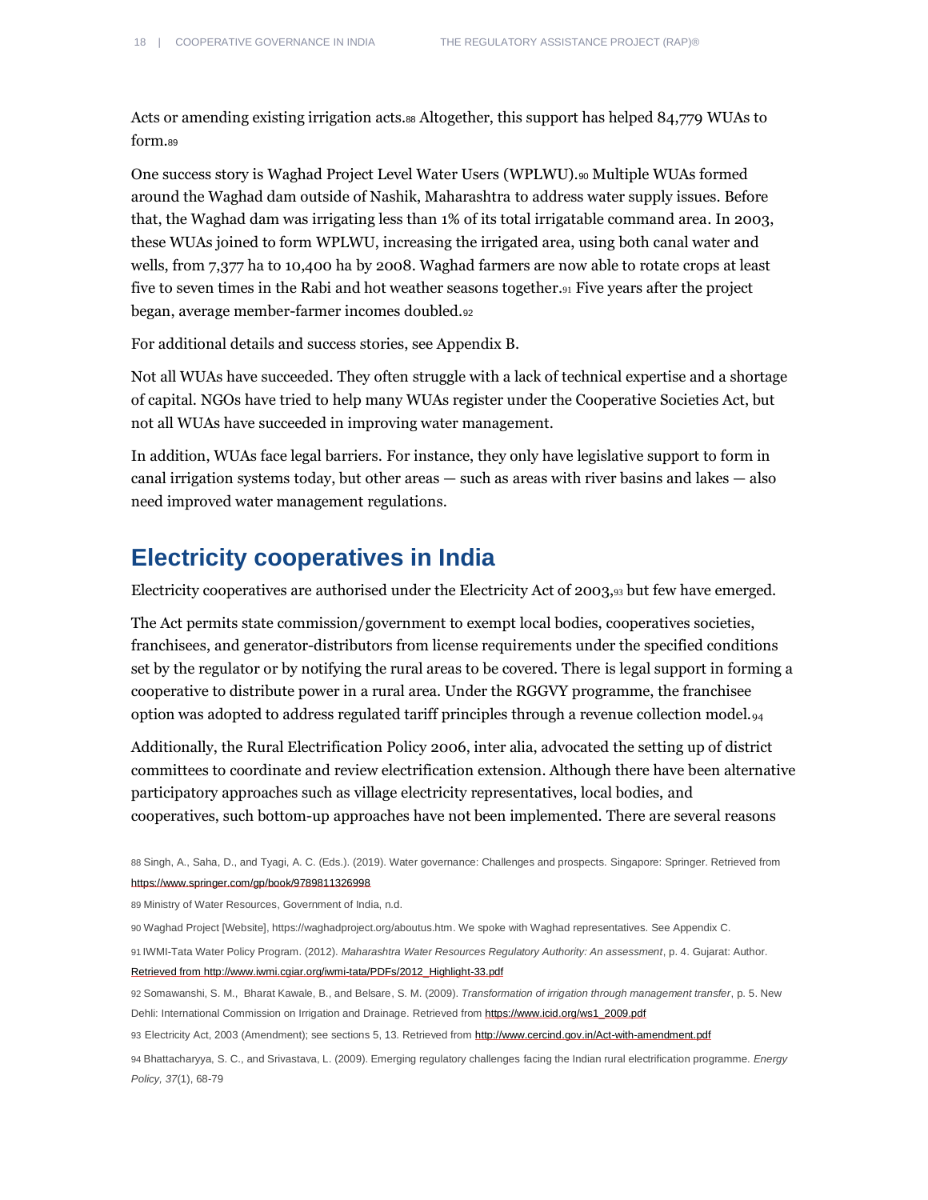Acts or amending existing irrigation acts.[88] Altogether, this support has helped 84,779 WUAs to form.[89]

One success story is Waghad Project Level Water Users (WPLWU).[90] Multiple WUAs formed around the Waghad dam outside of Nashik, Maharashtra to address water supply issues. Before that, the Waghad dam was irrigating less than 1% of its total irrigatable command area. In 2003, these WUAs joined to form WPLWU, increasing the irrigated area, using both canal water and wells, from 7,377 ha to 10,400 ha by 2008. Waghad farmers are now able to rotate crops at least five to seven times in the Rabi and hot weather seasons together.[91] Five years after the project began, average member-farmer incomes doubled.[92]

For additional details and success stories, see Appendix B.

Not all WUAs have succeeded. They often struggle with a lack of technical expertise and a shortage of capital. NGOs have tried to help many WUAs register under the Cooperative Societies Act, but not all WUAs have succeeded in improving water management.

In addition, WUAs face legal barriers. For instance, they only have legislative support to form in canal irrigation systems today, but other areas — such as areas with river basins and lakes — also need improved water management regulations.

## Electricity cooperatives in India

Electricity cooperatives are authorised under the Electricity Act of 2003,[93] but few have emerged.

The Act permits state commission/government to exempt local bodies, cooperatives societies, franchisees, and generator-distributors from license requirements under the specified conditions set by the regulator or by notifying the rural areas to be covered. There is legal support in forming a cooperative to distribute power in a rural area. Under the RGGVY programme, the franchisee option was adopted to address regulated tariff principles through a revenue collection model.[94]

Additionally, the Rural Electrification Policy 2006, inter alia, advocated the setting up of district committees to coordinate and review electrification extension. Although there have been alternative participatory approaches such as village electricity representatives, local bodies, and cooperatives, such bottom-up approaches have not been implemented. There are several reasons

---

88 Singh, A., Saha, D., and Tyagi, A. C. (Eds.). (2019). Water governance: Challenges and prospects. Singapore: Springer. Retrieved from https://www.springer.com/gp/book/9789811326998

89 Ministry of Water Resources, Government of India, n.d.

90 Waghad Project [Website], https://waghadproject.org/aboutus.htm. We spoke with Waghad representatives. See Appendix C.

91 IWMI-Tata Water Policy Program. (2012). *Maharashtra Water Resources Regulatory Authority: An assessment*, p. 4. Gujarat: Author. Retrieved from http://www.iwmi.cgiar.org/iwmi-tata/PDFs/2012_Highlight-33.pdf

92 Somawanshi, S. M., Bharat Kawale, B., and Belsare, S. M. (2009). *Transformation of irrigation through management transfer*, p. 5. New Dehli: International Commission on Irrigation and Drainage. Retrieved from https://www.icid.org/ws1_2009.pdf

93 Electricity Act, 2003 (Amendment); see sections 5, 13. Retrieved from http://www.cercind.gov.in/Act-with-amendment.pdf

94 Bhattacharyya, S. C., and Srivastava, L. (2009). Emerging regulatory challenges facing the Indian rural electrification programme. *Energy Policy, 37*(1), 68-79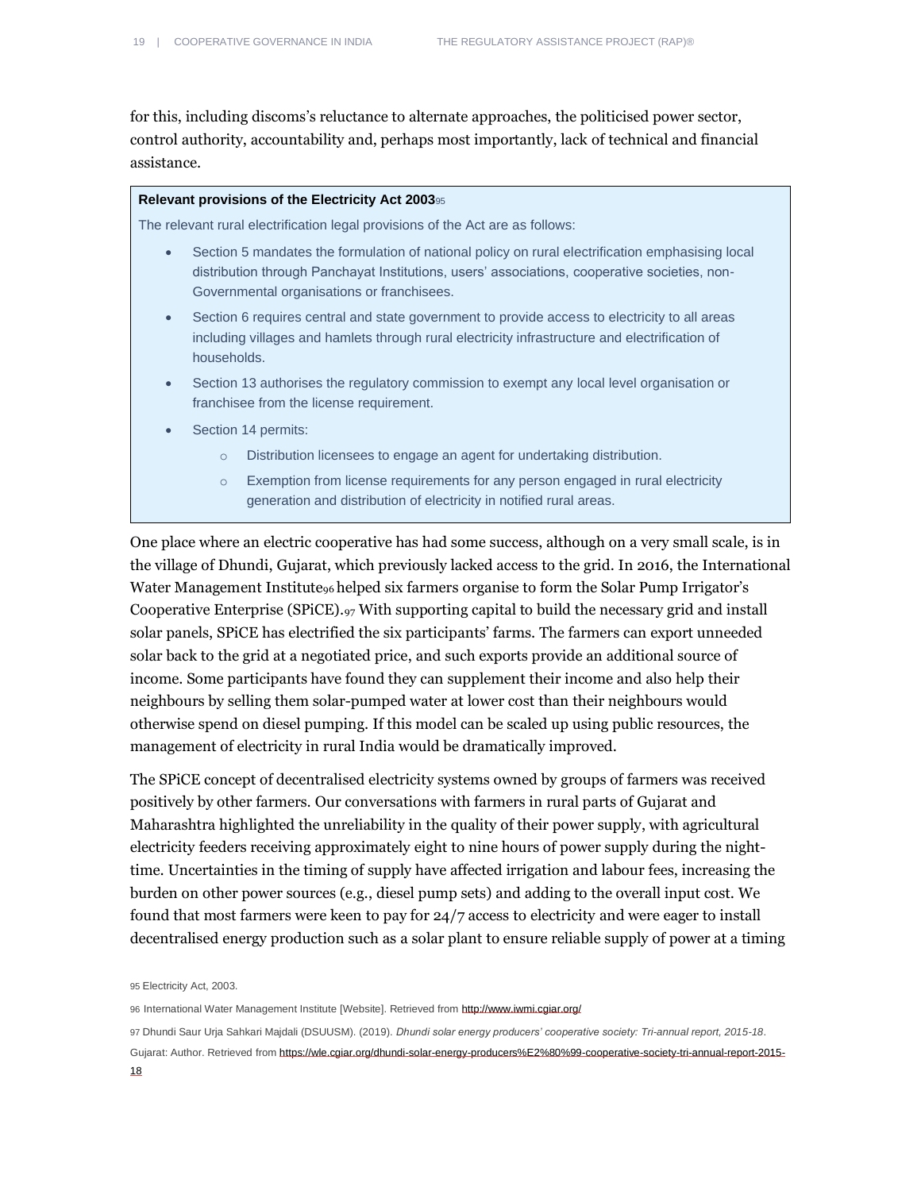for this, including discoms's reluctance to alternate approaches, the politicised power sector, control authority, accountability and, perhaps most importantly, lack of technical and financial assistance.

> **Relevant provisions of the Electricity Act 2003**[95]
>
> The relevant rural electrification legal provisions of the Act are as follows:
>
> - Section 5 mandates the formulation of national policy on rural electrification emphasising local distribution through Panchayat Institutions, users' associations, cooperative societies, non-Governmental organisations or franchisees.
> - Section 6 requires central and state government to provide access to electricity to all areas including villages and hamlets through rural electricity infrastructure and electrification of households.
> - Section 13 authorises the regulatory commission to exempt any local level organisation or franchisee from the license requirement.
> - Section 14 permits:
>     - Distribution licensees to engage an agent for undertaking distribution.
>     - Exemption from license requirements for any person engaged in rural electricity generation and distribution of electricity in notified rural areas.

One place where an electric cooperative has had some success, although on a very small scale, is in the village of Dhundi, Gujarat, which previously lacked access to the grid. In 2016, the International Water Management Institute[96] helped six farmers organise to form the Solar Pump Irrigator's Cooperative Enterprise (SPiCE).[97] With supporting capital to build the necessary grid and install solar panels, SPiCE has electrified the six participants' farms. The farmers can export unneeded solar back to the grid at a negotiated price, and such exports provide an additional source of income. Some participants have found they can supplement their income and also help their neighbours by selling them solar-pumped water at lower cost than their neighbours would otherwise spend on diesel pumping. If this model can be scaled up using public resources, the management of electricity in rural India would be dramatically improved.

The SPiCE concept of decentralised electricity systems owned by groups of farmers was received positively by other farmers. Our conversations with farmers in rural parts of Gujarat and Maharashtra highlighted the unreliability in the quality of their power supply, with agricultural electricity feeders receiving approximately eight to nine hours of power supply during the night-time. Uncertainties in the timing of supply have affected irrigation and labour fees, increasing the burden on other power sources (e.g., diesel pump sets) and adding to the overall input cost. We found that most farmers were keen to pay for 24/7 access to electricity and were eager to install decentralised energy production such as a solar plant to ensure reliable supply of power at a timing

[95] Electricity Act, 2003.

[96] International Water Management Institute [Website]. Retrieved from http://www.iwmi.cgiar.org/

[97] Dhundi Saur Urja Sahkari Majdali (DSUUSM). (2019). *Dhundi solar energy producers' cooperative society: Tri-annual report, 2015-18*. Gujarat: Author. Retrieved from https://wle.cgiar.org/dhundi-solar-energy-producers%E2%80%99-cooperative-society-tri-annual-report-2015-18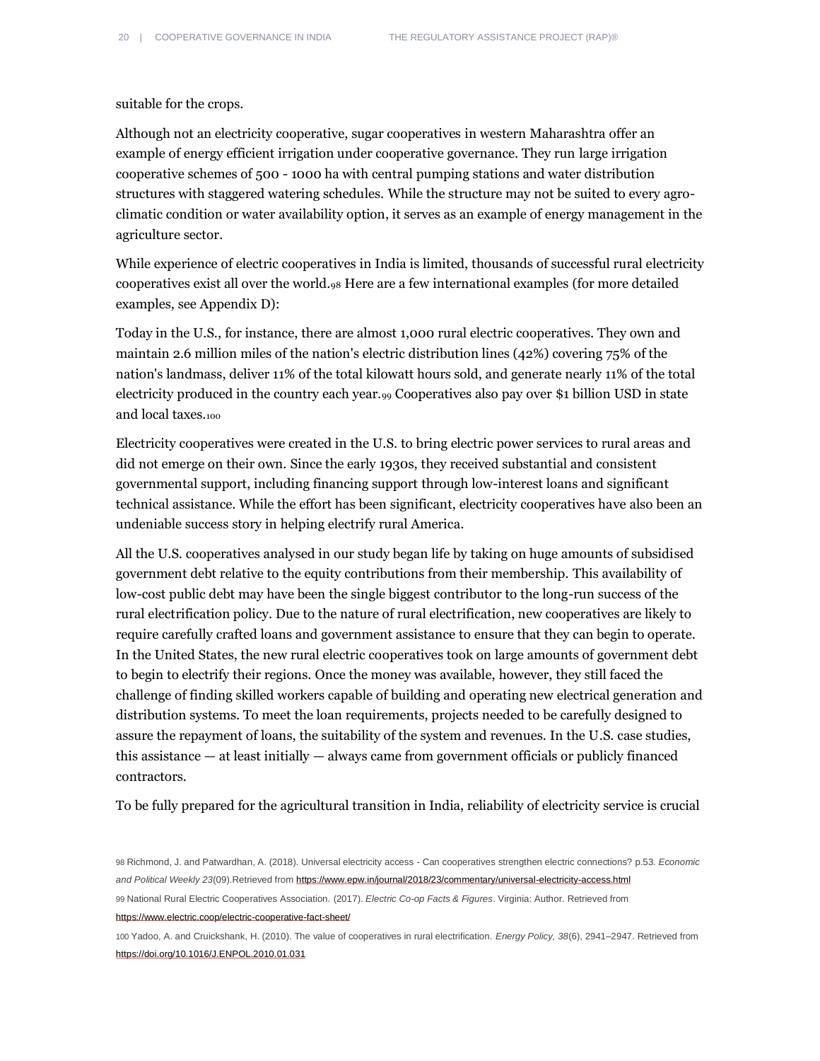suitable for the crops.

Although not an electricity cooperative, sugar cooperatives in western Maharashtra offer an example of energy efficient irrigation under cooperative governance. They run large irrigation cooperative schemes of 500 - 1000 ha with central pumping stations and water distribution structures with staggered watering schedules. While the structure may not be suited to every agro-climatic condition or water availability option, it serves as an example of energy management in the agriculture sector.

While experience of electric cooperatives in India is limited, thousands of successful rural electricity cooperatives exist all over the world.[98] Here are a few international examples (for more detailed examples, see Appendix D):

Today in the U.S., for instance, there are almost 1,000 rural electric cooperatives. They own and maintain 2.6 million miles of the nation's electric distribution lines (42%) covering 75% of the nation's landmass, deliver 11% of the total kilowatt hours sold, and generate nearly 11% of the total electricity produced in the country each year.[99] Cooperatives also pay over $1 billion USD in state and local taxes.[100]

Electricity cooperatives were created in the U.S. to bring electric power services to rural areas and did not emerge on their own. Since the early 1930s, they received substantial and consistent governmental support, including financing support through low-interest loans and significant technical assistance. While the effort has been significant, electricity cooperatives have also been an undeniable success story in helping electrify rural America.

All the U.S. cooperatives analysed in our study began life by taking on huge amounts of subsidised government debt relative to the equity contributions from their membership. This availability of low-cost public debt may have been the single biggest contributor to the long-run success of the rural electrification policy. Due to the nature of rural electrification, new cooperatives are likely to require carefully crafted loans and government assistance to ensure that they can begin to operate. In the United States, the new rural electric cooperatives took on large amounts of government debt to begin to electrify their regions. Once the money was available, however, they still faced the challenge of finding skilled workers capable of building and operating new electrical generation and distribution systems. To meet the loan requirements, projects needed to be carefully designed to assure the repayment of loans, the suitability of the system and revenues. In the U.S. case studies, this assistance — at least initially — always came from government officials or publicly financed contractors.

To be fully prepared for the agricultural transition in India, reliability of electricity service is crucial

---

98 Richmond, J. and Patwardhan, A. (2018). Universal electricity access - Can cooperatives strengthen electric connections? p.53. *Economic and Political Weekly 23*(09).Retrieved from https://www.epw.in/journal/2018/23/commentary/universal-electricity-access.html

99 National Rural Electric Cooperatives Association. (2017). *Electric Co-op Facts & Figures*. Virginia: Author. Retrieved from https://www.electric.coop/electric-cooperative-fact-sheet/

100 Yadoo, A. and Cruickshank, H. (2010). The value of cooperatives in rural electrification. *Energy Policy, 38*(6), 2941–2947. Retrieved from https://doi.org/10.1016/J.ENPOL.2010.01.031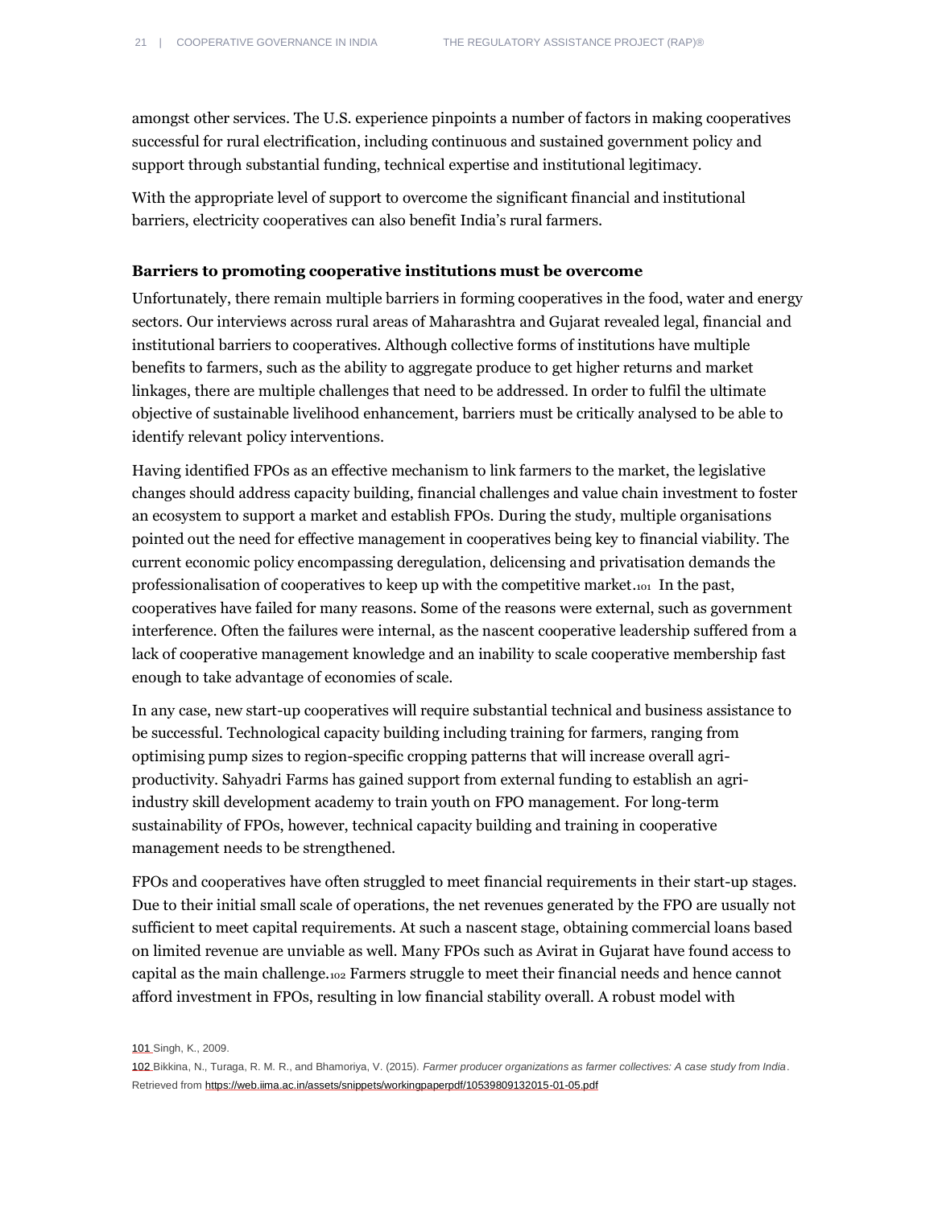amongst other services. The U.S. experience pinpoints a number of factors in making cooperatives successful for rural electrification, including continuous and sustained government policy and support through substantial funding, technical expertise and institutional legitimacy.

With the appropriate level of support to overcome the significant financial and institutional barriers, electricity cooperatives can also benefit India's rural farmers.

### Barriers to promoting cooperative institutions must be overcome

Unfortunately, there remain multiple barriers in forming cooperatives in the food, water and energy sectors. Our interviews across rural areas of Maharashtra and Gujarat revealed legal, financial and institutional barriers to cooperatives. Although collective forms of institutions have multiple benefits to farmers, such as the ability to aggregate produce to get higher returns and market linkages, there are multiple challenges that need to be addressed. In order to fulfil the ultimate objective of sustainable livelihood enhancement, barriers must be critically analysed to be able to identify relevant policy interventions.

Having identified FPOs as an effective mechanism to link farmers to the market, the legislative changes should address capacity building, financial challenges and value chain investment to foster an ecosystem to support a market and establish FPOs. During the study, multiple organisations pointed out the need for effective management in cooperatives being key to financial viability. The current economic policy encompassing deregulation, delicensing and privatisation demands the professionalisation of cooperatives to keep up with the competitive market.[101] In the past, cooperatives have failed for many reasons. Some of the reasons were external, such as government interference. Often the failures were internal, as the nascent cooperative leadership suffered from a lack of cooperative management knowledge and an inability to scale cooperative membership fast enough to take advantage of economies of scale.

In any case, new start-up cooperatives will require substantial technical and business assistance to be successful. Technological capacity building including training for farmers, ranging from optimising pump sizes to region-specific cropping patterns that will increase overall agri-productivity. Sahyadri Farms has gained support from external funding to establish an agri-industry skill development academy to train youth on FPO management. For long-term sustainability of FPOs, however, technical capacity building and training in cooperative management needs to be strengthened.

FPOs and cooperatives have often struggled to meet financial requirements in their start-up stages. Due to their initial small scale of operations, the net revenues generated by the FPO are usually not sufficient to meet capital requirements. At such a nascent stage, obtaining commercial loans based on limited revenue are unviable as well. Many FPOs such as Avirat in Gujarat have found access to capital as the main challenge.[102] Farmers struggle to meet their financial needs and hence cannot afford investment in FPOs, resulting in low financial stability overall. A robust model with

---

101 Singh, K., 2009.

102 Bikkina, N., Turaga, R. M. R., and Bhamoriya, V. (2015). *Farmer producer organizations as farmer collectives: A case study from India*. Retrieved from https://web.iima.ac.in/assets/snippets/workingpaperpdf/10539809132015-01-05.pdf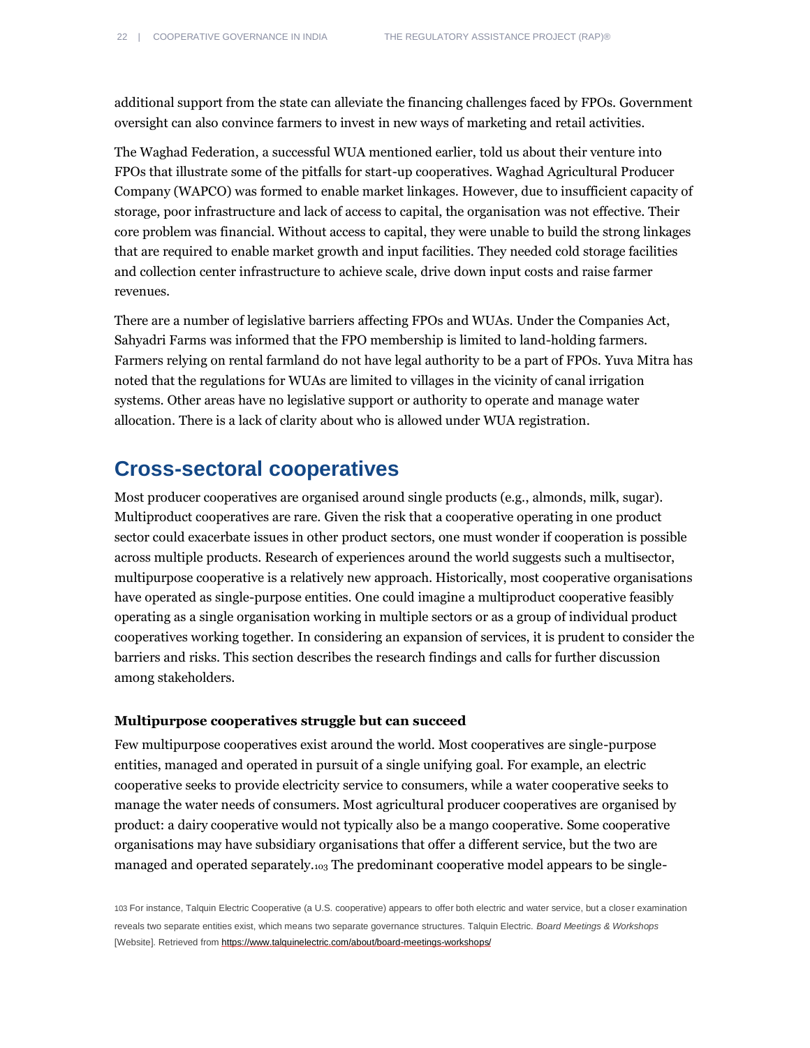additional support from the state can alleviate the financing challenges faced by FPOs. Government oversight can also convince farmers to invest in new ways of marketing and retail activities.

The Waghad Federation, a successful WUA mentioned earlier, told us about their venture into FPOs that illustrate some of the pitfalls for start-up cooperatives. Waghad Agricultural Producer Company (WAPCO) was formed to enable market linkages. However, due to insufficient capacity of storage, poor infrastructure and lack of access to capital, the organisation was not effective. Their core problem was financial. Without access to capital, they were unable to build the strong linkages that are required to enable market growth and input facilities. They needed cold storage facilities and collection center infrastructure to achieve scale, drive down input costs and raise farmer revenues.

There are a number of legislative barriers affecting FPOs and WUAs. Under the Companies Act, Sahyadri Farms was informed that the FPO membership is limited to land-holding farmers. Farmers relying on rental farmland do not have legal authority to be a part of FPOs. Yuva Mitra has noted that the regulations for WUAs are limited to villages in the vicinity of canal irrigation systems. Other areas have no legislative support or authority to operate and manage water allocation. There is a lack of clarity about who is allowed under WUA registration.

## Cross-sectoral cooperatives

Most producer cooperatives are organised around single products (e.g., almonds, milk, sugar). Multiproduct cooperatives are rare. Given the risk that a cooperative operating in one product sector could exacerbate issues in other product sectors, one must wonder if cooperation is possible across multiple products. Research of experiences around the world suggests such a multisector, multipurpose cooperative is a relatively new approach. Historically, most cooperative organisations have operated as single-purpose entities. One could imagine a multiproduct cooperative feasibly operating as a single organisation working in multiple sectors or as a group of individual product cooperatives working together. In considering an expansion of services, it is prudent to consider the barriers and risks. This section describes the research findings and calls for further discussion among stakeholders.

### Multipurpose cooperatives struggle but can succeed

Few multipurpose cooperatives exist around the world. Most cooperatives are single-purpose entities, managed and operated in pursuit of a single unifying goal. For example, an electric cooperative seeks to provide electricity service to consumers, while a water cooperative seeks to manage the water needs of consumers. Most agricultural producer cooperatives are organised by product: a dairy cooperative would not typically also be a mango cooperative. Some cooperative organisations may have subsidiary organisations that offer a different service, but the two are managed and operated separately.[103] The predominant cooperative model appears to be single-

[103] For instance, Talquin Electric Cooperative (a U.S. cooperative) appears to offer both electric and water service, but a closer examination reveals two separate entities exist, which means two separate governance structures. Talquin Electric. *Board Meetings & Workshops* [Website]. Retrieved from https://www.talquinelectric.com/about/board-meetings-workshops/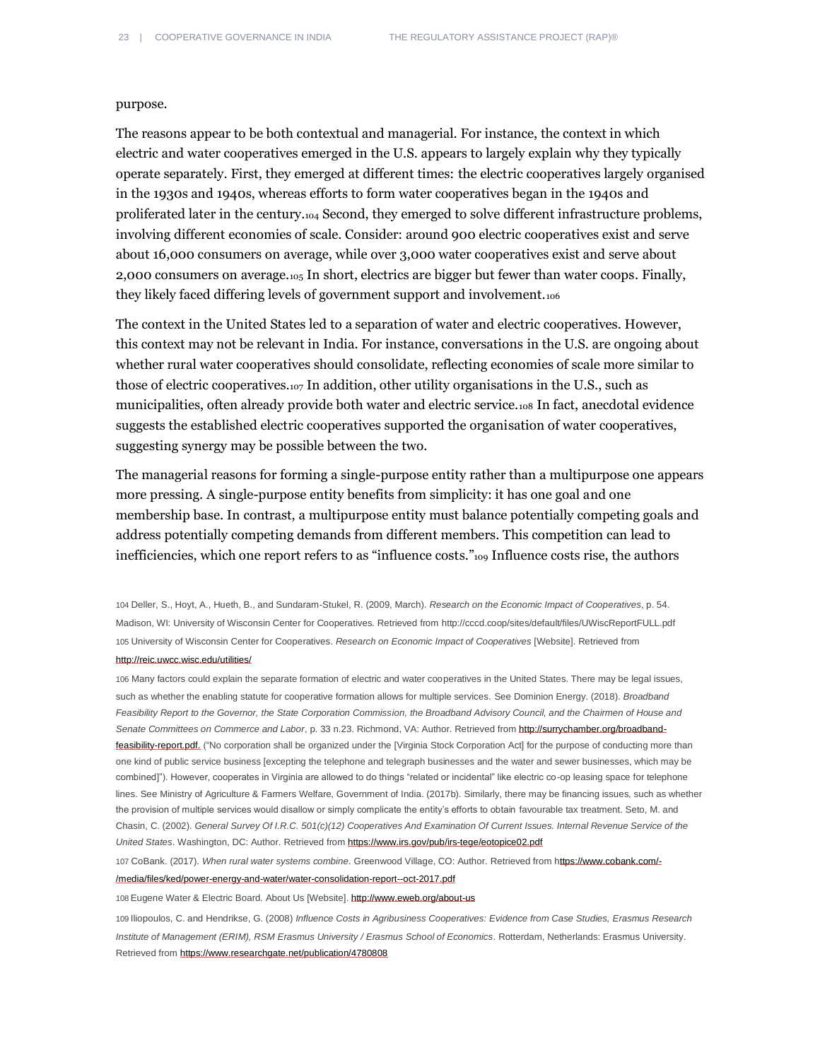purpose.

The reasons appear to be both contextual and managerial. For instance, the context in which electric and water cooperatives emerged in the U.S. appears to largely explain why they typically operate separately. First, they emerged at different times: the electric cooperatives largely organised in the 1930s and 1940s, whereas efforts to form water cooperatives began in the 1940s and proliferated later in the century.[104] Second, they emerged to solve different infrastructure problems, involving different economies of scale. Consider: around 900 electric cooperatives exist and serve about 16,000 consumers on average, while over 3,000 water cooperatives exist and serve about 2,000 consumers on average.[105] In short, electrics are bigger but fewer than water coops. Finally, they likely faced differing levels of government support and involvement.[106]

The context in the United States led to a separation of water and electric cooperatives. However, this context may not be relevant in India. For instance, conversations in the U.S. are ongoing about whether rural water cooperatives should consolidate, reflecting economies of scale more similar to those of electric cooperatives.[107] In addition, other utility organisations in the U.S., such as municipalities, often already provide both water and electric service.[108] In fact, anecdotal evidence suggests the established electric cooperatives supported the organisation of water cooperatives, suggesting synergy may be possible between the two.

The managerial reasons for forming a single-purpose entity rather than a multipurpose one appears more pressing. A single-purpose entity benefits from simplicity: it has one goal and one membership base. In contrast, a multipurpose entity must balance potentially competing goals and address potentially competing demands from different members. This competition can lead to inefficiencies, which one report refers to as "influence costs."[109] Influence costs rise, the authors

---

104 Deller, S., Hoyt, A., Hueth, B., and Sundaram-Stukel, R. (2009, March). *Research on the Economic Impact of Cooperatives*, p. 54. Madison, WI: University of Wisconsin Center for Cooperatives. Retrieved from http://cccd.coop/sites/default/files/UWiscReportFULL.pdf

105 University of Wisconsin Center for Cooperatives. *Research on Economic Impact of Cooperatives* [Website]. Retrieved from http://reic.uwcc.wisc.edu/utilities/

106 Many factors could explain the separate formation of electric and water cooperatives in the United States. There may be legal issues, such as whether the enabling statute for cooperative formation allows for multiple services. See Dominion Energy. (2018). *Broadband Feasibility Report to the Governor, the State Corporation Commission, the Broadband Advisory Council, and the Chairmen of House and Senate Committees on Commerce and Labor*, p. 33 n.23. Richmond, VA: Author. Retrieved from http://surrychamber.org/broadband-feasibility-report.pdf. ("No corporation shall be organized under the [Virginia Stock Corporation Act] for the purpose of conducting more than one kind of public service business [excepting the telephone and telegraph businesses and the water and sewer businesses, which may be combined]"). However, cooperates in Virginia are allowed to do things "related or incidental" like electric co-op leasing space for telephone lines. See Ministry of Agriculture & Farmers Welfare, Government of India. (2017b). Similarly, there may be financing issues, such as whether the provision of multiple services would disallow or simply complicate the entity's efforts to obtain favourable tax treatment. Seto, M. and Chasin, C. (2002). *General Survey Of I.R.C. 501(c)(12) Cooperatives And Examination Of Current Issues. Internal Revenue Service of the United States*. Washington, DC: Author. Retrieved from https://www.irs.gov/pub/irs-tege/eotopice02.pdf

107 CoBank. (2017). *When rural water systems combine*. Greenwood Village, CO: Author. Retrieved from https://www.cobank.com/-/media/files/ked/power-energy-and-water/water-consolidation-report--oct-2017.pdf

108 Eugene Water & Electric Board. About Us [Website]. http://www.eweb.org/about-us

109 Iliopoulos, C. and Hendrikse, G. (2008) *Influence Costs in Agribusiness Cooperatives: Evidence from Case Studies, Erasmus Research Institute of Management (ERIM), RSM Erasmus University / Erasmus School of Economics*. Rotterdam, Netherlands: Erasmus University. Retrieved from https://www.researchgate.net/publication/4780808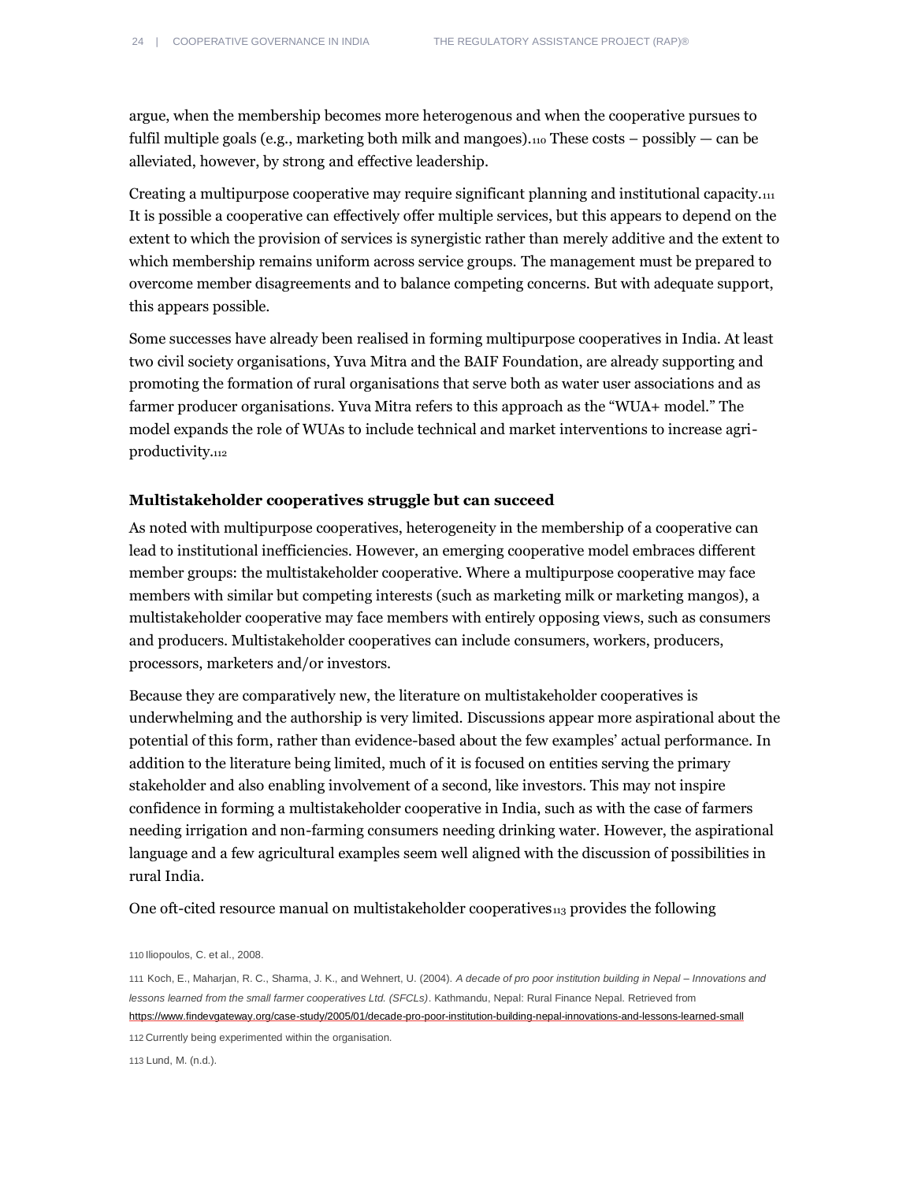argue, when the membership becomes more heterogenous and when the cooperative pursues to fulfil multiple goals (e.g., marketing both milk and mangoes).[110] These costs – possibly — can be alleviated, however, by strong and effective leadership.

Creating a multipurpose cooperative may require significant planning and institutional capacity.[111] It is possible a cooperative can effectively offer multiple services, but this appears to depend on the extent to which the provision of services is synergistic rather than merely additive and the extent to which membership remains uniform across service groups. The management must be prepared to overcome member disagreements and to balance competing concerns. But with adequate support, this appears possible.

Some successes have already been realised in forming multipurpose cooperatives in India. At least two civil society organisations, Yuva Mitra and the BAIF Foundation, are already supporting and promoting the formation of rural organisations that serve both as water user associations and as farmer producer organisations. Yuva Mitra refers to this approach as the "WUA+ model." The model expands the role of WUAs to include technical and market interventions to increase agri-productivity.[112]

### Multistakeholder cooperatives struggle but can succeed

As noted with multipurpose cooperatives, heterogeneity in the membership of a cooperative can lead to institutional inefficiencies. However, an emerging cooperative model embraces different member groups: the multistakeholder cooperative. Where a multipurpose cooperative may face members with similar but competing interests (such as marketing milk or marketing mangos), a multistakeholder cooperative may face members with entirely opposing views, such as consumers and producers. Multistakeholder cooperatives can include consumers, workers, producers, processors, marketers and/or investors.

Because they are comparatively new, the literature on multistakeholder cooperatives is underwhelming and the authorship is very limited. Discussions appear more aspirational about the potential of this form, rather than evidence-based about the few examples' actual performance. In addition to the literature being limited, much of it is focused on entities serving the primary stakeholder and also enabling involvement of a second, like investors. This may not inspire confidence in forming a multistakeholder cooperative in India, such as with the case of farmers needing irrigation and non-farming consumers needing drinking water. However, the aspirational language and a few agricultural examples seem well aligned with the discussion of possibilities in rural India.

One oft-cited resource manual on multistakeholder cooperatives[113] provides the following

---

110 Iliopoulos, C. et al., 2008.

111 Koch, E., Maharjan, R. C., Sharma, J. K., and Wehnert, U. (2004). *A decade of pro poor institution building in Nepal – Innovations and lessons learned from the small farmer cooperatives Ltd. (SFCLs)*. Kathmandu, Nepal: Rural Finance Nepal. Retrieved from https://www.findevgateway.org/case-study/2005/01/decade-pro-poor-institution-building-nepal-innovations-and-lessons-learned-small

112 Currently being experimented within the organisation.

113 Lund, M. (n.d.).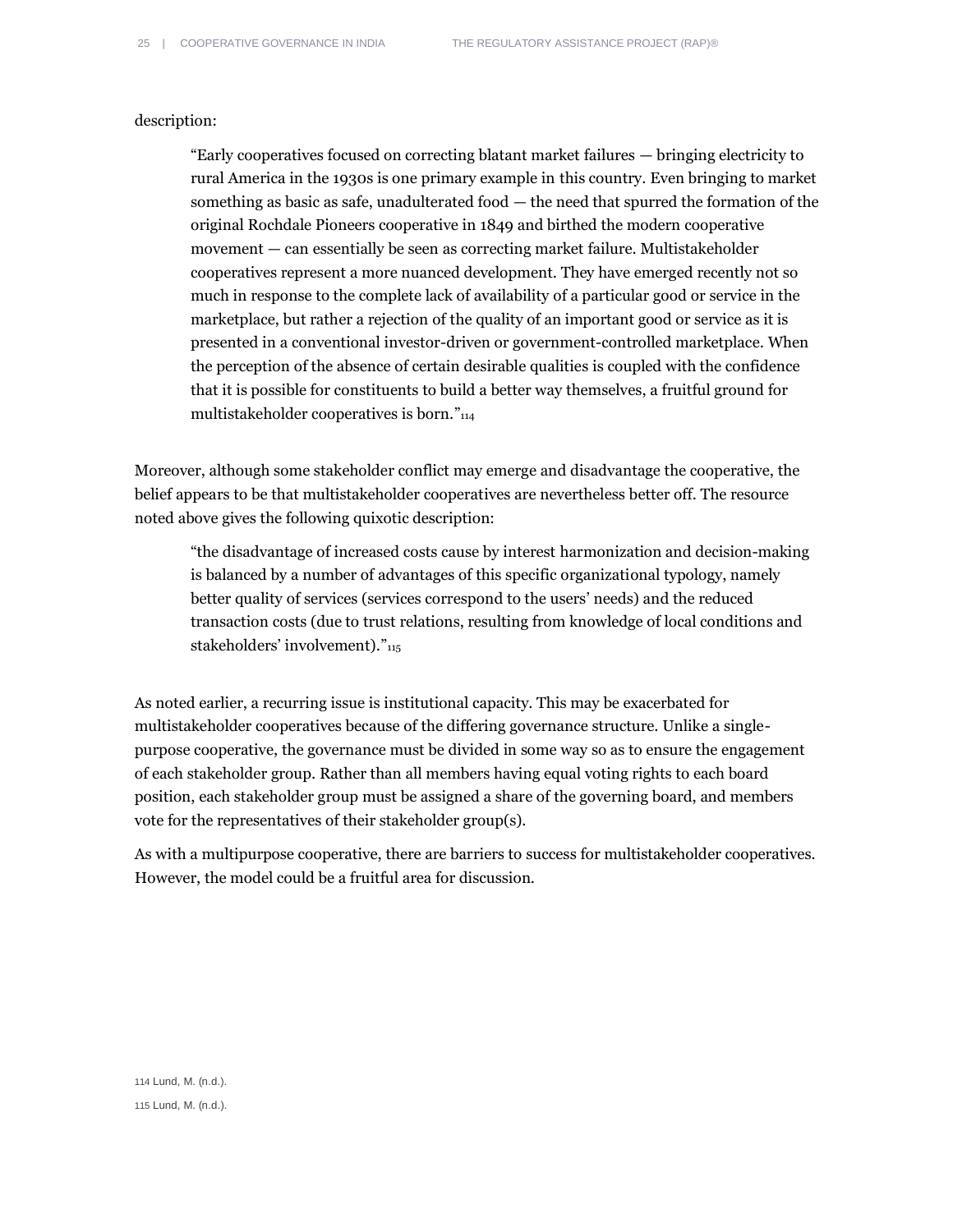description:

> "Early cooperatives focused on correcting blatant market failures — bringing electricity to rural America in the 1930s is one primary example in this country. Even bringing to market something as basic as safe, unadulterated food — the need that spurred the formation of the original Rochdale Pioneers cooperative in 1849 and birthed the modern cooperative movement — can essentially be seen as correcting market failure. Multistakeholder cooperatives represent a more nuanced development. They have emerged recently not so much in response to the complete lack of availability of a particular good or service in the marketplace, but rather a rejection of the quality of an important good or service as it is presented in a conventional investor-driven or government-controlled marketplace. When the perception of the absence of certain desirable qualities is coupled with the confidence that it is possible for constituents to build a better way themselves, a fruitful ground for multistakeholder cooperatives is born."[114]

Moreover, although some stakeholder conflict may emerge and disadvantage the cooperative, the belief appears to be that multistakeholder cooperatives are nevertheless better off. The resource noted above gives the following quixotic description:

> "the disadvantage of increased costs cause by interest harmonization and decision-making is balanced by a number of advantages of this specific organizational typology, namely better quality of services (services correspond to the users' needs) and the reduced transaction costs (due to trust relations, resulting from knowledge of local conditions and stakeholders' involvement)."[115]

As noted earlier, a recurring issue is institutional capacity. This may be exacerbated for multistakeholder cooperatives because of the differing governance structure. Unlike a single-purpose cooperative, the governance must be divided in some way so as to ensure the engagement of each stakeholder group. Rather than all members having equal voting rights to each board position, each stakeholder group must be assigned a share of the governing board, and members vote for the representatives of their stakeholder group(s).

As with a multipurpose cooperative, there are barriers to success for multistakeholder cooperatives. However, the model could be a fruitful area for discussion.

114 Lund, M. (n.d.).

115 Lund, M. (n.d.).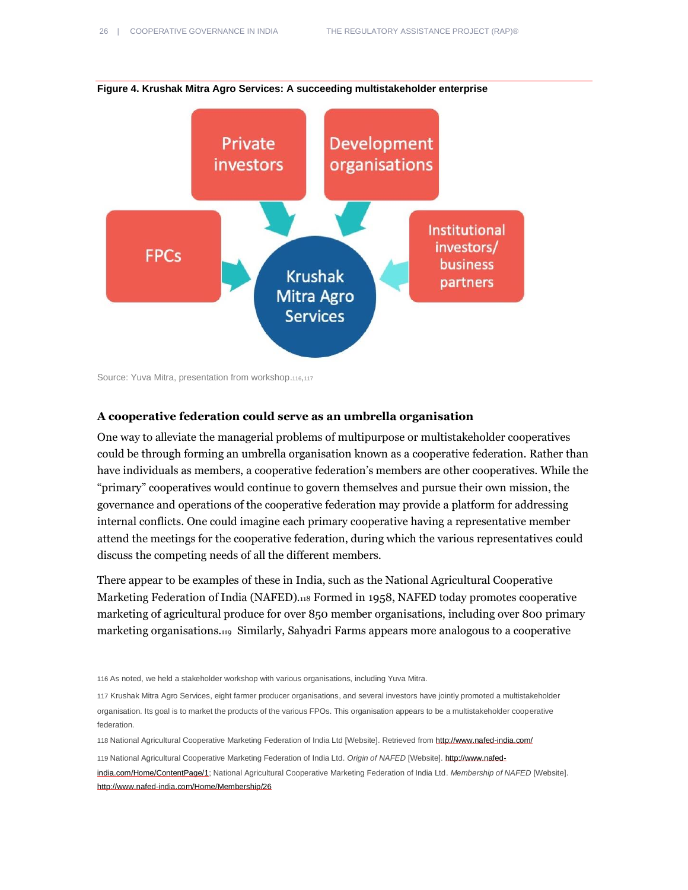**Figure 4. Krushak Mitra Agro Services: A succeeding multistakeholder enterprise**

Source: Yuva Mitra, presentation from workshop.[116,117]

### A cooperative federation could serve as an umbrella organisation

One way to alleviate the managerial problems of multipurpose or multistakeholder cooperatives could be through forming an umbrella organisation known as a cooperative federation. Rather than have individuals as members, a cooperative federation's members are other cooperatives. While the "primary" cooperatives would continue to govern themselves and pursue their own mission, the governance and operations of the cooperative federation may provide a platform for addressing internal conflicts. One could imagine each primary cooperative having a representative member attend the meetings for the cooperative federation, during which the various representatives could discuss the competing needs of all the different members.

There appear to be examples of these in India, such as the National Agricultural Cooperative Marketing Federation of India (NAFED).[118] Formed in 1958, NAFED today promotes cooperative marketing of agricultural produce for over 850 member organisations, including over 800 primary marketing organisations.[119] Similarly, Sahyadri Farms appears more analogous to a cooperative

116 As noted, we held a stakeholder workshop with various organisations, including Yuva Mitra.

117 Krushak Mitra Agro Services, eight farmer producer organisations, and several investors have jointly promoted a multistakeholder organisation. Its goal is to market the products of the various FPOs. This organisation appears to be a multistakeholder cooperative federation.

118 National Agricultural Cooperative Marketing Federation of India Ltd [Website]. Retrieved from http://www.nafed-india.com/

119 National Agricultural Cooperative Marketing Federation of India Ltd. *Origin of NAFED* [Website]. http://www.nafed-india.com/Home/ContentPage/1; National Agricultural Cooperative Marketing Federation of India Ltd. *Membership of NAFED* [Website]. http://www.nafed-india.com/Home/Membership/26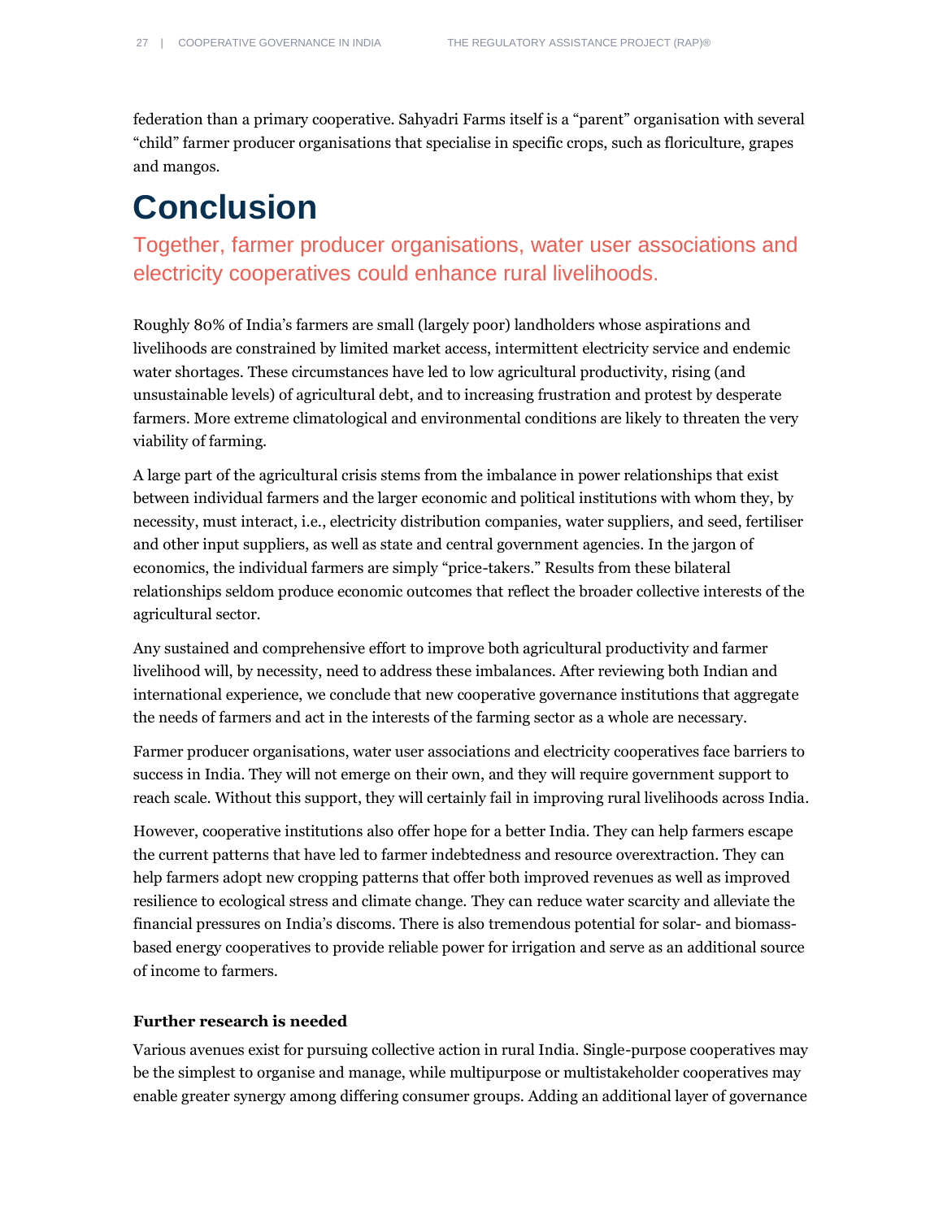federation than a primary cooperative. Sahyadri Farms itself is a "parent" organisation with several "child" farmer producer organisations that specialise in specific crops, such as floriculture, grapes and mangos.

# Conclusion

## Together, farmer producer organisations, water user associations and electricity cooperatives could enhance rural livelihoods.

Roughly 80% of India's farmers are small (largely poor) landholders whose aspirations and livelihoods are constrained by limited market access, intermittent electricity service and endemic water shortages. These circumstances have led to low agricultural productivity, rising (and unsustainable levels) of agricultural debt, and to increasing frustration and protest by desperate farmers. More extreme climatological and environmental conditions are likely to threaten the very viability of farming.

A large part of the agricultural crisis stems from the imbalance in power relationships that exist between individual farmers and the larger economic and political institutions with whom they, by necessity, must interact, i.e., electricity distribution companies, water suppliers, and seed, fertiliser and other input suppliers, as well as state and central government agencies. In the jargon of economics, the individual farmers are simply "price-takers." Results from these bilateral relationships seldom produce economic outcomes that reflect the broader collective interests of the agricultural sector.

Any sustained and comprehensive effort to improve both agricultural productivity and farmer livelihood will, by necessity, need to address these imbalances. After reviewing both Indian and international experience, we conclude that new cooperative governance institutions that aggregate the needs of farmers and act in the interests of the farming sector as a whole are necessary.

Farmer producer organisations, water user associations and electricity cooperatives face barriers to success in India. They will not emerge on their own, and they will require government support to reach scale. Without this support, they will certainly fail in improving rural livelihoods across India.

However, cooperative institutions also offer hope for a better India. They can help farmers escape the current patterns that have led to farmer indebtedness and resource overextraction. They can help farmers adopt new cropping patterns that offer both improved revenues as well as improved resilience to ecological stress and climate change. They can reduce water scarcity and alleviate the financial pressures on India's discoms. There is also tremendous potential for solar- and biomass-based energy cooperatives to provide reliable power for irrigation and serve as an additional source of income to farmers.

**Further research is needed**

Various avenues exist for pursuing collective action in rural India. Single-purpose cooperatives may be the simplest to organise and manage, while multipurpose or multistakeholder cooperatives may enable greater synergy among differing consumer groups. Adding an additional layer of governance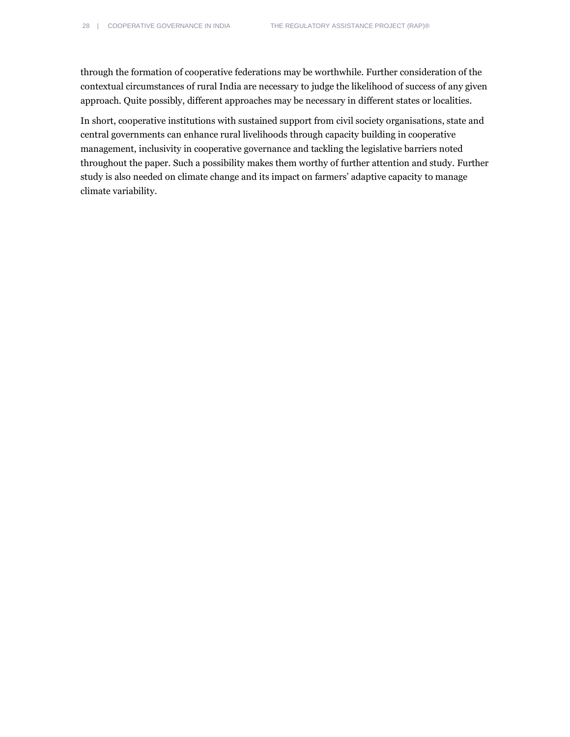through the formation of cooperative federations may be worthwhile. Further consideration of the contextual circumstances of rural India are necessary to judge the likelihood of success of any given approach. Quite possibly, different approaches may be necessary in different states or localities.

In short, cooperative institutions with sustained support from civil society organisations, state and central governments can enhance rural livelihoods through capacity building in cooperative management, inclusivity in cooperative governance and tackling the legislative barriers noted throughout the paper. Such a possibility makes them worthy of further attention and study. Further study is also needed on climate change and its impact on farmers' adaptive capacity to manage climate variability.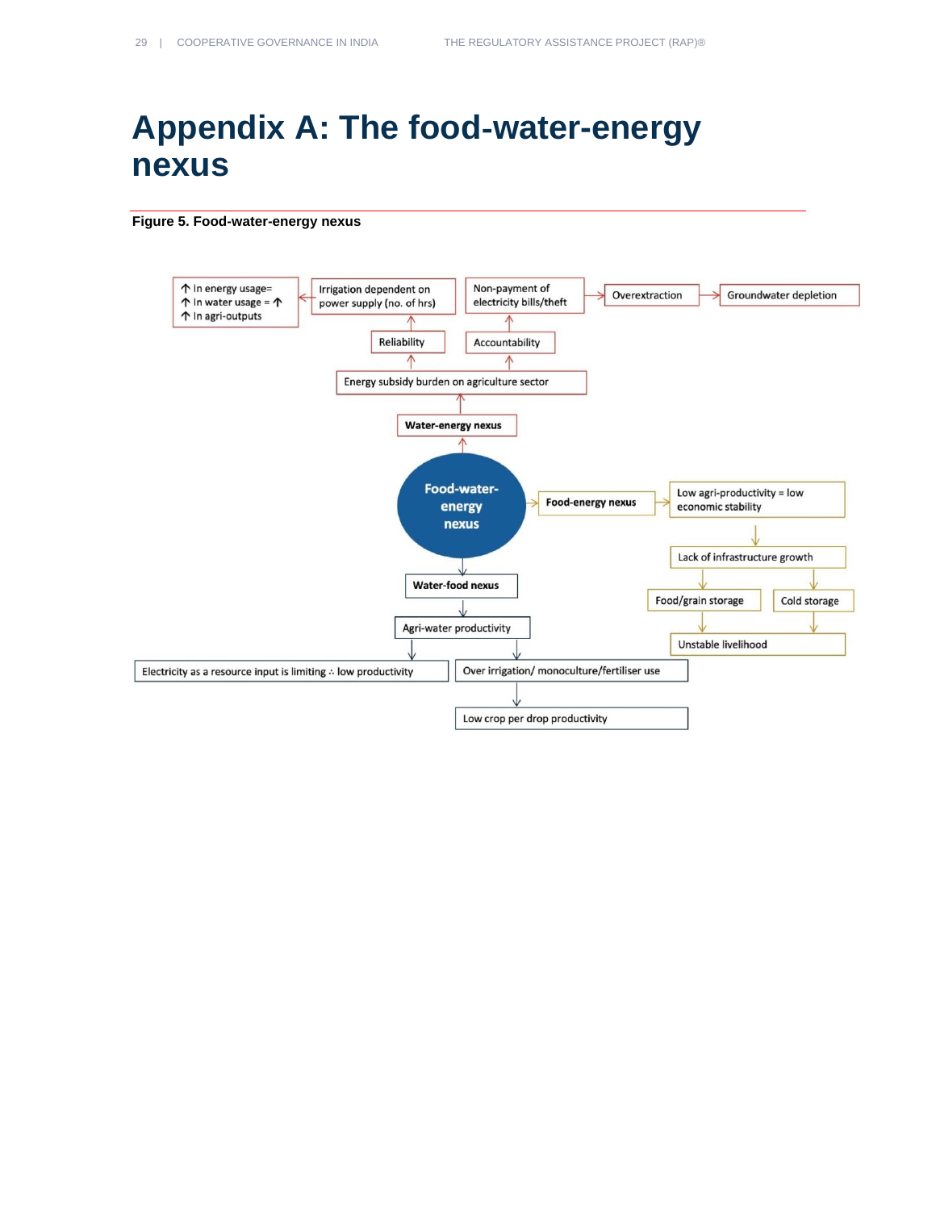# Appendix A: The food-water-energy nexus

**Figure 5. Food-water-energy nexus**

**Food-water-energy nexus**

**Water-energy nexus**

- Energy subsidy burden on agriculture sector
  - Reliability
    - Irrigation dependent on power supply (no. of hrs)
      - ↑ In energy usage= ↑ In water usage = ↑ In agri-outputs
  - Accountability
    - Non-payment of electricity bills/theft
      - Overextraction
        - Groundwater depletion

**Food-energy nexus**

- Low agri-productivity = low economic stability
  - Lack of infrastructure growth
    - Food/grain storage
    - Cold storage
      - Unstable livelihood

**Water-food nexus**

- Agri-water productivity
  - Electricity as a resource input is limiting ∴ low productivity
  - Over irrigation/ monoculture/fertiliser use
    - Low crop per drop productivity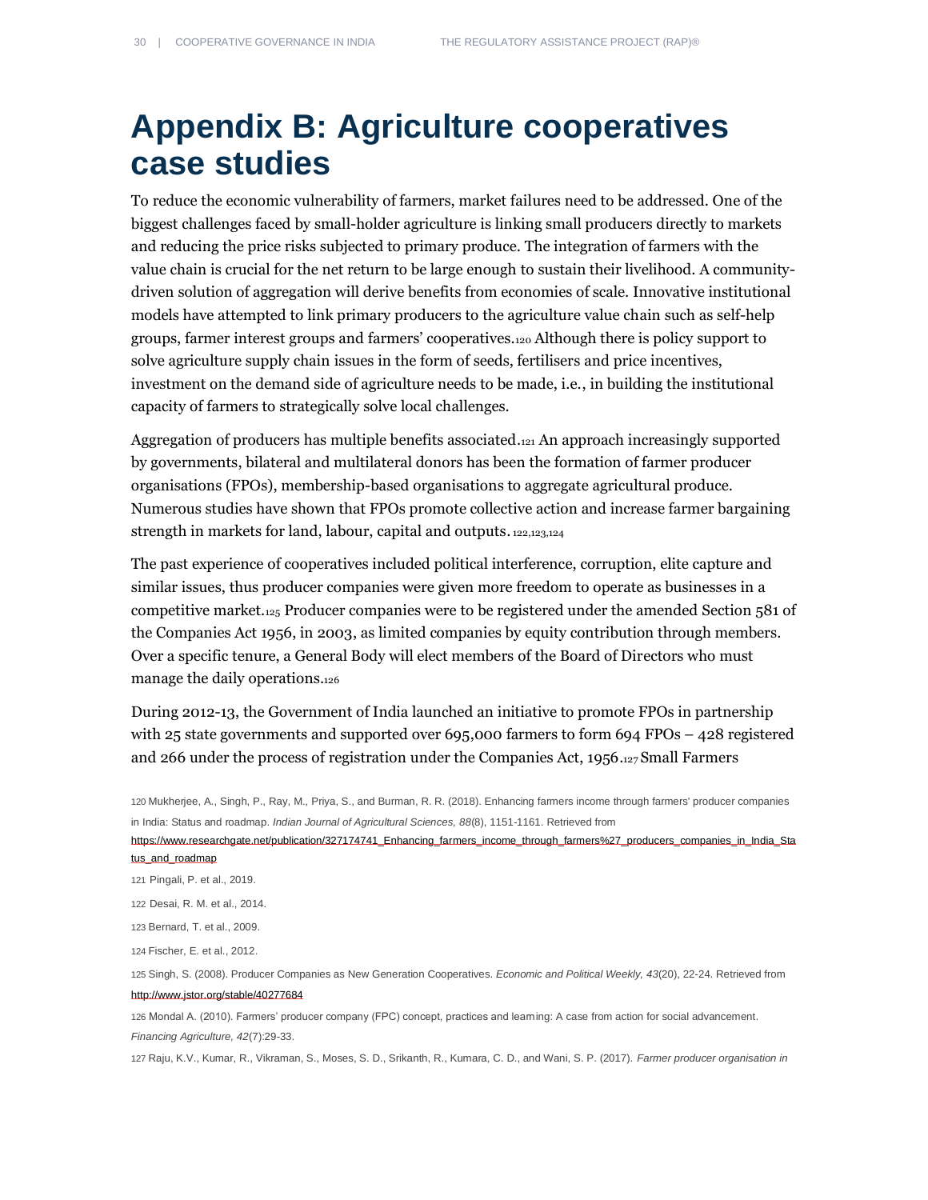# Appendix B: Agriculture cooperatives case studies

To reduce the economic vulnerability of farmers, market failures need to be addressed. One of the biggest challenges faced by small-holder agriculture is linking small producers directly to markets and reducing the price risks subjected to primary produce. The integration of farmers with the value chain is crucial for the net return to be large enough to sustain their livelihood. A community-driven solution of aggregation will derive benefits from economies of scale. Innovative institutional models have attempted to link primary producers to the agriculture value chain such as self-help groups, farmer interest groups and farmers' cooperatives.[120] Although there is policy support to solve agriculture supply chain issues in the form of seeds, fertilisers and price incentives, investment on the demand side of agriculture needs to be made, i.e., in building the institutional capacity of farmers to strategically solve local challenges.

Aggregation of producers has multiple benefits associated.[121] An approach increasingly supported by governments, bilateral and multilateral donors has been the formation of farmer producer organisations (FPOs), membership-based organisations to aggregate agricultural produce. Numerous studies have shown that FPOs promote collective action and increase farmer bargaining strength in markets for land, labour, capital and outputs.[122,123,124]

The past experience of cooperatives included political interference, corruption, elite capture and similar issues, thus producer companies were given more freedom to operate as businesses in a competitive market.[125] Producer companies were to be registered under the amended Section 581 of the Companies Act 1956, in 2003, as limited companies by equity contribution through members. Over a specific tenure, a General Body will elect members of the Board of Directors who must manage the daily operations.[126]

During 2012-13, the Government of India launched an initiative to promote FPOs in partnership with 25 state governments and supported over 695,000 farmers to form 694 FPOs – 428 registered and 266 under the process of registration under the Companies Act, 1956.[127] Small Farmers

120 Mukherjee, A., Singh, P., Ray, M., Priya, S., and Burman, R. R. (2018). Enhancing farmers income through farmers' producer companies in India: Status and roadmap. *Indian Journal of Agricultural Sciences, 88*(8), 1151-1161. Retrieved from https://www.researchgate.net/publication/327174741_Enhancing_farmers_income_through_farmers%27_producers_companies_in_India_Status_and_roadmap

121 Pingali, P. et al., 2019.

122 Desai, R. M. et al., 2014.

123 Bernard, T. et al., 2009.

124 Fischer, E. et al., 2012.

125 Singh, S. (2008). Producer Companies as New Generation Cooperatives. *Economic and Political Weekly, 43*(20), 22-24. Retrieved from http://www.jstor.org/stable/40277684

126 Mondal A. (2010). Farmers' producer company (FPC) concept, practices and learning: A case from action for social advancement. *Financing Agriculture, 42*(7):29-33.

127 Raju, K.V., Kumar, R., Vikraman, S., Moses, S. D., Srikanth, R., Kumara, C. D., and Wani, S. P. (2017). *Farmer producer organisation in*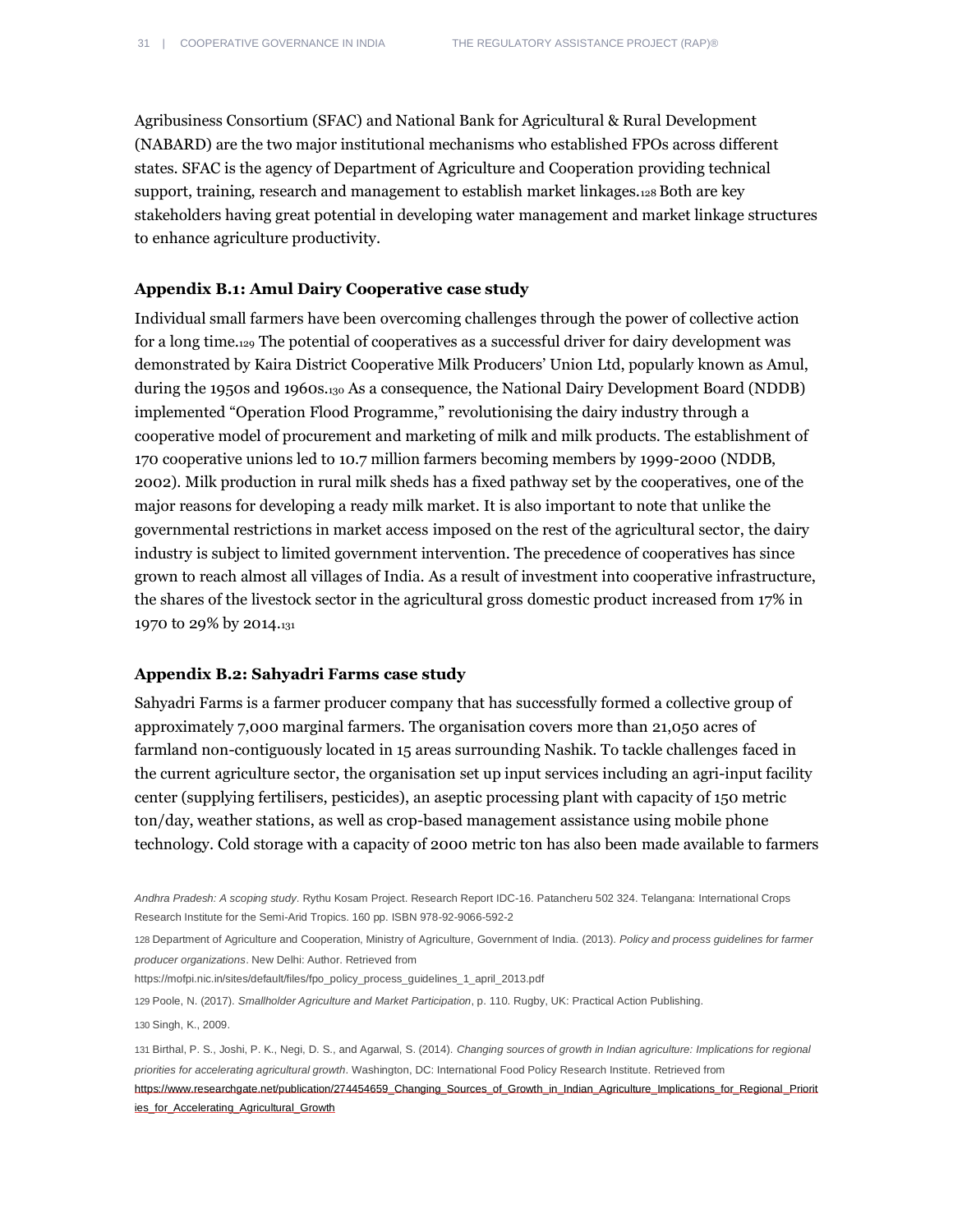Agribusiness Consortium (SFAC) and National Bank for Agricultural & Rural Development (NABARD) are the two major institutional mechanisms who established FPOs across different states. SFAC is the agency of Department of Agriculture and Cooperation providing technical support, training, research and management to establish market linkages.[128] Both are key stakeholders having great potential in developing water management and market linkage structures to enhance agriculture productivity.

### Appendix B.1: Amul Dairy Cooperative case study

Individual small farmers have been overcoming challenges through the power of collective action for a long time.[129] The potential of cooperatives as a successful driver for dairy development was demonstrated by Kaira District Cooperative Milk Producers' Union Ltd, popularly known as Amul, during the 1950s and 1960s.[130] As a consequence, the National Dairy Development Board (NDDB) implemented "Operation Flood Programme," revolutionising the dairy industry through a cooperative model of procurement and marketing of milk and milk products. The establishment of 170 cooperative unions led to 10.7 million farmers becoming members by 1999-2000 (NDDB, 2002). Milk production in rural milk sheds has a fixed pathway set by the cooperatives, one of the major reasons for developing a ready milk market. It is also important to note that unlike the governmental restrictions in market access imposed on the rest of the agricultural sector, the dairy industry is subject to limited government intervention. The precedence of cooperatives has since grown to reach almost all villages of India. As a result of investment into cooperative infrastructure, the shares of the livestock sector in the agricultural gross domestic product increased from 17% in 1970 to 29% by 2014.[131]

### Appendix B.2: Sahyadri Farms case study

Sahyadri Farms is a farmer producer company that has successfully formed a collective group of approximately 7,000 marginal farmers. The organisation covers more than 21,050 acres of farmland non-contiguously located in 15 areas surrounding Nashik. To tackle challenges faced in the current agriculture sector, the organisation set up input services including an agri-input facility center (supplying fertilisers, pesticides), an aseptic processing plant with capacity of 150 metric ton/day, weather stations, as well as crop-based management assistance using mobile phone technology. Cold storage with a capacity of 2000 metric ton has also been made available to farmers

---

*Andhra Pradesh: A scoping study*. Rythu Kosam Project. Research Report IDC-16. Patancheru 502 324. Telangana: International Crops Research Institute for the Semi-Arid Tropics. 160 pp. ISBN 978-92-9066-592-2

128 Department of Agriculture and Cooperation, Ministry of Agriculture, Government of India. (2013). *Policy and process guidelines for farmer producer organizations*. New Delhi: Author. Retrieved from https://mofpi.nic.in/sites/default/files/fpo_policy_process_guidelines_1_april_2013.pdf

129 Poole, N. (2017). *Smallholder Agriculture and Market Participation*, p. 110. Rugby, UK: Practical Action Publishing.

130 Singh, K., 2009.

131 Birthal, P. S., Joshi, P. K., Negi, D. S., and Agarwal, S. (2014). *Changing sources of growth in Indian agriculture: Implications for regional priorities for accelerating agricultural growth*. Washington, DC: International Food Policy Research Institute. Retrieved from https://www.researchgate.net/publication/274454659_Changing_Sources_of_Growth_in_Indian_Agriculture_Implications_for_Regional_Priorities_for_Accelerating_Agricultural_Growth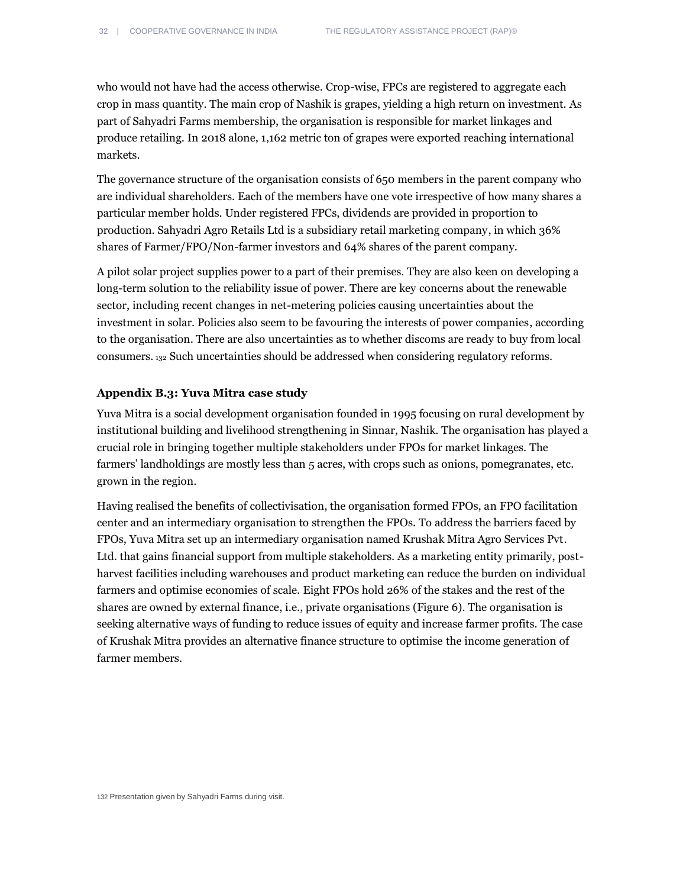who would not have had the access otherwise. Crop-wise, FPCs are registered to aggregate each crop in mass quantity. The main crop of Nashik is grapes, yielding a high return on investment. As part of Sahyadri Farms membership, the organisation is responsible for market linkages and produce retailing. In 2018 alone, 1,162 metric ton of grapes were exported reaching international markets.

The governance structure of the organisation consists of 650 members in the parent company who are individual shareholders. Each of the members have one vote irrespective of how many shares a particular member holds. Under registered FPCs, dividends are provided in proportion to production. Sahyadri Agro Retails Ltd is a subsidiary retail marketing company, in which 36% shares of Farmer/FPO/Non-farmer investors and 64% shares of the parent company.

A pilot solar project supplies power to a part of their premises. They are also keen on developing a long-term solution to the reliability issue of power. There are key concerns about the renewable sector, including recent changes in net-metering policies causing uncertainties about the investment in solar. Policies also seem to be favouring the interests of power companies, according to the organisation. There are also uncertainties as to whether discoms are ready to buy from local consumers.[132] Such uncertainties should be addressed when considering regulatory reforms.

### Appendix B.3: Yuva Mitra case study

Yuva Mitra is a social development organisation founded in 1995 focusing on rural development by institutional building and livelihood strengthening in Sinnar, Nashik. The organisation has played a crucial role in bringing together multiple stakeholders under FPOs for market linkages. The farmers' landholdings are mostly less than 5 acres, with crops such as onions, pomegranates, etc. grown in the region.

Having realised the benefits of collectivisation, the organisation formed FPOs, an FPO facilitation center and an intermediary organisation to strengthen the FPOs. To address the barriers faced by FPOs, Yuva Mitra set up an intermediary organisation named Krushak Mitra Agro Services Pvt. Ltd. that gains financial support from multiple stakeholders. As a marketing entity primarily, post-harvest facilities including warehouses and product marketing can reduce the burden on individual farmers and optimise economies of scale. Eight FPOs hold 26% of the stakes and the rest of the shares are owned by external finance, i.e., private organisations (Figure 6). The organisation is seeking alternative ways of funding to reduce issues of equity and increase farmer profits. The case of Krushak Mitra provides an alternative finance structure to optimise the income generation of farmer members.

132 Presentation given by Sahyadri Farms during visit.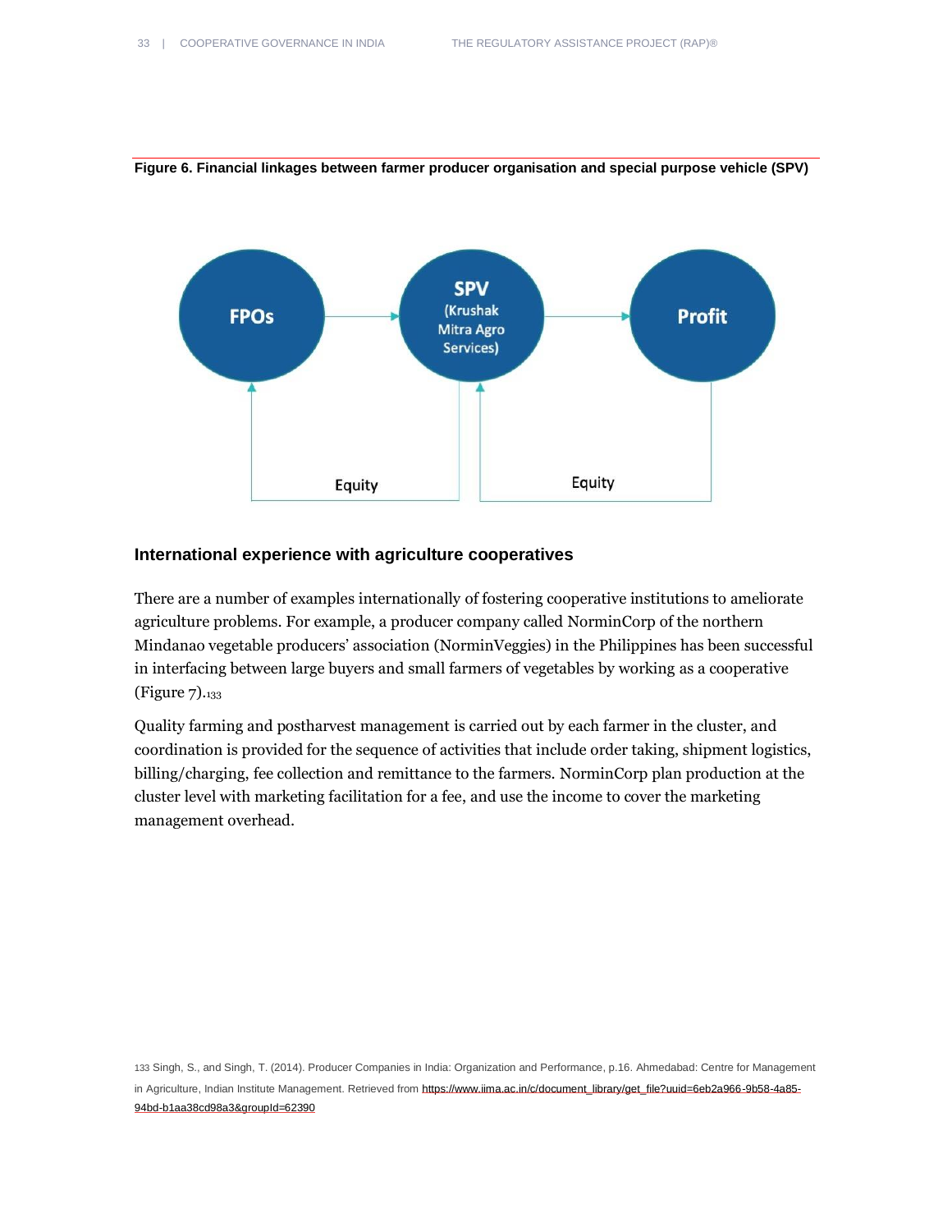**Figure 6. Financial linkages between farmer producer organisation and special purpose vehicle (SPV)**

## International experience with agriculture cooperatives

There are a number of examples internationally of fostering cooperative institutions to ameliorate agriculture problems. For example, a producer company called NorminCorp of the northern Mindanao vegetable producers' association (NorminVeggies) in the Philippines has been successful in interfacing between large buyers and small farmers of vegetables by working as a cooperative (Figure 7).[133]

Quality farming and postharvest management is carried out by each farmer in the cluster, and coordination is provided for the sequence of activities that include order taking, shipment logistics, billing/charging, fee collection and remittance to the farmers. NorminCorp plan production at the cluster level with marketing facilitation for a fee, and use the income to cover the marketing management overhead.

[133] Singh, S., and Singh, T. (2014). Producer Companies in India: Organization and Performance, p.16. Ahmedabad: Centre for Management in Agriculture, Indian Institute Management. Retrieved from https://www.iima.ac.in/c/document_library/get_file?uuid=6eb2a966-9b58-4a85-94bd-b1aa38cd98a3&groupId=62390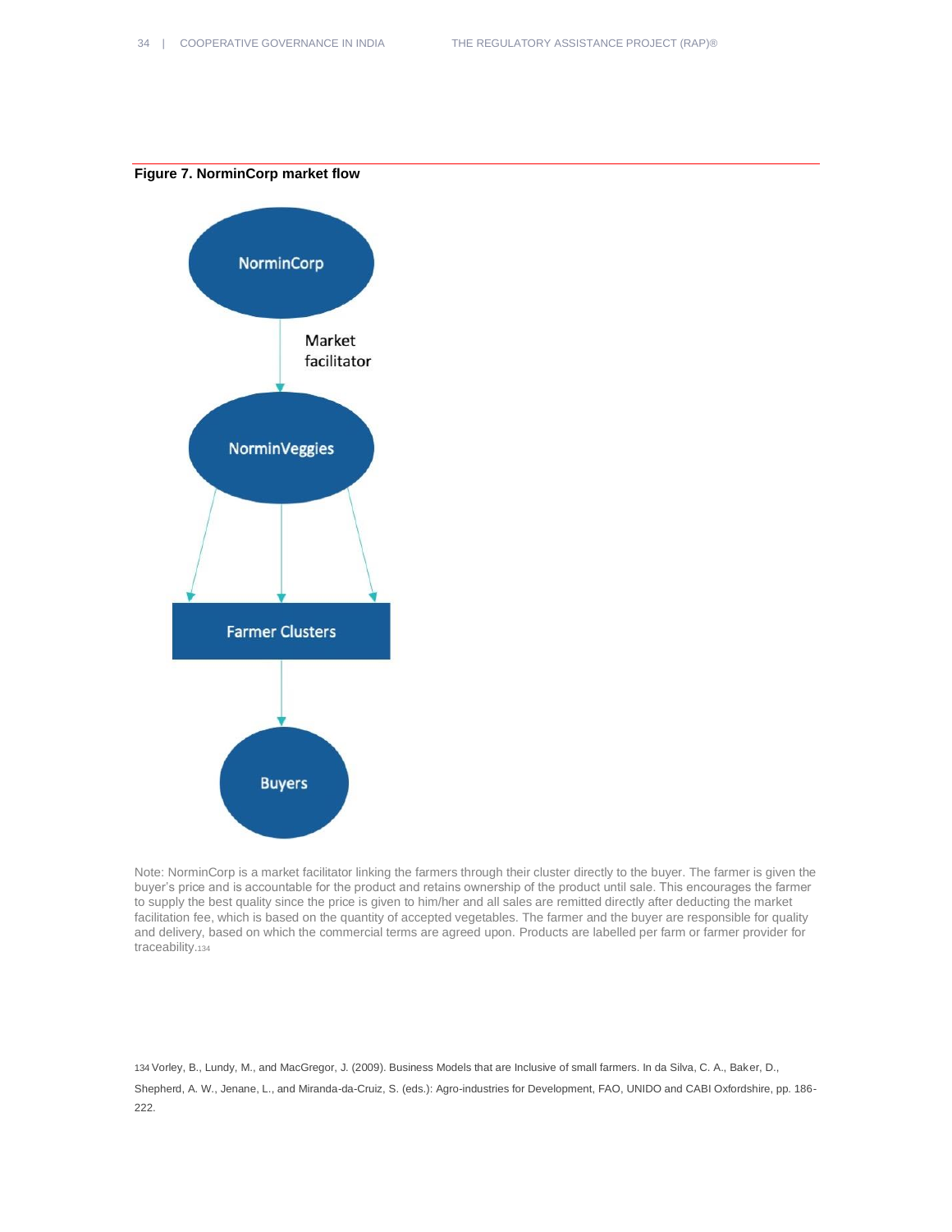**Figure 7. NorminCorp market flow**

NorminCorp

Market facilitator

NorminVeggies

Farmer Clusters

Buyers

Note: NorminCorp is a market facilitator linking the farmers through their cluster directly to the buyer. The farmer is given the buyer's price and is accountable for the product and retains ownership of the product until sale. This encourages the farmer to supply the best quality since the price is given to him/her and all sales are remitted directly after deducting the market facilitation fee, which is based on the quantity of accepted vegetables. The farmer and the buyer are responsible for quality and delivery, based on which the commercial terms are agreed upon. Products are labelled per farm or farmer provider for traceability.[134]

[134] Vorley, B., Lundy, M., and MacGregor, J. (2009). Business Models that are Inclusive of small farmers. In da Silva, C. A., Baker, D., Shepherd, A. W., Jenane, L., and Miranda-da-Cruiz, S. (eds.): Agro-industries for Development, FAO, UNIDO and CABI Oxfordshire, pp. 186-222.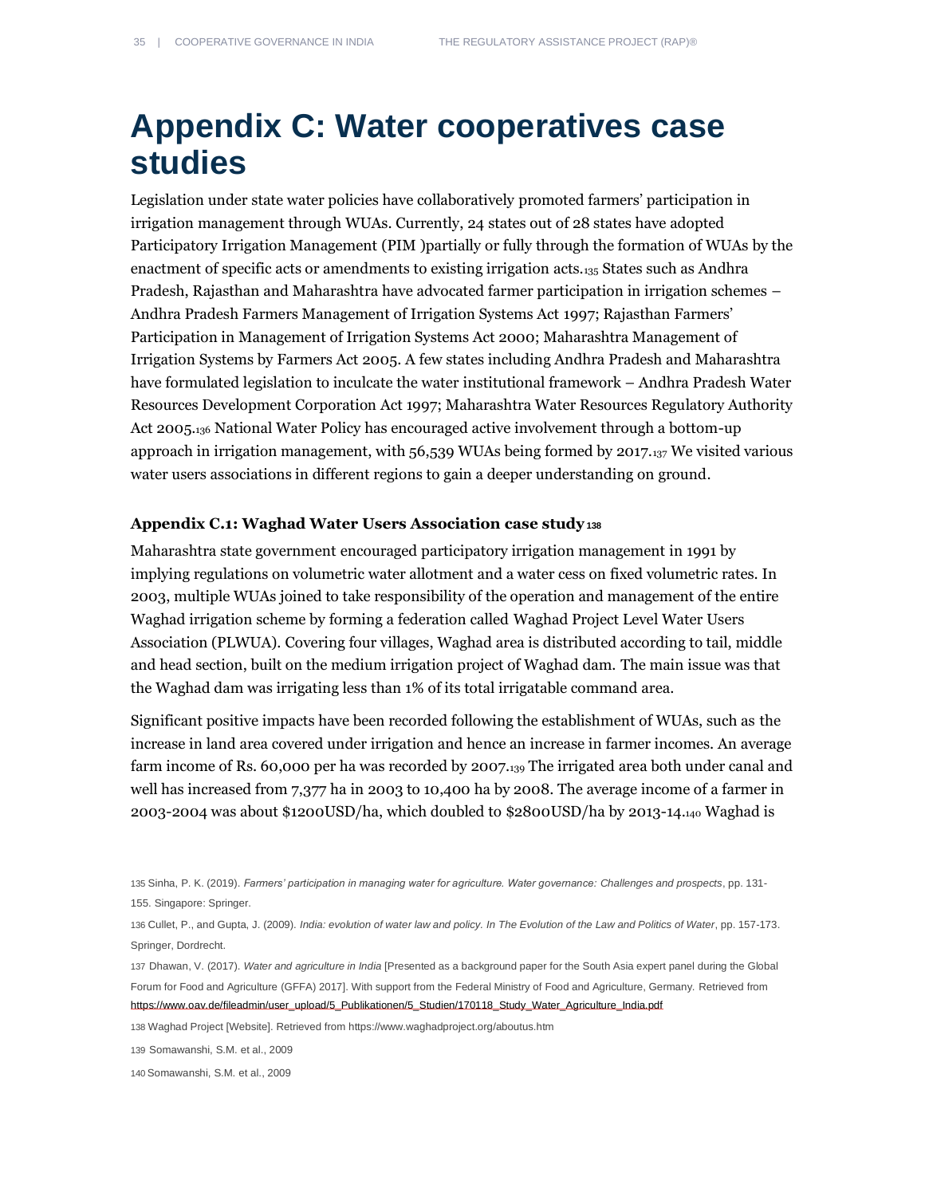# Appendix C: Water cooperatives case studies

Legislation under state water policies have collaboratively promoted farmers' participation in irrigation management through WUAs. Currently, 24 states out of 28 states have adopted Participatory Irrigation Management (PIM )partially or fully through the formation of WUAs by the enactment of specific acts or amendments to existing irrigation acts.[135] States such as Andhra Pradesh, Rajasthan and Maharashtra have advocated farmer participation in irrigation schemes – Andhra Pradesh Farmers Management of Irrigation Systems Act 1997; Rajasthan Farmers' Participation in Management of Irrigation Systems Act 2000; Maharashtra Management of Irrigation Systems by Farmers Act 2005. A few states including Andhra Pradesh and Maharashtra have formulated legislation to inculcate the water institutional framework – Andhra Pradesh Water Resources Development Corporation Act 1997; Maharashtra Water Resources Regulatory Authority Act 2005.[136] National Water Policy has encouraged active involvement through a bottom-up approach in irrigation management, with 56,539 WUAs being formed by 2017.[137] We visited various water users associations in different regions to gain a deeper understanding on ground.

### Appendix C.1: Waghad Water Users Association case study[138]

Maharashtra state government encouraged participatory irrigation management in 1991 by implying regulations on volumetric water allotment and a water cess on fixed volumetric rates. In 2003, multiple WUAs joined to take responsibility of the operation and management of the entire Waghad irrigation scheme by forming a federation called Waghad Project Level Water Users Association (PLWUA). Covering four villages, Waghad area is distributed according to tail, middle and head section, built on the medium irrigation project of Waghad dam. The main issue was that the Waghad dam was irrigating less than 1% of its total irrigatable command area.

Significant positive impacts have been recorded following the establishment of WUAs, such as the increase in land area covered under irrigation and hence an increase in farmer incomes. An average farm income of Rs. 60,000 per ha was recorded by 2007.[139] The irrigated area both under canal and well has increased from 7,377 ha in 2003 to 10,400 ha by 2008. The average income of a farmer in 2003-2004 was about $1200USD/ha, which doubled to $2800USD/ha by 2013-14.[140] Waghad is

135 Sinha, P. K. (2019). *Farmers' participation in managing water for agriculture. Water governance: Challenges and prospects*, pp. 131-155. Singapore: Springer.

136 Cullet, P., and Gupta, J. (2009). *India: evolution of water law and policy. In The Evolution of the Law and Politics of Water*, pp. 157-173. Springer, Dordrecht.

137 Dhawan, V. (2017). *Water and agriculture in India* [Presented as a background paper for the South Asia expert panel during the Global Forum for Food and Agriculture (GFFA) 2017]. With support from the Federal Ministry of Food and Agriculture, Germany. Retrieved from https://www.oav.de/fileadmin/user_upload/5_Publikationen/5_Studien/170118_Study_Water_Agriculture_India.pdf

138 Waghad Project [Website]. Retrieved from https://www.waghadproject.org/aboutus.htm

139 Somawanshi, S.M. et al., 2009

140 Somawanshi, S.M. et al., 2009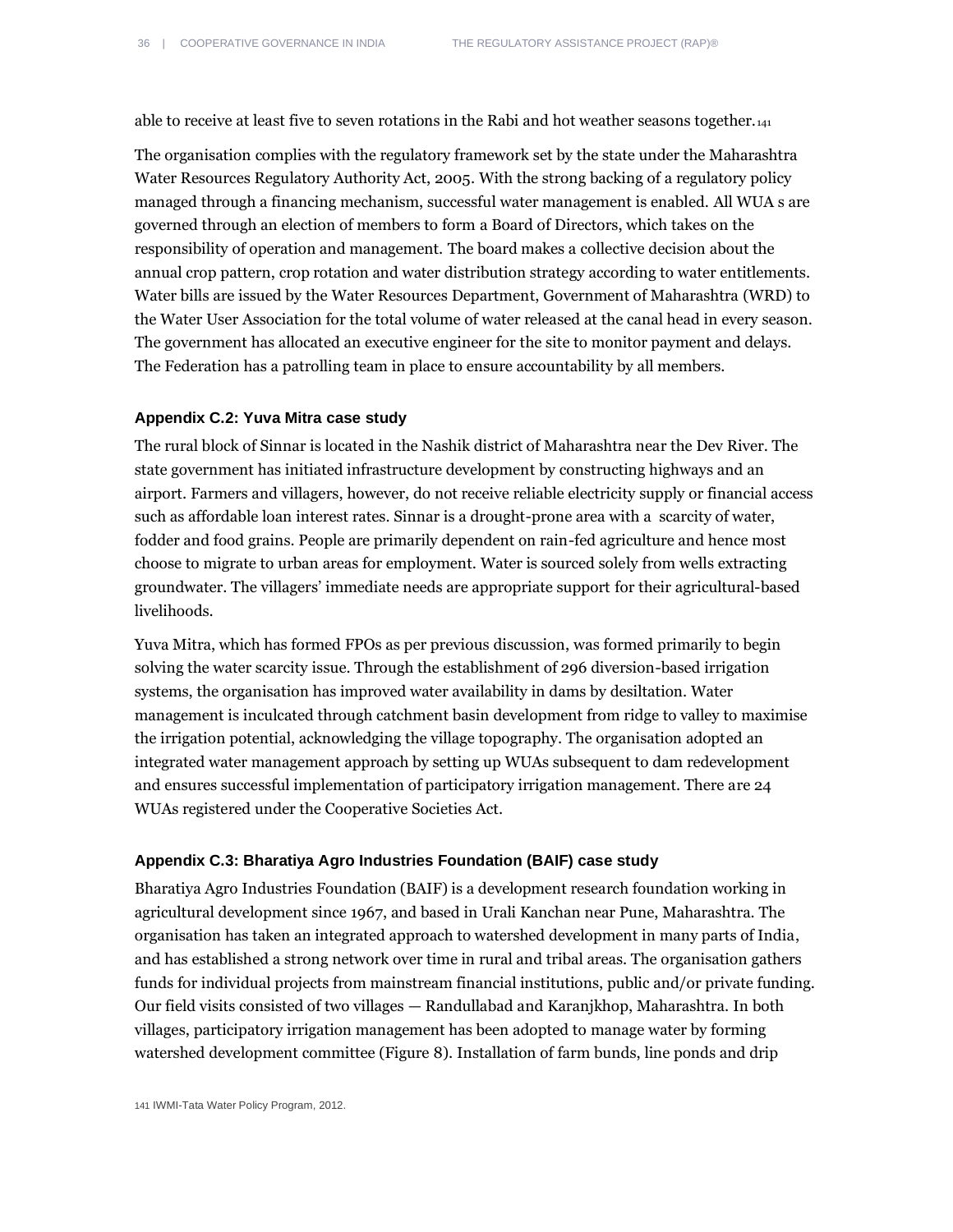able to receive at least five to seven rotations in the Rabi and hot weather seasons together.[141]

The organisation complies with the regulatory framework set by the state under the Maharashtra Water Resources Regulatory Authority Act, 2005. With the strong backing of a regulatory policy managed through a financing mechanism, successful water management is enabled. All WUA s are governed through an election of members to form a Board of Directors, which takes on the responsibility of operation and management. The board makes a collective decision about the annual crop pattern, crop rotation and water distribution strategy according to water entitlements. Water bills are issued by the Water Resources Department, Government of Maharashtra (WRD) to the Water User Association for the total volume of water released at the canal head in every season. The government has allocated an executive engineer for the site to monitor payment and delays. The Federation has a patrolling team in place to ensure accountability by all members.

### Appendix C.2: Yuva Mitra case study

The rural block of Sinnar is located in the Nashik district of Maharashtra near the Dev River. The state government has initiated infrastructure development by constructing highways and an airport. Farmers and villagers, however, do not receive reliable electricity supply or financial access such as affordable loan interest rates. Sinnar is a drought-prone area with a scarcity of water, fodder and food grains. People are primarily dependent on rain-fed agriculture and hence most choose to migrate to urban areas for employment. Water is sourced solely from wells extracting groundwater. The villagers' immediate needs are appropriate support for their agricultural-based livelihoods.

Yuva Mitra, which has formed FPOs as per previous discussion, was formed primarily to begin solving the water scarcity issue. Through the establishment of 296 diversion-based irrigation systems, the organisation has improved water availability in dams by desiltation. Water management is inculcated through catchment basin development from ridge to valley to maximise the irrigation potential, acknowledging the village topography. The organisation adopted an integrated water management approach by setting up WUAs subsequent to dam redevelopment and ensures successful implementation of participatory irrigation management. There are 24 WUAs registered under the Cooperative Societies Act.

### Appendix C.3: Bharatiya Agro Industries Foundation (BAIF) case study

Bharatiya Agro Industries Foundation (BAIF) is a development research foundation working in agricultural development since 1967, and based in Urali Kanchan near Pune, Maharashtra. The organisation has taken an integrated approach to watershed development in many parts of India, and has established a strong network over time in rural and tribal areas. The organisation gathers funds for individual projects from mainstream financial institutions, public and/or private funding. Our field visits consisted of two villages — Randullabad and Karanjkhop, Maharashtra. In both villages, participatory irrigation management has been adopted to manage water by forming watershed development committee (Figure 8). Installation of farm bunds, line ponds and drip

141 IWMI-Tata Water Policy Program, 2012.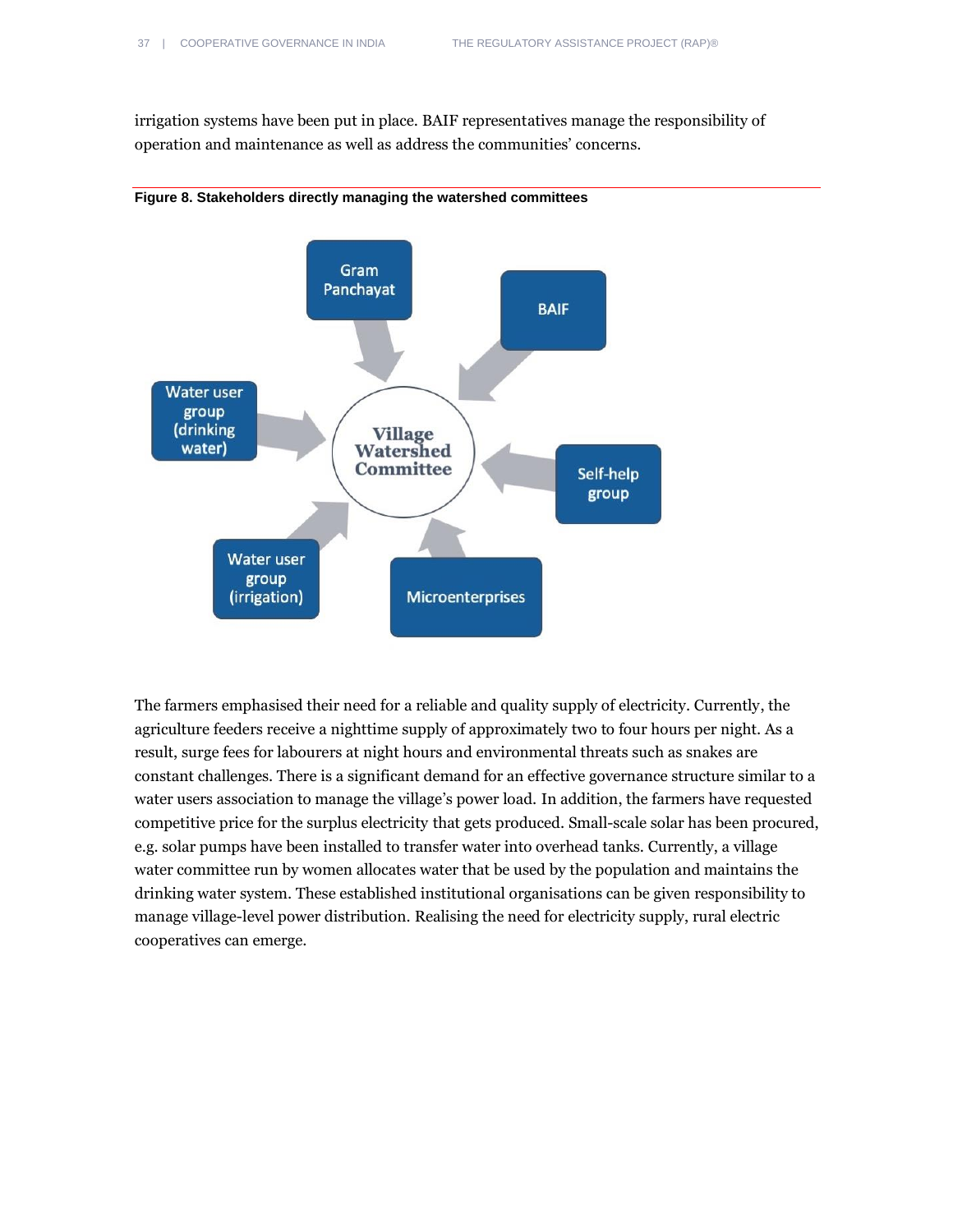irrigation systems have been put in place. BAIF representatives manage the responsibility of operation and maintenance as well as address the communities' concerns.

**Figure 8. Stakeholders directly managing the watershed committees**

The farmers emphasised their need for a reliable and quality supply of electricity. Currently, the agriculture feeders receive a nighttime supply of approximately two to four hours per night. As a result, surge fees for labourers at night hours and environmental threats such as snakes are constant challenges. There is a significant demand for an effective governance structure similar to a water users association to manage the village's power load. In addition, the farmers have requested competitive price for the surplus electricity that gets produced. Small-scale solar has been procured, e.g. solar pumps have been installed to transfer water into overhead tanks. Currently, a village water committee run by women allocates water that be used by the population and maintains the drinking water system. These established institutional organisations can be given responsibility to manage village-level power distribution. Realising the need for electricity supply, rural electric cooperatives can emerge.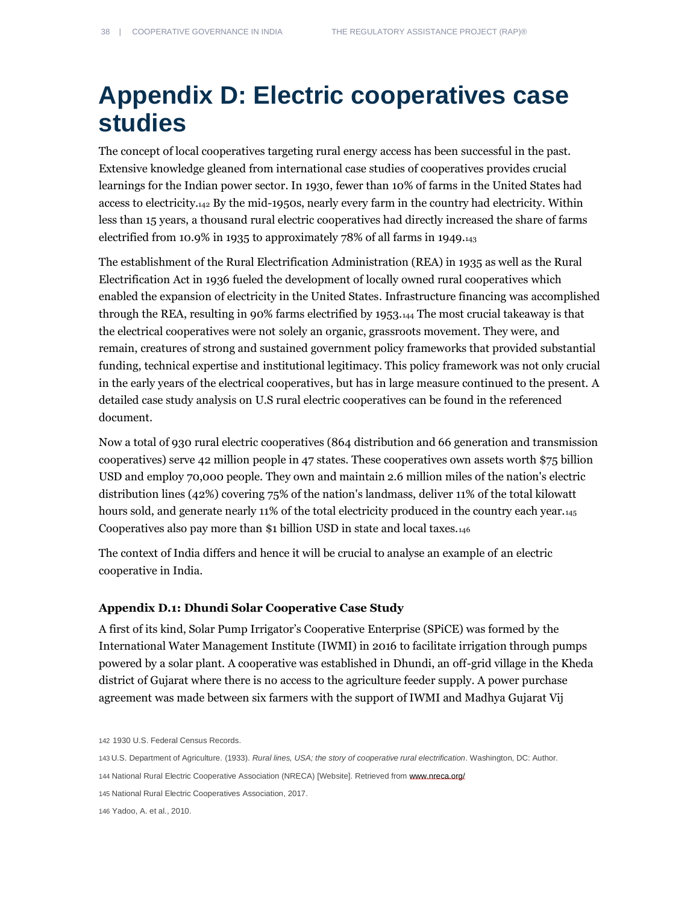# Appendix D: Electric cooperatives case studies

The concept of local cooperatives targeting rural energy access has been successful in the past. Extensive knowledge gleaned from international case studies of cooperatives provides crucial learnings for the Indian power sector. In 1930, fewer than 10% of farms in the United States had access to electricity.[142] By the mid-1950s, nearly every farm in the country had electricity. Within less than 15 years, a thousand rural electric cooperatives had directly increased the share of farms electrified from 10.9% in 1935 to approximately 78% of all farms in 1949.[143]

The establishment of the Rural Electrification Administration (REA) in 1935 as well as the Rural Electrification Act in 1936 fueled the development of locally owned rural cooperatives which enabled the expansion of electricity in the United States. Infrastructure financing was accomplished through the REA, resulting in 90% farms electrified by 1953.[144] The most crucial takeaway is that the electrical cooperatives were not solely an organic, grassroots movement. They were, and remain, creatures of strong and sustained government policy frameworks that provided substantial funding, technical expertise and institutional legitimacy. This policy framework was not only crucial in the early years of the electrical cooperatives, but has in large measure continued to the present. A detailed case study analysis on U.S rural electric cooperatives can be found in the referenced document.

Now a total of 930 rural electric cooperatives (864 distribution and 66 generation and transmission cooperatives) serve 42 million people in 47 states. These cooperatives own assets worth $75 billion USD and employ 70,000 people. They own and maintain 2.6 million miles of the nation's electric distribution lines (42%) covering 75% of the nation's landmass, deliver 11% of the total kilowatt hours sold, and generate nearly 11% of the total electricity produced in the country each year.[145] Cooperatives also pay more than $1 billion USD in state and local taxes.[146]

The context of India differs and hence it will be crucial to analyse an example of an electric cooperative in India.

### Appendix D.1: Dhundi Solar Cooperative Case Study

A first of its kind, Solar Pump Irrigator's Cooperative Enterprise (SPiCE) was formed by the International Water Management Institute (IWMI) in 2016 to facilitate irrigation through pumps powered by a solar plant. A cooperative was established in Dhundi, an off-grid village in the Kheda district of Gujarat where there is no access to the agriculture feeder supply. A power purchase agreement was made between six farmers with the support of IWMI and Madhya Gujarat Vij

---

142 1930 U.S. Federal Census Records.

143 U.S. Department of Agriculture. (1933). *Rural lines, USA; the story of cooperative rural electrification*. Washington, DC: Author.

144 National Rural Electric Cooperative Association (NRECA) [Website]. Retrieved from www.nreca.org/

145 National Rural Electric Cooperatives Association, 2017.

146 Yadoo, A. et al., 2010.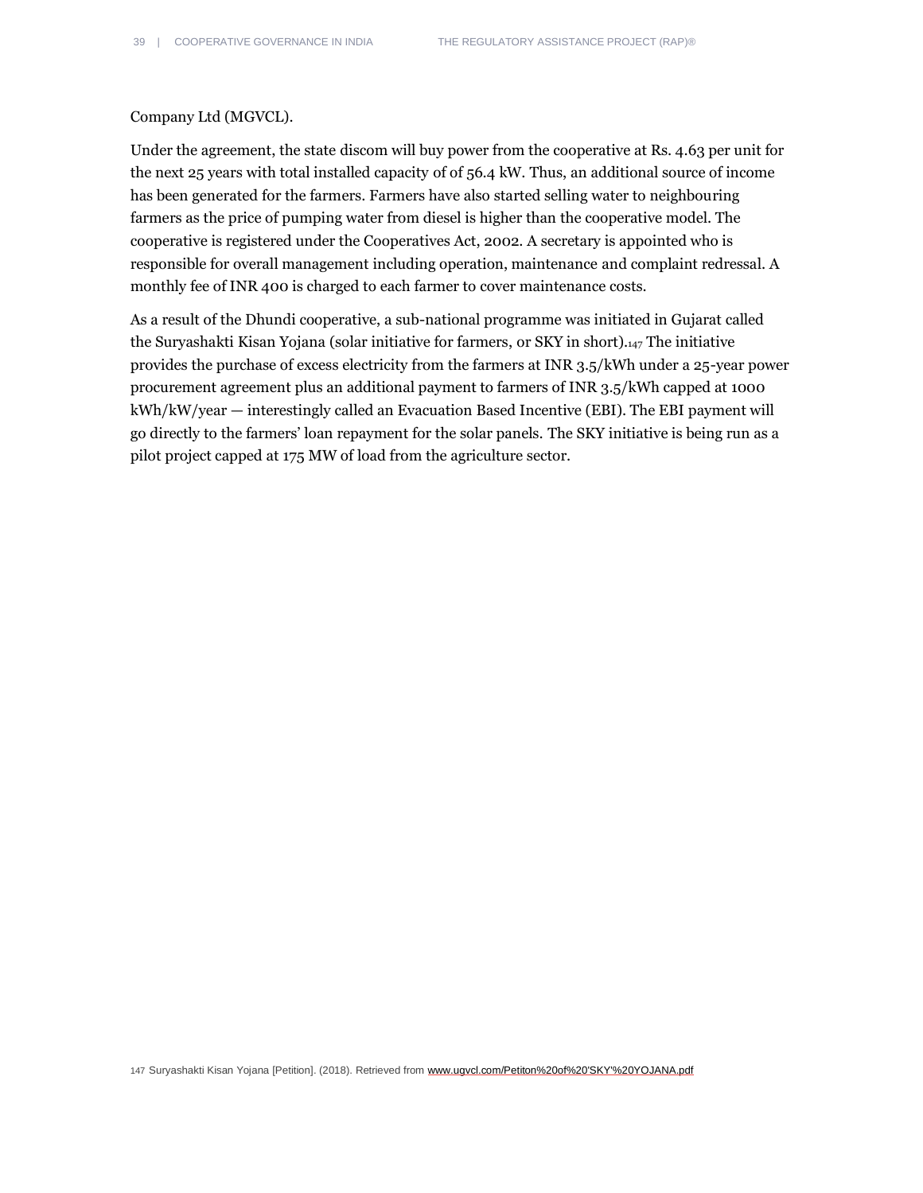Company Ltd (MGVCL).

Under the agreement, the state discom will buy power from the cooperative at Rs. 4.63 per unit for the next 25 years with total installed capacity of of 56.4 kW. Thus, an additional source of income has been generated for the farmers. Farmers have also started selling water to neighbouring farmers as the price of pumping water from diesel is higher than the cooperative model. The cooperative is registered under the Cooperatives Act, 2002. A secretary is appointed who is responsible for overall management including operation, maintenance and complaint redressal. A monthly fee of INR 400 is charged to each farmer to cover maintenance costs.

As a result of the Dhundi cooperative, a sub-national programme was initiated in Gujarat called the Suryashakti Kisan Yojana (solar initiative for farmers, or SKY in short).[147] The initiative provides the purchase of excess electricity from the farmers at INR 3.5/kWh under a 25-year power procurement agreement plus an additional payment to farmers of INR 3.5/kWh capped at 1000 kWh/kW/year — interestingly called an Evacuation Based Incentive (EBI). The EBI payment will go directly to the farmers' loan repayment for the solar panels. The SKY initiative is being run as a pilot project capped at 175 MW of load from the agriculture sector.

147 Suryashakti Kisan Yojana [Petition]. (2018). Retrieved from www.ugvcl.com/Petiton%20of%20'SKY'%20YOJANA.pdf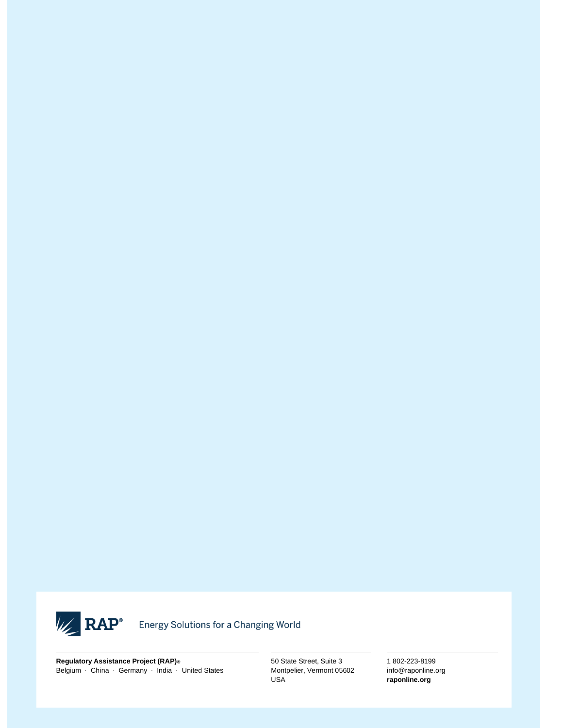RAP® Energy Solutions for a Changing World

**Regulatory Assistance Project (RAP)®**
Belgium · China · Germany · India · United States

50 State Street, Suite 3
Montpelier, Vermont 05602
USA

1 802-223-8199
info@raponline.org
**raponline.org**